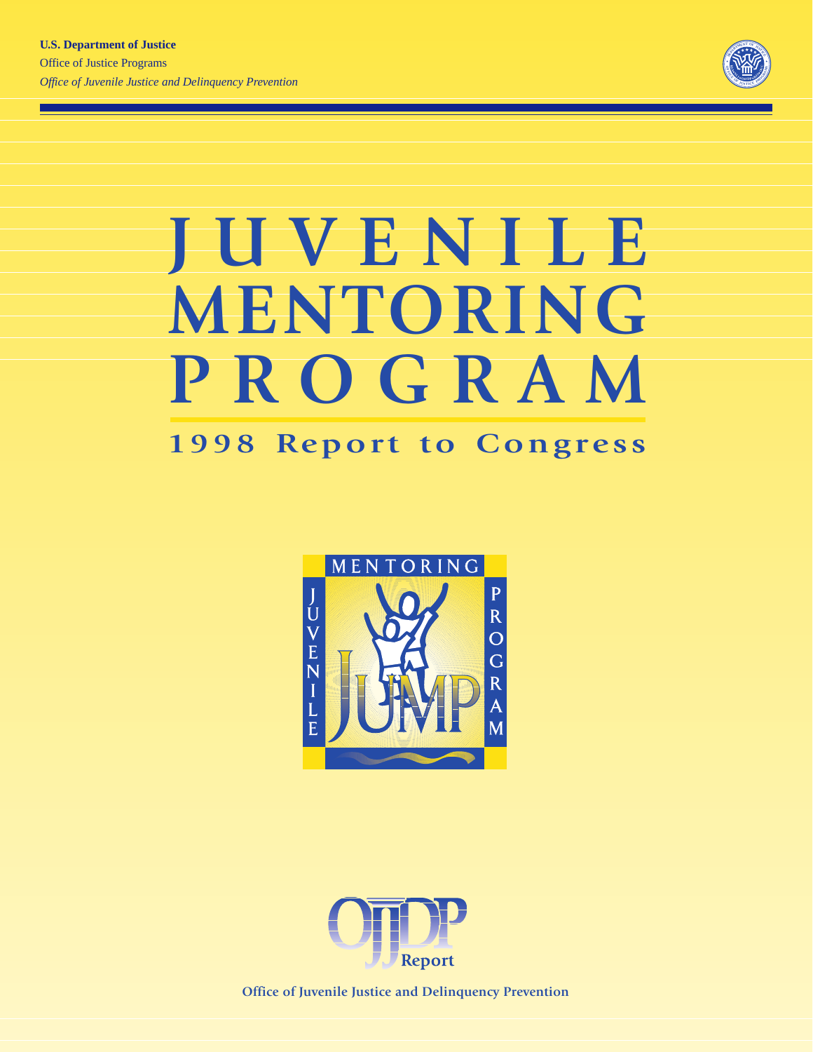**U.S. Department of Justice**

Office of Justice Programps

*Office of Juvenile Justice and Delinquency Prevention*

# JUVENILE MENTORING PROGRAM

## 1998 Report to Congress

MENTORING JUVENILE PROGRAM JUMP

OJJDP Report

Office of Juvenile Justice and Delinquency Prevention

**U.S. Department of Justice**

Office of Justice Programs

*Office of Juvenile Justice and Delinquency Prevention*

# JUVENILE MENTORING PROGRAM

## 1998 Report to Congress

MENTORING JUVENILE PROGRAM JUMP

OJJDP Report

Office of Juvenile Justice and Delinquency Prevention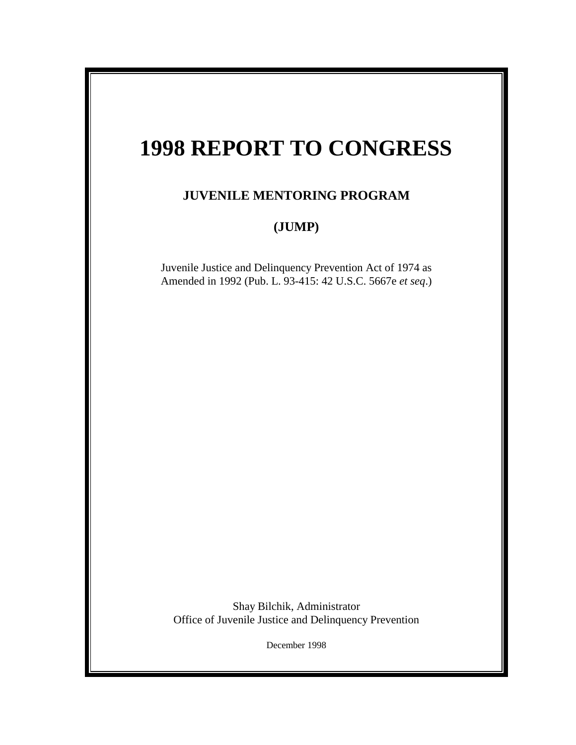# 1998 REPORT TO CONGRESS

## JUVENILE MENTORING PROGRAM

## (JUMP)

Juvenile Justice and Delinquency Prevention Act of 1974 as Amended in 1992 (Pub. L. 93-415: 42 U.S.C. 5667e *et seq*.)

Shay Bilchik, Administrator
Office of Juvenile Justice and Delinquency Prevention

December 1998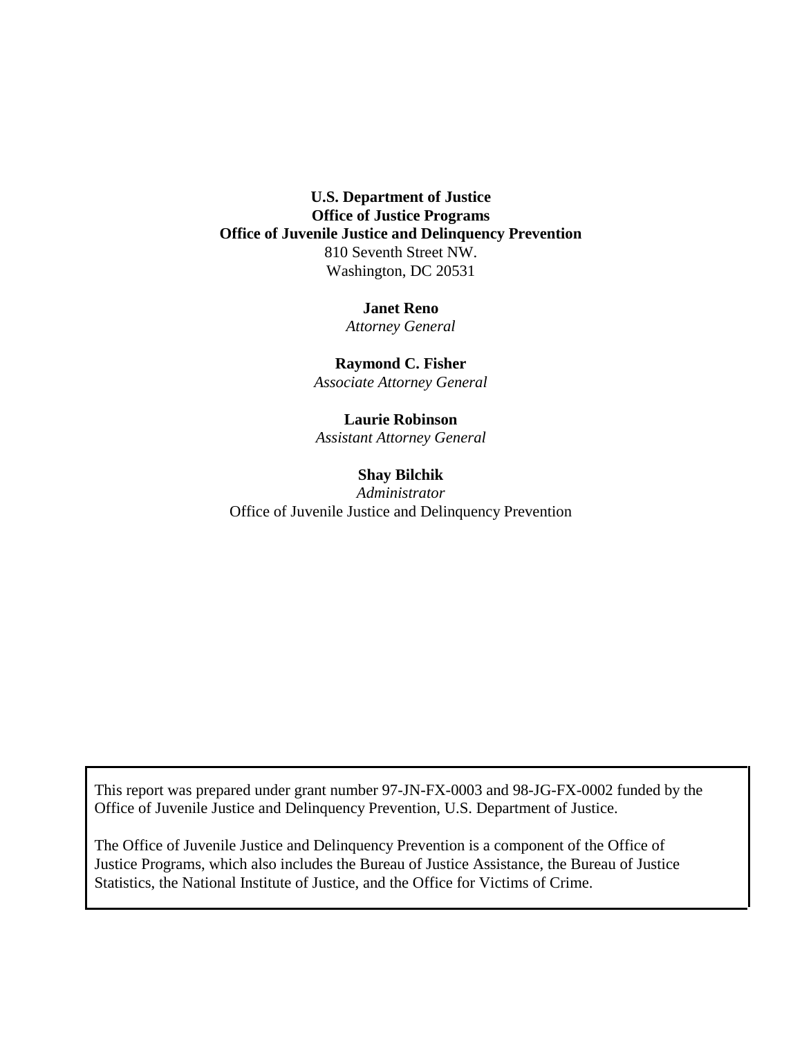**U.S. Department of Justice**
**Office of Justice Programs**
**Office of Juvenile Justice and Delinquency Prevention**
810 Seventh Street NW.
Washington, DC 20531

**Janet Reno**
*Attorney General*

**Raymond C. Fisher**
*Associate Attorney General*

**Laurie Robinson**
*Assistant Attorney General*

**Shay Bilchik**
*Administrator*
Office of Juvenile Justice and Delinquency Prevention

This report was prepared under grant number 97-JN-FX-0003 and 98-JG-FX-0002 funded by the Office of Juvenile Justice and Delinquency Prevention, U.S. Department of Justice.

The Office of Juvenile Justice and Delinquency Prevention is a component of the Office of Justice Programs, which also includes the Bureau of Justice Assistance, the Bureau of Justice Statistics, the National Institute of Justice, and the Office for Victims of Crime.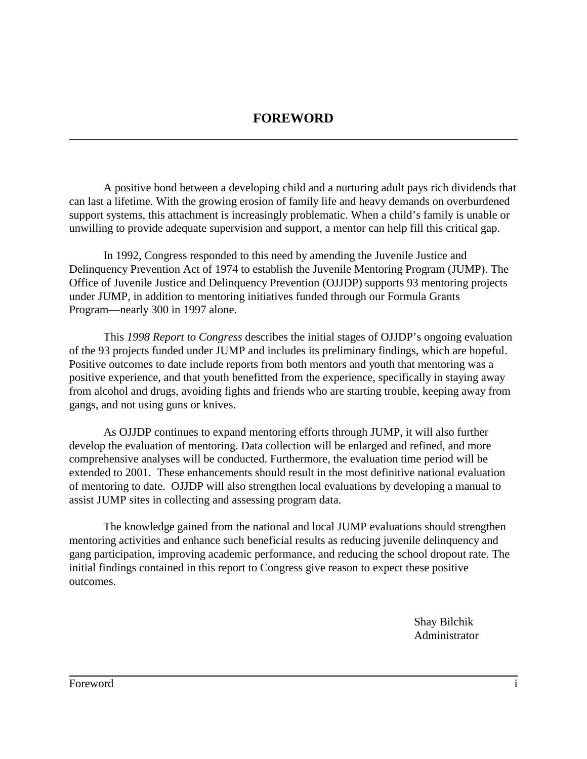# FOREWORD

A positive bond between a developing child and a nurturing adult pays rich dividends that can last a lifetime. With the growing erosion of family life and heavy demands on overburdened support systems, this attachment is increasingly problematic. When a child's family is unable or unwilling to provide adequate supervision and support, a mentor can help fill this critical gap.

In 1992, Congress responded to this need by amending the Juvenile Justice and Delinquency Prevention Act of 1974 to establish the Juvenile Mentoring Program (JUMP). The Office of Juvenile Justice and Delinquency Prevention (OJJDP) supports 93 mentoring projects under JUMP, in addition to mentoring initiatives funded through our Formula Grants Program—nearly 300 in 1997 alone.

This *1998 Report to Congress* describes the initial stages of OJJDP's ongoing evaluation of the 93 projects funded under JUMP and includes its preliminary findings, which are hopeful. Positive outcomes to date include reports from both mentors and youth that mentoring was a positive experience, and that youth benefitted from the experience, specifically in staying away from alcohol and drugs, avoiding fights and friends who are starting trouble, keeping away from gangs, and not using guns or knives.

As OJJDP continues to expand mentoring efforts through JUMP, it will also further develop the evaluation of mentoring. Data collection will be enlarged and refined, and more comprehensive analyses will be conducted. Furthermore, the evaluation time period will be extended to 2001. These enhancements should result in the most definitive national evaluation of mentoring to date. OJJDP will also strengthen local evaluations by developing a manual to assist JUMP sites in collecting and assessing program data.

The knowledge gained from the national and local JUMP evaluations should strengthen mentoring activities and enhance such beneficial results as reducing juvenile delinquency and gang participation, improving academic performance, and reducing the school dropout rate. The initial findings contained in this report to Congress give reason to expect these positive outcomes.

Shay Bilchik
Administrator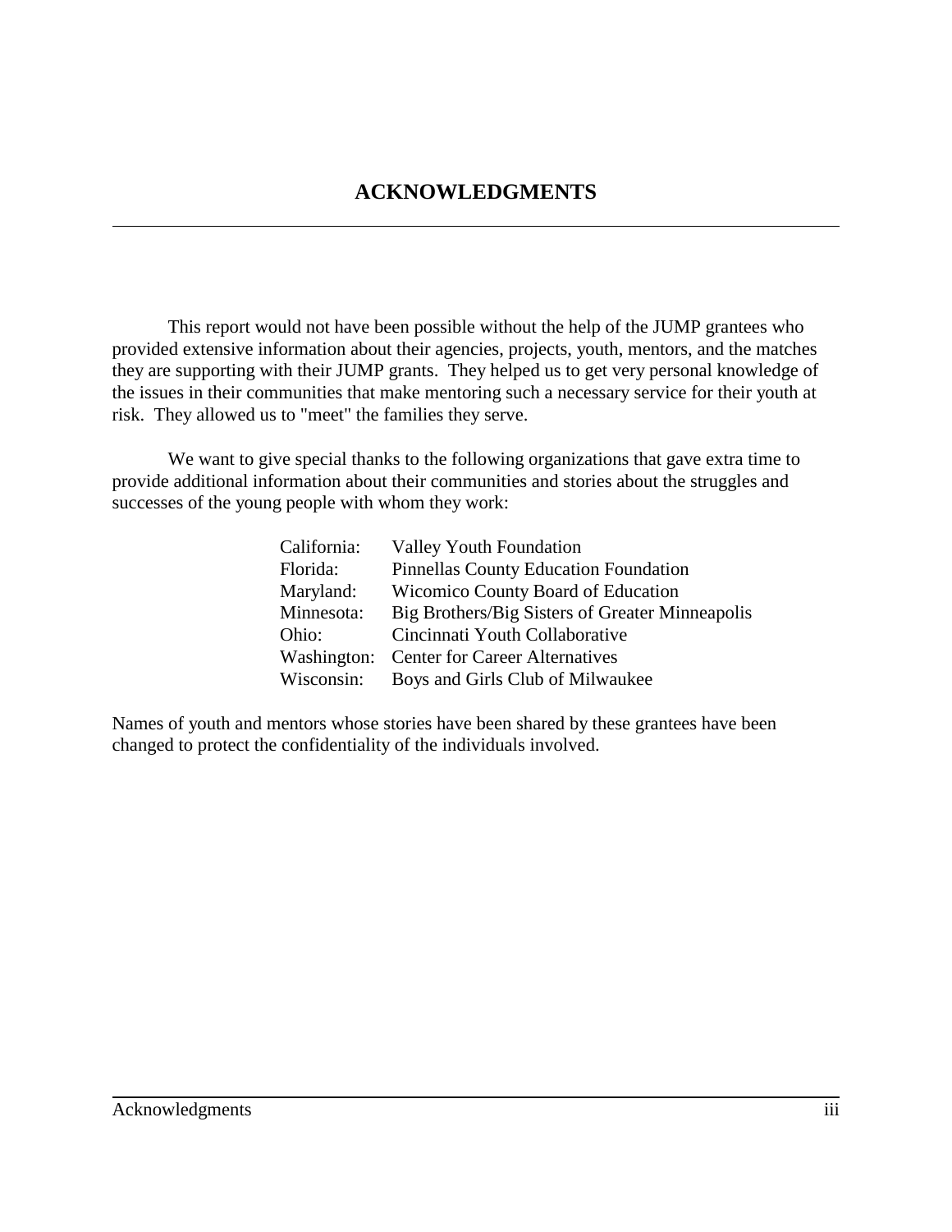# ACKNOWLEDGMENTS

This report would not have been possible without the help of the JUMP grantees who provided extensive information about their agencies, projects, youth, mentors, and the matches they are supporting with their JUMP grants. They helped us to get very personal knowledge of the issues in their communities that make mentoring such a necessary service for their youth at risk. They allowed us to "meet" the families they serve.

We want to give special thanks to the following organizations that gave extra time to provide additional information about their communities and stories about the struggles and successes of the young people with whom they work:

| | |
|---|---|
| California: | Valley Youth Foundation |
| Florida: | Pinnellas County Education Foundation |
| Maryland: | Wicomico County Board of Education |
| Minnesota: | Big Brothers/Big Sisters of Greater Minneapolis |
| Ohio: | Cincinnati Youth Collaborative |
| Washington: | Center for Career Alternatives |
| Wisconsin: | Boys and Girls Club of Milwaukee |

Names of youth and mentors whose stories have been shared by these grantees have been changed to protect the confidentiality of the individuals involved.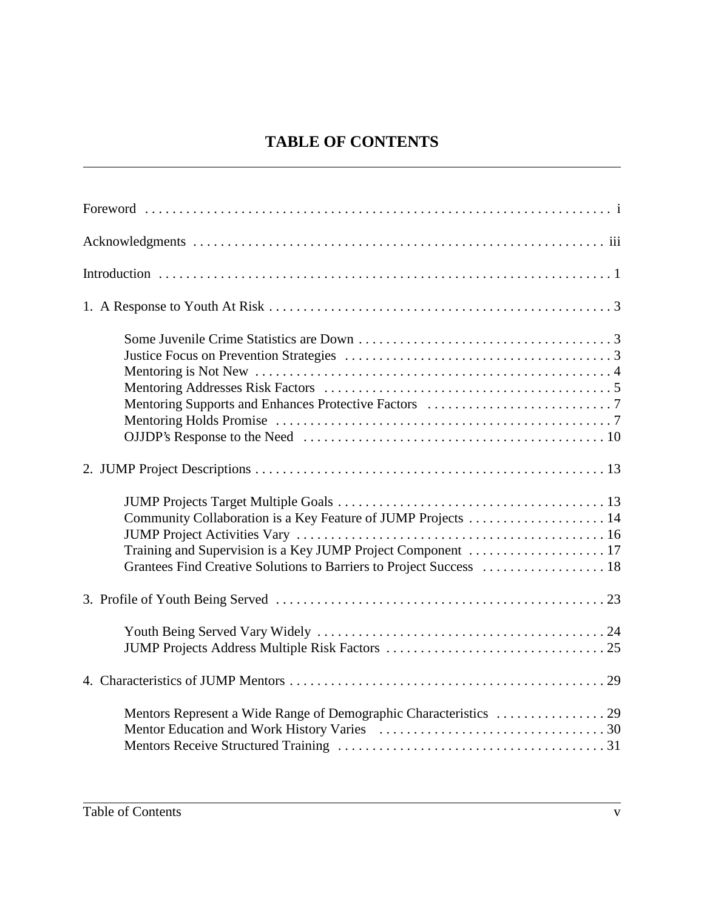# TABLE OF CONTENTS

Foreword . . . . . . . . . . . . . . . . . . . . . . . . . . . . . . . . . . . . . . . . . . . . . . . . . . . . . . . . . . . . . . . . . . i

Acknowledgments . . . . . . . . . . . . . . . . . . . . . . . . . . . . . . . . . . . . . . . . . . . . . . . . . . . . . . . . . . . . . iii

Introduction . . . . . . . . . . . . . . . . . . . . . . . . . . . . . . . . . . . . . . . . . . . . . . . . . . . . . . . . . . . . . . . . . 1

1. A Response to Youth At Risk . . . . . . . . . . . . . . . . . . . . . . . . . . . . . . . . . . . . . . . . . . . . . . . . . . . 3

- Some Juvenile Crime Statistics are Down . . . . . . . . . . . . . . . . . . . . . . . . . . . . . . . . . . . . . . 3
- Justice Focus on Prevention Strategies . . . . . . . . . . . . . . . . . . . . . . . . . . . . . . . . . . . . . . . . 3
- Mentoring is Not New . . . . . . . . . . . . . . . . . . . . . . . . . . . . . . . . . . . . . . . . . . . . . . . . . . . . . 4
- Mentoring Addresses Risk Factors . . . . . . . . . . . . . . . . . . . . . . . . . . . . . . . . . . . . . . . . . . . 5
- Mentoring Supports and Enhances Protective Factors . . . . . . . . . . . . . . . . . . . . . . . . . . . . 7
- Mentoring Holds Promise . . . . . . . . . . . . . . . . . . . . . . . . . . . . . . . . . . . . . . . . . . . . . . . . . . 7
- OJJDP's Response to the Need . . . . . . . . . . . . . . . . . . . . . . . . . . . . . . . . . . . . . . . . . . . . . 10

2. JUMP Project Descriptions . . . . . . . . . . . . . . . . . . . . . . . . . . . . . . . . . . . . . . . . . . . . . . . . . . . 13

- JUMP Projects Target Multiple Goals . . . . . . . . . . . . . . . . . . . . . . . . . . . . . . . . . . . . . . . 13
- Community Collaboration is a Key Feature of JUMP Projects . . . . . . . . . . . . . . . . . . . . 14
- JUMP Project Activities Vary . . . . . . . . . . . . . . . . . . . . . . . . . . . . . . . . . . . . . . . . . . . . . 16
- Training and Supervision is a Key JUMP Project Component . . . . . . . . . . . . . . . . . . . . 17
- Grantees Find Creative Solutions to Barriers to Project Success . . . . . . . . . . . . . . . . . . 18

3. Profile of Youth Being Served . . . . . . . . . . . . . . . . . . . . . . . . . . . . . . . . . . . . . . . . . . . . . . . . . 23

- Youth Being Served Vary Widely . . . . . . . . . . . . . . . . . . . . . . . . . . . . . . . . . . . . . . . . . . . 24
- JUMP Projects Address Multiple Risk Factors . . . . . . . . . . . . . . . . . . . . . . . . . . . . . . . . . 25

4. Characteristics of JUMP Mentors . . . . . . . . . . . . . . . . . . . . . . . . . . . . . . . . . . . . . . . . . . . . . . . 29

- Mentors Represent a Wide Range of Demographic Characteristics . . . . . . . . . . . . . . . . 29
- Mentor Education and Work History Varies . . . . . . . . . . . . . . . . . . . . . . . . . . . . . . . . . . 30
- Mentors Receive Structured Training . . . . . . . . . . . . . . . . . . . . . . . . . . . . . . . . . . . . . . . 31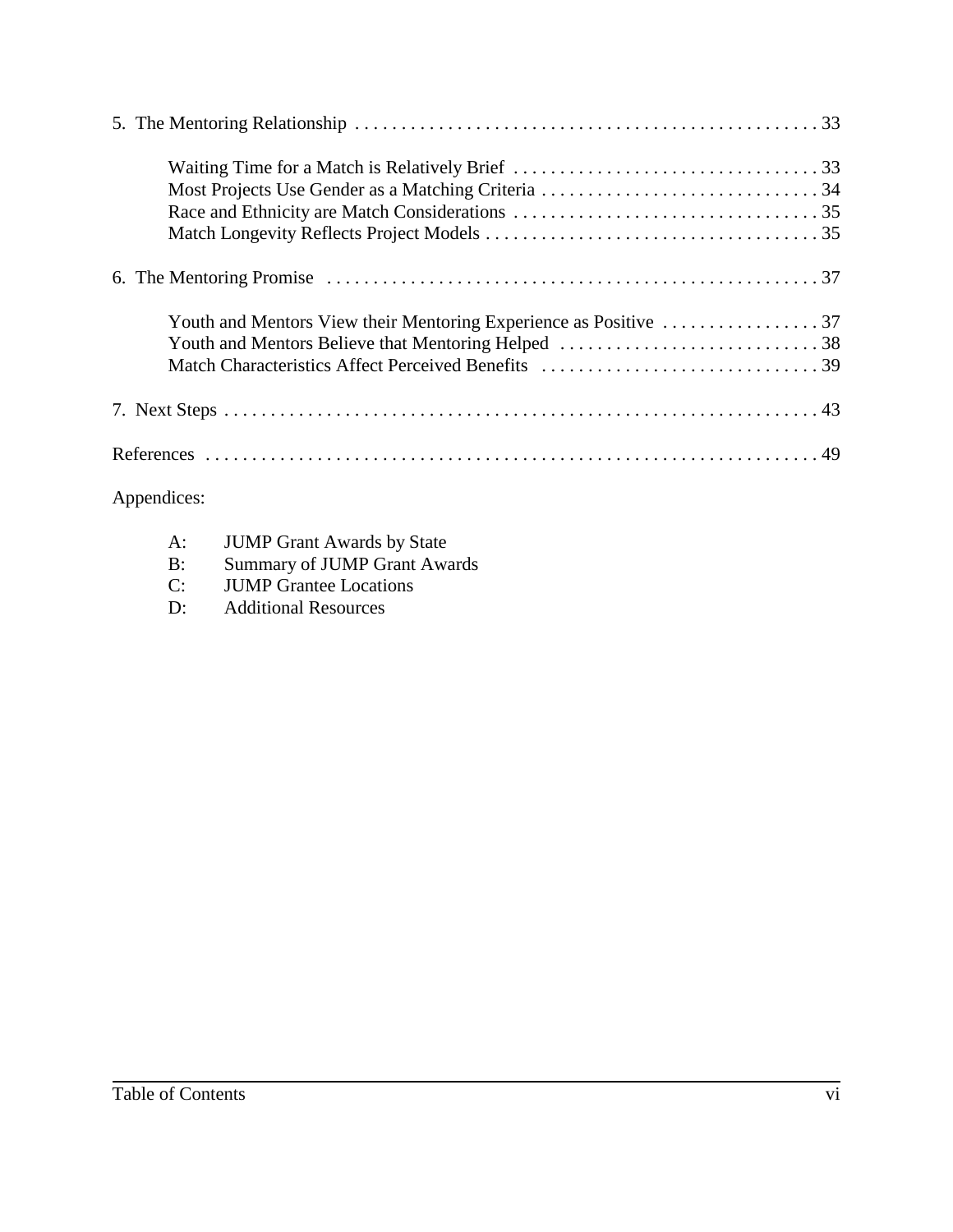5. The Mentoring Relationship . . . . . . . . . . . . . . . . . . . . . . . . . . . . . . . . . . . . . . . . . . . . . . . . . . 33

- Waiting Time for a Match is Relatively Brief . . . . . . . . . . . . . . . . . . . . . . . . . . . . . . . . . 33
- Most Projects Use Gender as a Matching Criteria . . . . . . . . . . . . . . . . . . . . . . . . . . . . . . 34
- Race and Ethnicity are Match Considerations . . . . . . . . . . . . . . . . . . . . . . . . . . . . . . . . 35
- Match Longevity Reflects Project Models . . . . . . . . . . . . . . . . . . . . . . . . . . . . . . . . . . . . 35

6. The Mentoring Promise . . . . . . . . . . . . . . . . . . . . . . . . . . . . . . . . . . . . . . . . . . . . . . . . . . . . . 37

- Youth and Mentors View their Mentoring Experience as Positive . . . . . . . . . . . . . . . . . 37
- Youth and Mentors Believe that Mentoring Helped . . . . . . . . . . . . . . . . . . . . . . . . . . . . 38
- Match Characteristics Affect Perceived Benefits . . . . . . . . . . . . . . . . . . . . . . . . . . . . . . 39

7. Next Steps . . . . . . . . . . . . . . . . . . . . . . . . . . . . . . . . . . . . . . . . . . . . . . . . . . . . . . . . . . . . . . . . 43

References . . . . . . . . . . . . . . . . . . . . . . . . . . . . . . . . . . . . . . . . . . . . . . . . . . . . . . . . . . . . . . . . . 49

Appendices:

- A: JUMP Grant Awards by State
- B: Summary of JUMP Grant Awards
- C: JUMP Grantee Locations
- D: Additional Resources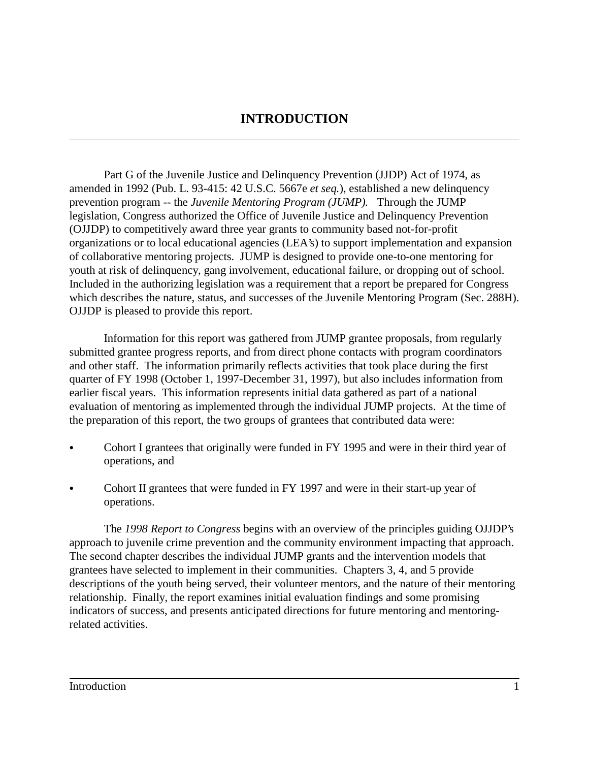# INTRODUCTION

Part G of the Juvenile Justice and Delinquency Prevention (JJDP) Act of 1974, as amended in 1992 (Pub. L. 93-415: 42 U.S.C. 5667e *et seq.*), established a new delinquency prevention program -- the *Juvenile Mentoring Program (JUMP).* Through the JUMP legislation, Congress authorized the Office of Juvenile Justice and Delinquency Prevention (OJJDP) to competitively award three year grants to community based not-for-profit organizations or to local educational agencies (LEA's) to support implementation and expansion of collaborative mentoring projects. JUMP is designed to provide one-to-one mentoring for youth at risk of delinquency, gang involvement, educational failure, or dropping out of school. Included in the authorizing legislation was a requirement that a report be prepared for Congress which describes the nature, status, and successes of the Juvenile Mentoring Program (Sec. 288H). OJJDP is pleased to provide this report.

Information for this report was gathered from JUMP grantee proposals, from regularly submitted grantee progress reports, and from direct phone contacts with program coordinators and other staff. The information primarily reflects activities that took place during the first quarter of FY 1998 (October 1, 1997-December 31, 1997), but also includes information from earlier fiscal years. This information represents initial data gathered as part of a national evaluation of mentoring as implemented through the individual JUMP projects. At the time of the preparation of this report, the two groups of grantees that contributed data were:

- Cohort I grantees that originally were funded in FY 1995 and were in their third year of operations, and
- Cohort II grantees that were funded in FY 1997 and were in their start-up year of operations.

The *1998 Report to Congress* begins with an overview of the principles guiding OJJDP's approach to juvenile crime prevention and the community environment impacting that approach. The second chapter describes the individual JUMP grants and the intervention models that grantees have selected to implement in their communities. Chapters 3, 4, and 5 provide descriptions of the youth being served, their volunteer mentors, and the nature of their mentoring relationship. Finally, the report examines initial evaluation findings and some promising indicators of success, and presents anticipated directions for future mentoring and mentoring-related activities.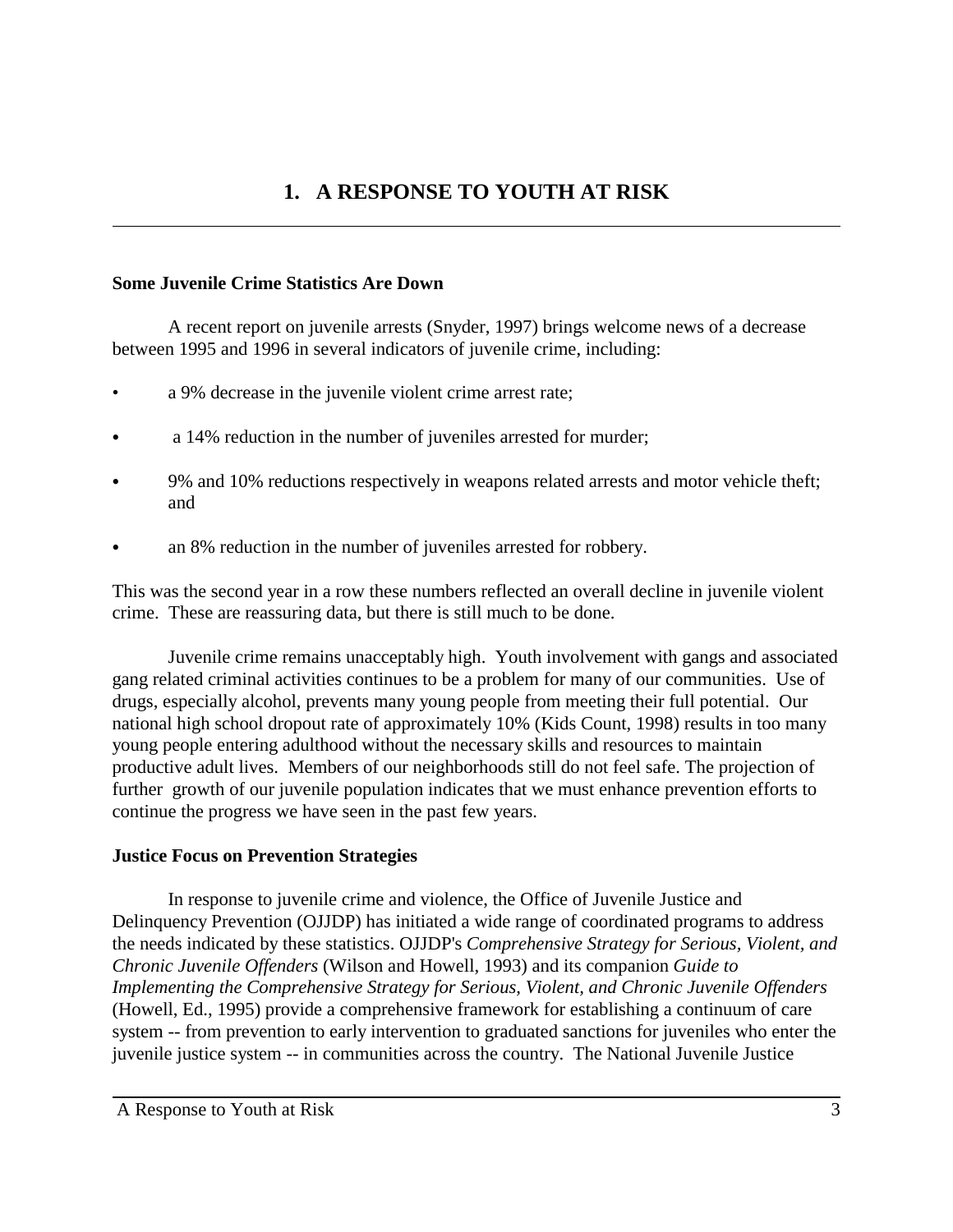# 1. A RESPONSE TO YOUTH AT RISK

**Some Juvenile Crime Statistics Are Down**

A recent report on juvenile arrests (Snyder, 1997) brings welcome news of a decrease between 1995 and 1996 in several indicators of juvenile crime, including:

- a 9% decrease in the juvenile violent crime arrest rate;
- a 14% reduction in the number of juveniles arrested for murder;
- 9% and 10% reductions respectively in weapons related arrests and motor vehicle theft; and
- an 8% reduction in the number of juveniles arrested for robbery.

This was the second year in a row these numbers reflected an overall decline in juvenile violent crime. These are reassuring data, but there is still much to be done.

Juvenile crime remains unacceptably high. Youth involvement with gangs and associated gang related criminal activities continues to be a problem for many of our communities. Use of drugs, especially alcohol, prevents many young people from meeting their full potential. Our national high school dropout rate of approximately 10% (Kids Count, 1998) results in too many young people entering adulthood without the necessary skills and resources to maintain productive adult lives. Members of our neighborhoods still do not feel safe. The projection of further growth of our juvenile population indicates that we must enhance prevention efforts to continue the progress we have seen in the past few years.

**Justice Focus on Prevention Strategies**

In response to juvenile crime and violence, the Office of Juvenile Justice and Delinquency Prevention (OJJDP) has initiated a wide range of coordinated programs to address the needs indicated by these statistics. OJJDP's *Comprehensive Strategy for Serious, Violent, and Chronic Juvenile Offenders* (Wilson and Howell, 1993) and its companion *Guide to Implementing the Comprehensive Strategy for Serious, Violent, and Chronic Juvenile Offenders* (Howell, Ed., 1995) provide a comprehensive framework for establishing a continuum of care system -- from prevention to early intervention to graduated sanctions for juveniles who enter the juvenile justice system -- in communities across the country. The National Juvenile Justice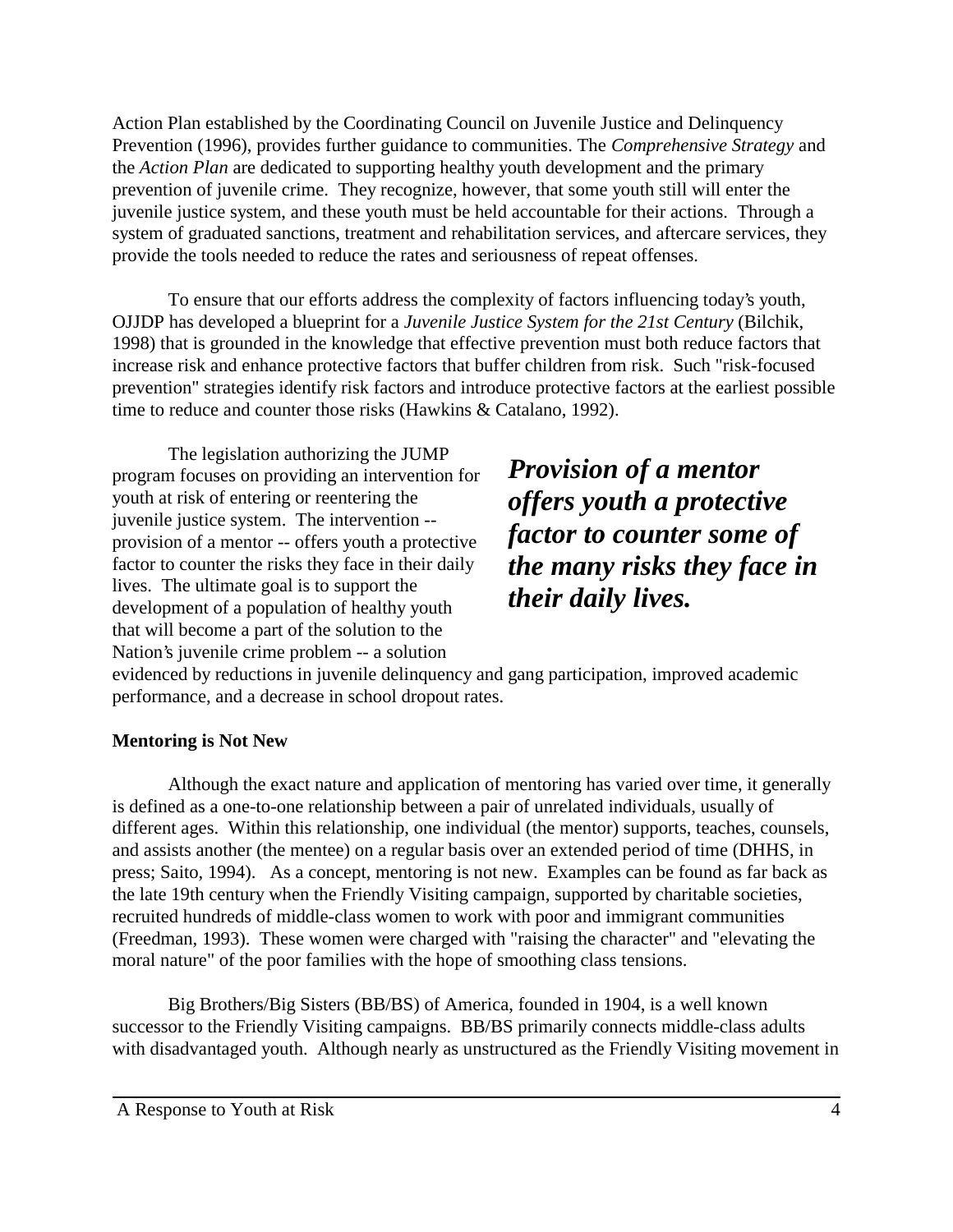Action Plan established by the Coordinating Council on Juvenile Justice and Delinquency Prevention (1996), provides further guidance to communities. The *Comprehensive Strategy* and the *Action Plan* are dedicated to supporting healthy youth development and the primary prevention of juvenile crime. They recognize, however, that some youth still will enter the juvenile justice system, and these youth must be held accountable for their actions. Through a system of graduated sanctions, treatment and rehabilitation services, and aftercare services, they provide the tools needed to reduce the rates and seriousness of repeat offenses.

To ensure that our efforts address the complexity of factors influencing today's youth, OJJDP has developed a blueprint for a *Juvenile Justice System for the 21st Century* (Bilchik, 1998) that is grounded in the knowledge that effective prevention must both reduce factors that increase risk and enhance protective factors that buffer children from risk. Such "risk-focused prevention" strategies identify risk factors and introduce protective factors at the earliest possible time to reduce and counter those risks (Hawkins & Catalano, 1992).

The legislation authorizing the JUMP program focuses on providing an intervention for youth at risk of entering or reentering the juvenile justice system. The intervention -- provision of a mentor -- offers youth a protective factor to counter the risks they face in their daily lives. The ultimate goal is to support the development of a population of healthy youth that will become a part of the solution to the Nation's juvenile crime problem -- a solution evidenced by reductions in juvenile delinquency and gang participation, improved academic performance, and a decrease in school dropout rates.

***Provision of a mentor offers youth a protective factor to counter some of the many risks they face in their daily lives.***

**Mentoring is Not New**

Although the exact nature and application of mentoring has varied over time, it generally is defined as a one-to-one relationship between a pair of unrelated individuals, usually of different ages. Within this relationship, one individual (the mentor) supports, teaches, counsels, and assists another (the mentee) on a regular basis over an extended period of time (DHHS, in press; Saito, 1994). As a concept, mentoring is not new. Examples can be found as far back as the late 19th century when the Friendly Visiting campaign, supported by charitable societies, recruited hundreds of middle-class women to work with poor and immigrant communities (Freedman, 1993). These women were charged with "raising the character" and "elevating the moral nature" of the poor families with the hope of smoothing class tensions.

Big Brothers/Big Sisters (BB/BS) of America, founded in 1904, is a well known successor to the Friendly Visiting campaigns. BB/BS primarily connects middle-class adults with disadvantaged youth. Although nearly as unstructured as the Friendly Visiting movement in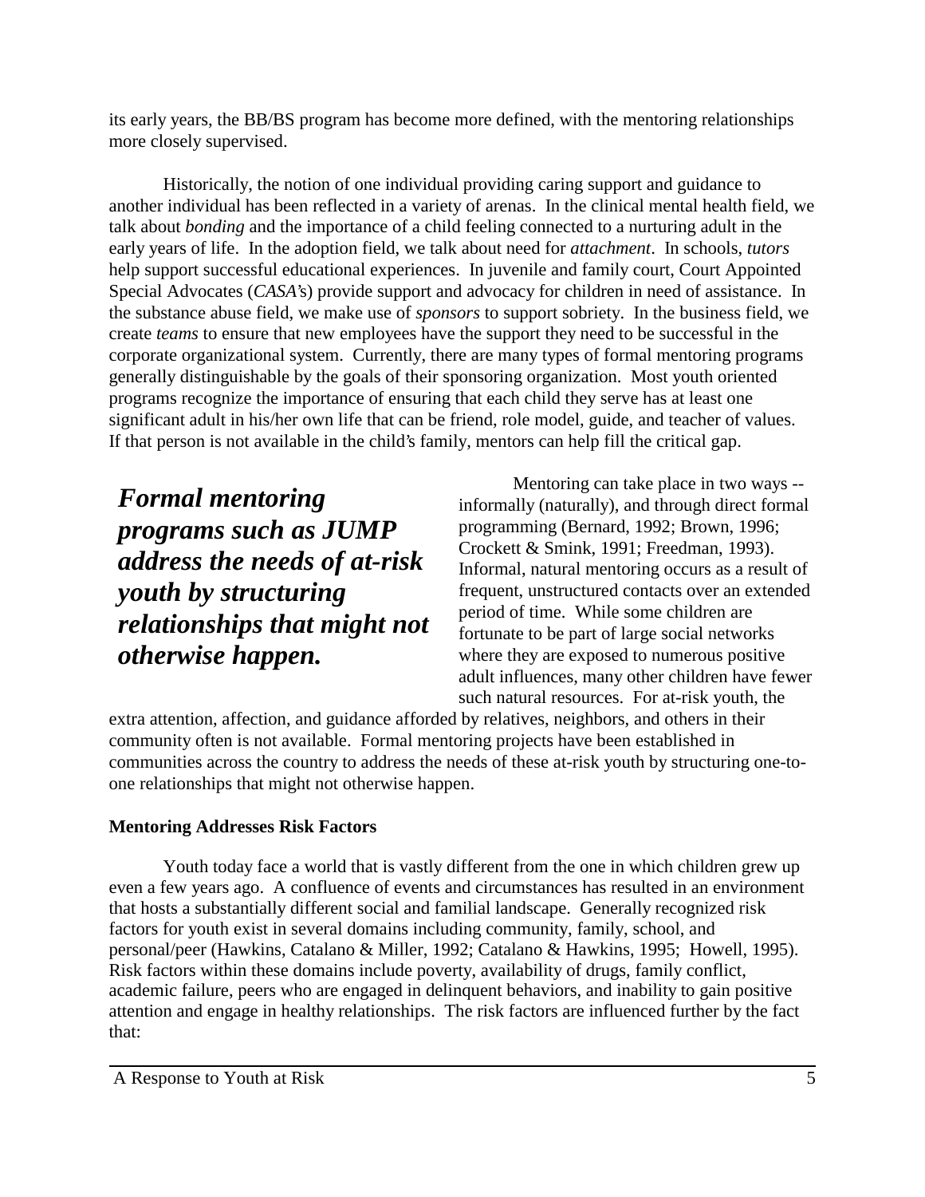its early years, the BB/BS program has become more defined, with the mentoring relationships more closely supervised.

Historically, the notion of one individual providing caring support and guidance to another individual has been reflected in a variety of arenas. In the clinical mental health field, we talk about *bonding* and the importance of a child feeling connected to a nurturing adult in the early years of life. In the adoption field, we talk about need for *attachment*. In schools, *tutors* help support successful educational experiences. In juvenile and family court, Court Appointed Special Advocates (*CASA's*) provide support and advocacy for children in need of assistance. In the substance abuse field, we make use of *sponsors* to support sobriety. In the business field, we create *teams* to ensure that new employees have the support they need to be successful in the corporate organizational system. Currently, there are many types of formal mentoring programs generally distinguishable by the goals of their sponsoring organization. Most youth oriented programs recognize the importance of ensuring that each child they serve has at least one significant adult in his/her own life that can be friend, role model, guide, and teacher of values. If that person is not available in the child's family, mentors can help fill the critical gap.

***Formal mentoring programs such as JUMP address the needs of at-risk youth by structuring relationships that might not otherwise happen.***

Mentoring can take place in two ways -- informally (naturally), and through direct formal programming (Bernard, 1992; Brown, 1996; Crockett & Smink, 1991; Freedman, 1993). Informal, natural mentoring occurs as a result of frequent, unstructured contacts over an extended period of time. While some children are fortunate to be part of large social networks where they are exposed to numerous positive adult influences, many other children have fewer such natural resources. For at-risk youth, the extra attention, affection, and guidance afforded by relatives, neighbors, and others in their community often is not available. Formal mentoring projects have been established in communities across the country to address the needs of these at-risk youth by structuring one-to-one relationships that might not otherwise happen.

**Mentoring Addresses Risk Factors**

Youth today face a world that is vastly different from the one in which children grew up even a few years ago. A confluence of events and circumstances has resulted in an environment that hosts a substantially different social and familial landscape. Generally recognized risk factors for youth exist in several domains including community, family, school, and personal/peer (Hawkins, Catalano & Miller, 1992; Catalano & Hawkins, 1995; Howell, 1995). Risk factors within these domains include poverty, availability of drugs, family conflict, academic failure, peers who are engaged in delinquent behaviors, and inability to gain positive attention and engage in healthy relationships. The risk factors are influenced further by the fact that: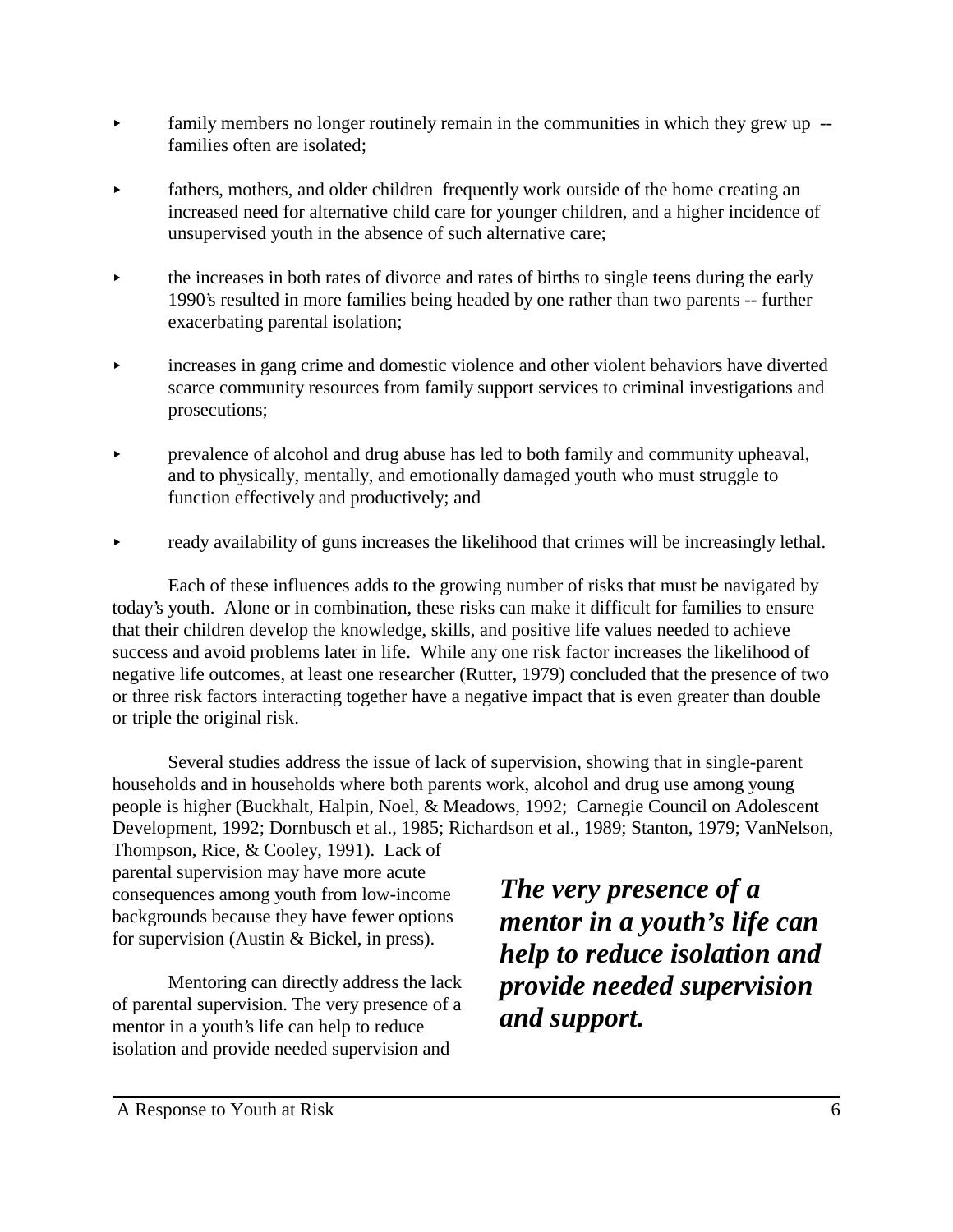- family members no longer routinely remain in the communities in which they grew up -- families often are isolated;
- fathers, mothers, and older children frequently work outside of the home creating an increased need for alternative child care for younger children, and a higher incidence of unsupervised youth in the absence of such alternative care;
- the increases in both rates of divorce and rates of births to single teens during the early 1990's resulted in more families being headed by one rather than two parents -- further exacerbating parental isolation;
- increases in gang crime and domestic violence and other violent behaviors have diverted scarce community resources from family support services to criminal investigations and prosecutions;
- prevalence of alcohol and drug abuse has led to both family and community upheaval, and to physically, mentally, and emotionally damaged youth who must struggle to function effectively and productively; and
- ready availability of guns increases the likelihood that crimes will be increasingly lethal.

Each of these influences adds to the growing number of risks that must be navigated by today's youth. Alone or in combination, these risks can make it difficult for families to ensure that their children develop the knowledge, skills, and positive life values needed to achieve success and avoid problems later in life. While any one risk factor increases the likelihood of negative life outcomes, at least one researcher (Rutter, 1979) concluded that the presence of two or three risk factors interacting together have a negative impact that is even greater than double or triple the original risk.

Several studies address the issue of lack of supervision, showing that in single-parent households and in households where both parents work, alcohol and drug use among young people is higher (Buckhalt, Halpin, Noel, & Meadows, 1992; Carnegie Council on Adolescent Development, 1992; Dornbusch et al., 1985; Richardson et al., 1989; Stanton, 1979; VanNelson, Thompson, Rice, & Cooley, 1991). Lack of parental supervision may have more acute consequences among youth from low-income backgrounds because they have fewer options for supervision (Austin & Bickel, in press).

***The very presence of a mentor in a youth's life can help to reduce isolation and provide needed supervision and support.***

Mentoring can directly address the lack of parental supervision. The very presence of a mentor in a youth's life can help to reduce isolation and provide needed supervision and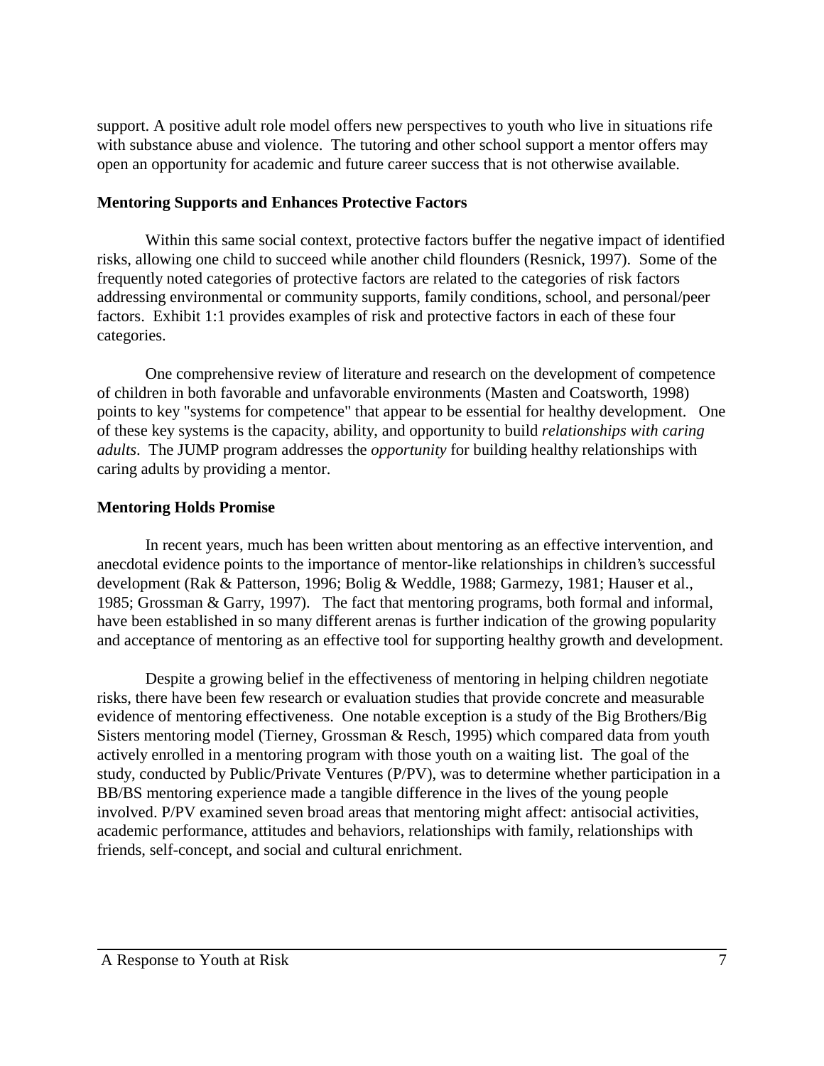support. A positive adult role model offers new perspectives to youth who live in situations rife with substance abuse and violence. The tutoring and other school support a mentor offers may open an opportunity for academic and future career success that is not otherwise available.

**Mentoring Supports and Enhances Protective Factors**

Within this same social context, protective factors buffer the negative impact of identified risks, allowing one child to succeed while another child flounders (Resnick, 1997). Some of the frequently noted categories of protective factors are related to the categories of risk factors addressing environmental or community supports, family conditions, school, and personal/peer factors. Exhibit 1:1 provides examples of risk and protective factors in each of these four categories.

One comprehensive review of literature and research on the development of competence of children in both favorable and unfavorable environments (Masten and Coatsworth, 1998) points to key "systems for competence" that appear to be essential for healthy development. One of these key systems is the capacity, ability, and opportunity to build *relationships with caring adults*. The JUMP program addresses the *opportunity* for building healthy relationships with caring adults by providing a mentor.

**Mentoring Holds Promise**

In recent years, much has been written about mentoring as an effective intervention, and anecdotal evidence points to the importance of mentor-like relationships in children's successful development (Rak & Patterson, 1996; Bolig & Weddle, 1988; Garmezy, 1981; Hauser et al., 1985; Grossman & Garry, 1997). The fact that mentoring programs, both formal and informal, have been established in so many different arenas is further indication of the growing popularity and acceptance of mentoring as an effective tool for supporting healthy growth and development.

Despite a growing belief in the effectiveness of mentoring in helping children negotiate risks, there have been few research or evaluation studies that provide concrete and measurable evidence of mentoring effectiveness. One notable exception is a study of the Big Brothers/Big Sisters mentoring model (Tierney, Grossman & Resch, 1995) which compared data from youth actively enrolled in a mentoring program with those youth on a waiting list. The goal of the study, conducted by Public/Private Ventures (P/PV), was to determine whether participation in a BB/BS mentoring experience made a tangible difference in the lives of the young people involved. P/PV examined seven broad areas that mentoring might affect: antisocial activities, academic performance, attitudes and behaviors, relationships with family, relationships with friends, self-concept, and social and cultural enrichment.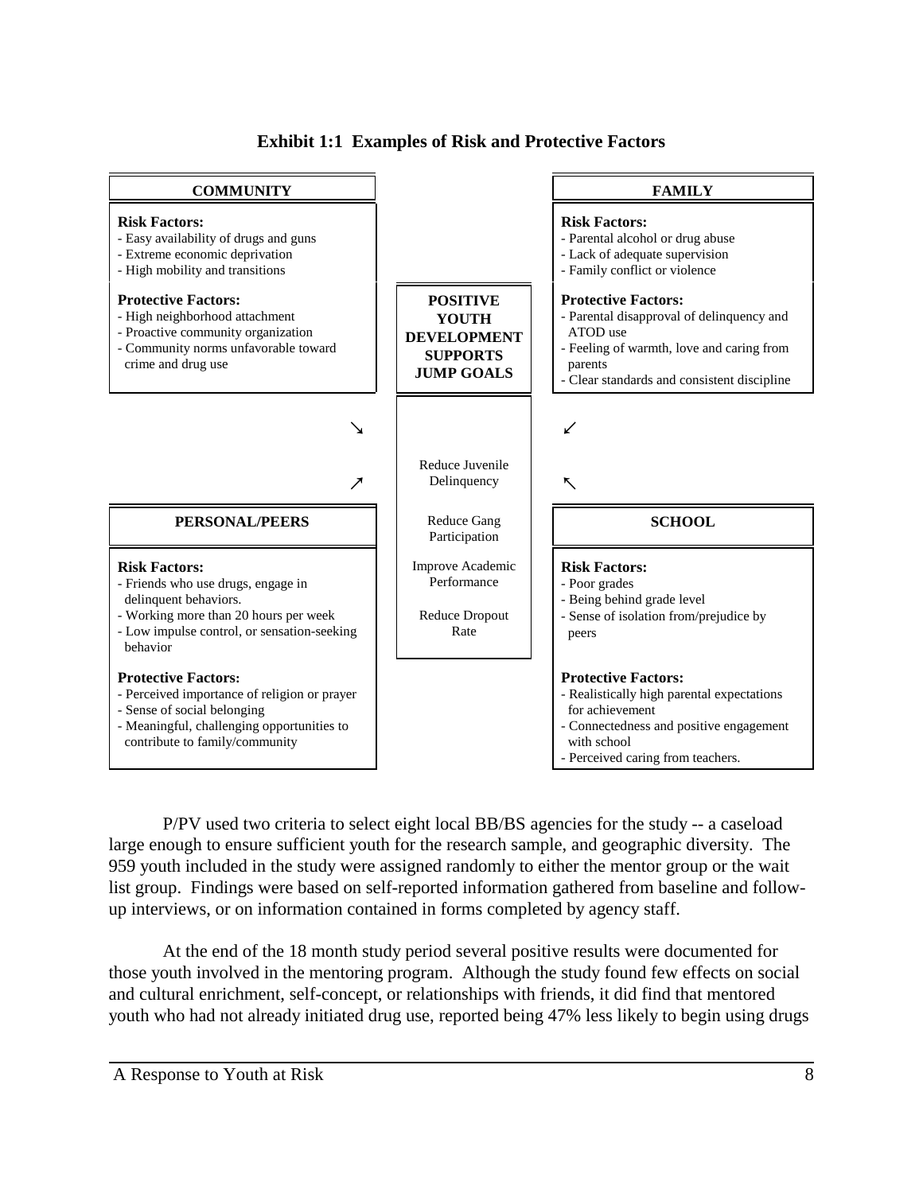**Exhibit 1:1 Examples of Risk and Protective Factors**

**COMMUNITY**

**Risk Factors:**
- Easy availability of drugs and guns
- Extreme economic deprivation
- High mobility and transitions

**Protective Factors:**
- High neighborhood attachment
- Proactive community organization
- Community norms unfavorable toward crime and drug use

**FAMILY**

**Risk Factors:**
- Parental alcohol or drug abuse
- Lack of adequate supervision
- Family conflict or violence

**Protective Factors:**
- Parental disapproval of delinquency and ATOD use
- Feeling of warmth, love and caring from parents
- Clear standards and consistent discipline

**POSITIVE YOUTH DEVELOPMENT SUPPORTS JUMP GOALS**

Reduce Juvenile Delinquency

Reduce Gang Participation

Improve Academic Performance

Reduce Dropout Rate

**PERSONAL/PEERS**

**Risk Factors:**
- Friends who use drugs, engage in delinquent behaviors.
- Working more than 20 hours per week
- Low impulse control, or sensation-seeking behavior

**Protective Factors:**
- Perceived importance of religion or prayer
- Sense of social belonging
- Meaningful, challenging opportunities to contribute to family/community

**SCHOOL**

**Risk Factors:**
- Poor grades
- Being behind grade level
- Sense of isolation from/prejudice by peers

**Protective Factors:**
- Realistically high parental expectations for achievement
- Connectedness and positive engagement with school
- Perceived caring from teachers.

P/PV used two criteria to select eight local BB/BS agencies for the study -- a caseload large enough to ensure sufficient youth for the research sample, and geographic diversity. The 959 youth included in the study were assigned randomly to either the mentor group or the wait list group. Findings were based on self-reported information gathered from baseline and follow-up interviews, or on information contained in forms completed by agency staff.

At the end of the 18 month study period several positive results were documented for those youth involved in the mentoring program. Although the study found few effects on social and cultural enrichment, self-concept, or relationships with friends, it did find that mentored youth who had not already initiated drug use, reported being 47% less likely to begin using drugs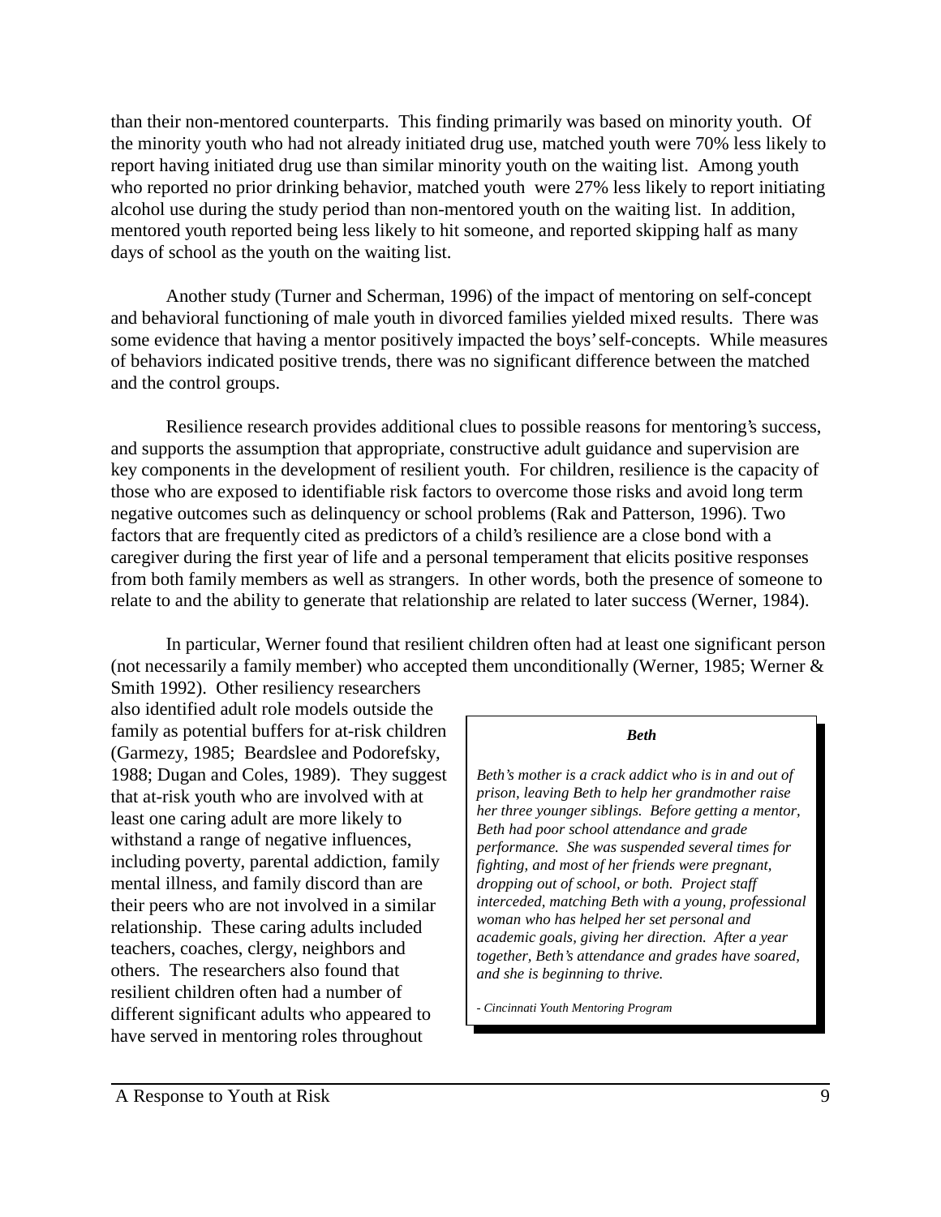than their non-mentored counterparts. This finding primarily was based on minority youth. Of the minority youth who had not already initiated drug use, matched youth were 70% less likely to report having initiated drug use than similar minority youth on the waiting list. Among youth who reported no prior drinking behavior, matched youth were 27% less likely to report initiating alcohol use during the study period than non-mentored youth on the waiting list. In addition, mentored youth reported being less likely to hit someone, and reported skipping half as many days of school as the youth on the waiting list.

Another study (Turner and Scherman, 1996) of the impact of mentoring on self-concept and behavioral functioning of male youth in divorced families yielded mixed results. There was some evidence that having a mentor positively impacted the boys' self-concepts. While measures of behaviors indicated positive trends, there was no significant difference between the matched and the control groups.

Resilience research provides additional clues to possible reasons for mentoring's success, and supports the assumption that appropriate, constructive adult guidance and supervision are key components in the development of resilient youth. For children, resilience is the capacity of those who are exposed to identifiable risk factors to overcome those risks and avoid long term negative outcomes such as delinquency or school problems (Rak and Patterson, 1996). Two factors that are frequently cited as predictors of a child's resilience are a close bond with a caregiver during the first year of life and a personal temperament that elicits positive responses from both family members as well as strangers. In other words, both the presence of someone to relate to and the ability to generate that relationship are related to later success (Werner, 1984).

In particular, Werner found that resilient children often had at least one significant person (not necessarily a family member) who accepted them unconditionally (Werner, 1985; Werner & Smith 1992). Other resiliency researchers also identified adult role models outside the family as potential buffers for at-risk children (Garmezy, 1985; Beardslee and Podorefsky, 1988; Dugan and Coles, 1989). They suggest that at-risk youth who are involved with at least one caring adult are more likely to withstand a range of negative influences, including poverty, parental addiction, family mental illness, and family discord than are their peers who are not involved in a similar relationship. These caring adults included teachers, coaches, clergy, neighbors and others. The researchers also found that resilient children often had a number of different significant adults who appeared to have served in mentoring roles throughout

> ***Beth***
>
> *Beth's mother is a crack addict who is in and out of prison, leaving Beth to help her grandmother raise her three younger siblings. Before getting a mentor, Beth had poor school attendance and grade performance. She was suspended several times for fighting, and most of her friends were pregnant, dropping out of school, or both. Project staff interceded, matching Beth with a young, professional woman who has helped her set personal and academic goals, giving her direction. After a year together, Beth's attendance and grades have soared, and she is beginning to thrive.*
>
> *- Cincinnati Youth Mentoring Program*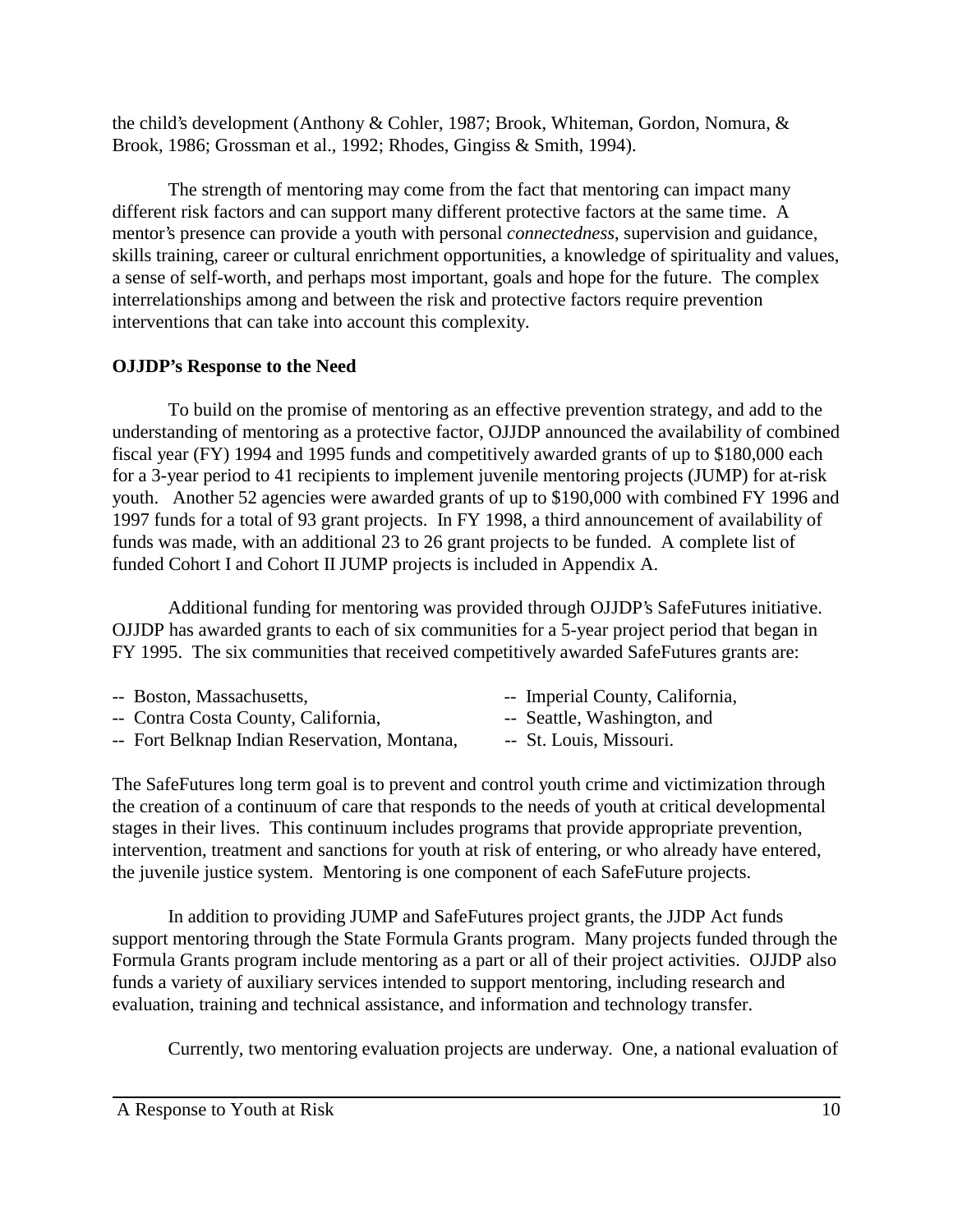the child's development (Anthony & Cohler, 1987; Brook, Whiteman, Gordon, Nomura, & Brook, 1986; Grossman et al., 1992; Rhodes, Gingiss & Smith, 1994).

The strength of mentoring may come from the fact that mentoring can impact many different risk factors and can support many different protective factors at the same time. A mentor's presence can provide a youth with personal *connectedness*, supervision and guidance, skills training, career or cultural enrichment opportunities, a knowledge of spirituality and values, a sense of self-worth, and perhaps most important, goals and hope for the future. The complex interrelationships among and between the risk and protective factors require prevention interventions that can take into account this complexity.

**OJJDP's Response to the Need**

To build on the promise of mentoring as an effective prevention strategy, and add to the understanding of mentoring as a protective factor, OJJDP announced the availability of combined fiscal year (FY) 1994 and 1995 funds and competitively awarded grants of up to $180,000 each for a 3-year period to 41 recipients to implement juvenile mentoring projects (JUMP) for at-risk youth. Another 52 agencies were awarded grants of up to $190,000 with combined FY 1996 and 1997 funds for a total of 93 grant projects. In FY 1998, a third announcement of availability of funds was made, with an additional 23 to 26 grant projects to be funded. A complete list of funded Cohort I and Cohort II JUMP projects is included in Appendix A.

Additional funding for mentoring was provided through OJJDP's SafeFutures initiative. OJJDP has awarded grants to each of six communities for a 5-year project period that began in FY 1995. The six communities that received competitively awarded SafeFutures grants are:

-- Boston, Massachusetts,
-- Contra Costa County, California,
-- Fort Belknap Indian Reservation, Montana,
-- Imperial County, California,
-- Seattle, Washington, and
-- St. Louis, Missouri.

The SafeFutures long term goal is to prevent and control youth crime and victimization through the creation of a continuum of care that responds to the needs of youth at critical developmental stages in their lives. This continuum includes programs that provide appropriate prevention, intervention, treatment and sanctions for youth at risk of entering, or who already have entered, the juvenile justice system. Mentoring is one component of each SafeFuture projects.

In addition to providing JUMP and SafeFutures project grants, the JJDP Act funds support mentoring through the State Formula Grants program. Many projects funded through the Formula Grants program include mentoring as a part or all of their project activities. OJJDP also funds a variety of auxiliary services intended to support mentoring, including research and evaluation, training and technical assistance, and information and technology transfer.

Currently, two mentoring evaluation projects are underway. One, a national evaluation of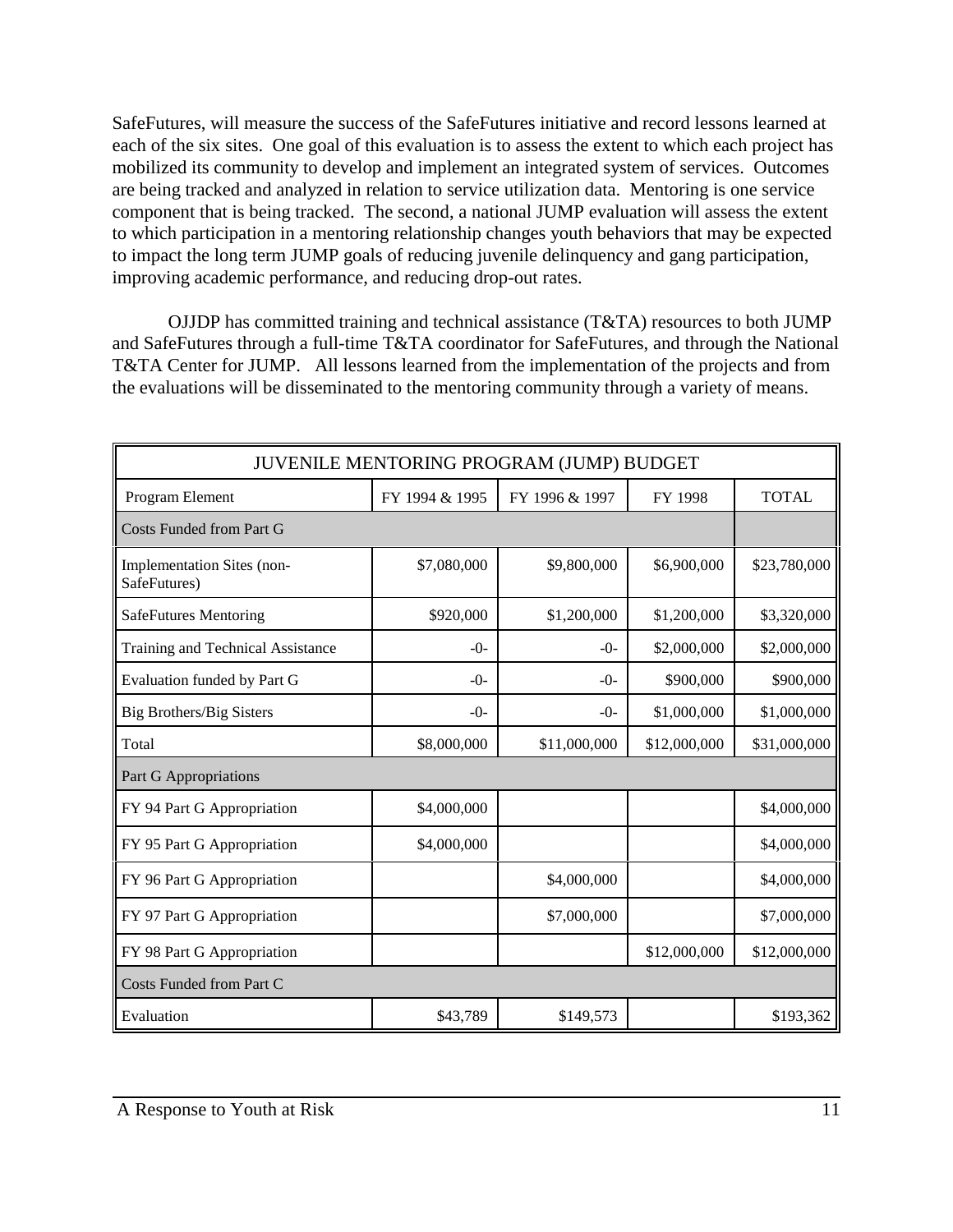SafeFutures, will measure the success of the SafeFutures initiative and record lessons learned at each of the six sites. One goal of this evaluation is to assess the extent to which each project has mobilized its community to develop and implement an integrated system of services. Outcomes are being tracked and analyzed in relation to service utilization data. Mentoring is one service component that is being tracked. The second, a national JUMP evaluation will assess the extent to which participation in a mentoring relationship changes youth behaviors that may be expected to impact the long term JUMP goals of reducing juvenile delinquency and gang participation, improving academic performance, and reducing drop-out rates.

OJJDP has committed training and technical assistance (T&TA) resources to both JUMP and SafeFutures through a full-time T&TA coordinator for SafeFutures, and through the National T&TA Center for JUMP. All lessons learned from the implementation of the projects and from the evaluations will be disseminated to the mentoring community through a variety of means.

| JUVENILE MENTORING PROGRAM (JUMP) BUDGET | | | | |
|---|---|---|---|---|
| Program Element | FY 1994 & 1995 | FY 1996 & 1997 | FY 1998 | TOTAL |
| Costs Funded from Part G | | | | |
| Implementation Sites (non-SafeFutures) | $7,080,000 | $9,800,000 | $6,900,000 | $23,780,000 |
| SafeFutures Mentoring | $920,000 | $1,200,000 | $1,200,000 | $3,320,000 |
| Training and Technical Assistance | -0- | -0- | $2,000,000 | $2,000,000 |
| Evaluation funded by Part G | -0- | -0- | $900,000 | $900,000 |
| Big Brothers/Big Sisters | -0- | -0- | $1,000,000 | $1,000,000 |
| Total | $8,000,000 | $11,000,000 | $12,000,000 | $31,000,000 |
| Part G Appropriations | | | | |
| FY 94 Part G Appropriation | $4,000,000 | | | $4,000,000 |
| FY 95 Part G Appropriation | $4,000,000 | | | $4,000,000 |
| FY 96 Part G Appropriation | | $4,000,000 | | $4,000,000 |
| FY 97 Part G Appropriation | | $7,000,000 | | $7,000,000 |
| FY 98 Part G Appropriation | | | $12,000,000 | $12,000,000 |
| Costs Funded from Part C | | | | |
| Evaluation | $43,789 | $149,573 | | $193,362 |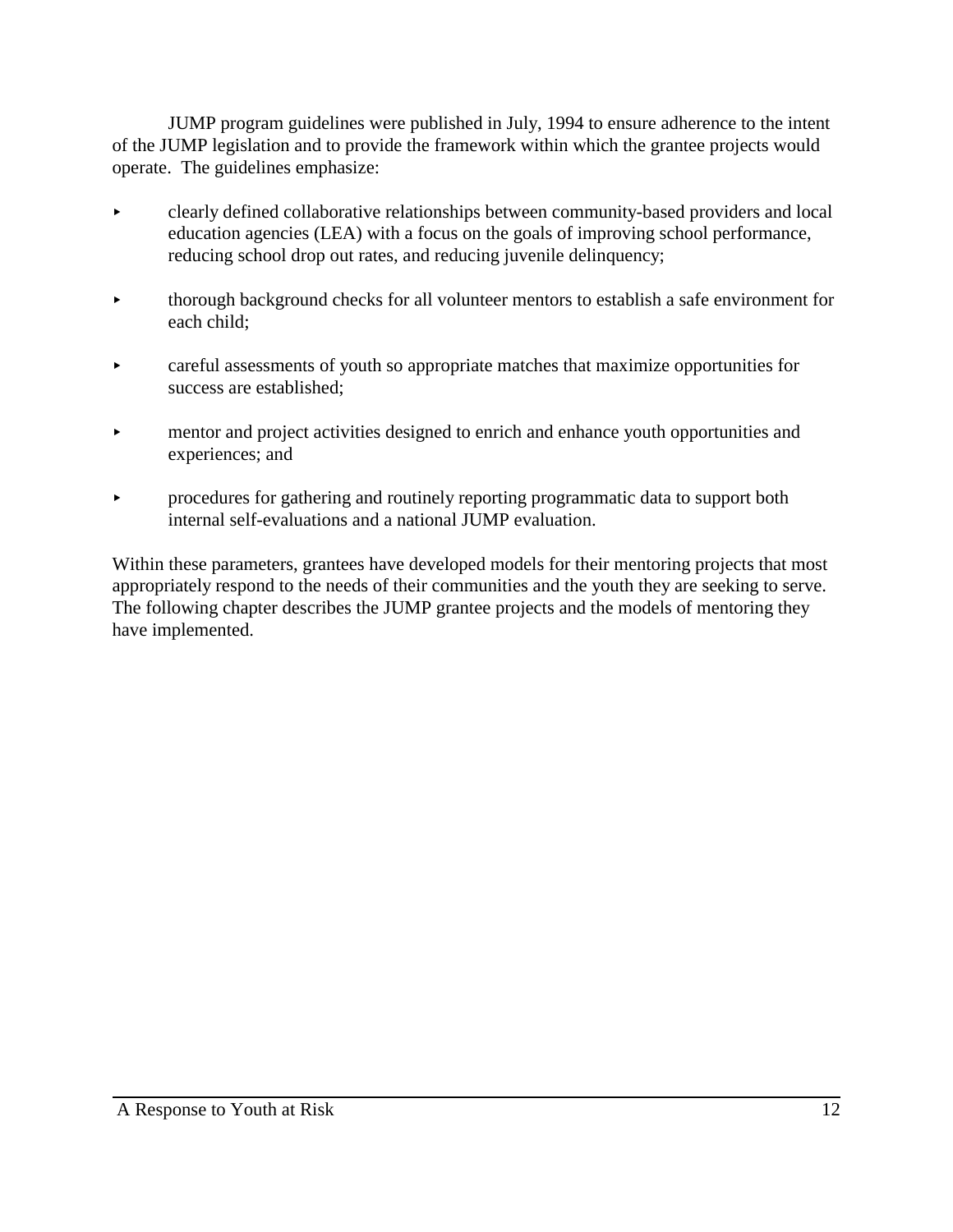JUMP program guidelines were published in July, 1994 to ensure adherence to the intent of the JUMP legislation and to provide the framework within which the grantee projects would operate. The guidelines emphasize:

- clearly defined collaborative relationships between community-based providers and local education agencies (LEA) with a focus on the goals of improving school performance, reducing school drop out rates, and reducing juvenile delinquency;
- thorough background checks for all volunteer mentors to establish a safe environment for each child;
- careful assessments of youth so appropriate matches that maximize opportunities for success are established;
- mentor and project activities designed to enrich and enhance youth opportunities and experiences; and
- procedures for gathering and routinely reporting programmatic data to support both internal self-evaluations and a national JUMP evaluation.

Within these parameters, grantees have developed models for their mentoring projects that most appropriately respond to the needs of their communities and the youth they are seeking to serve. The following chapter describes the JUMP grantee projects and the models of mentoring they have implemented.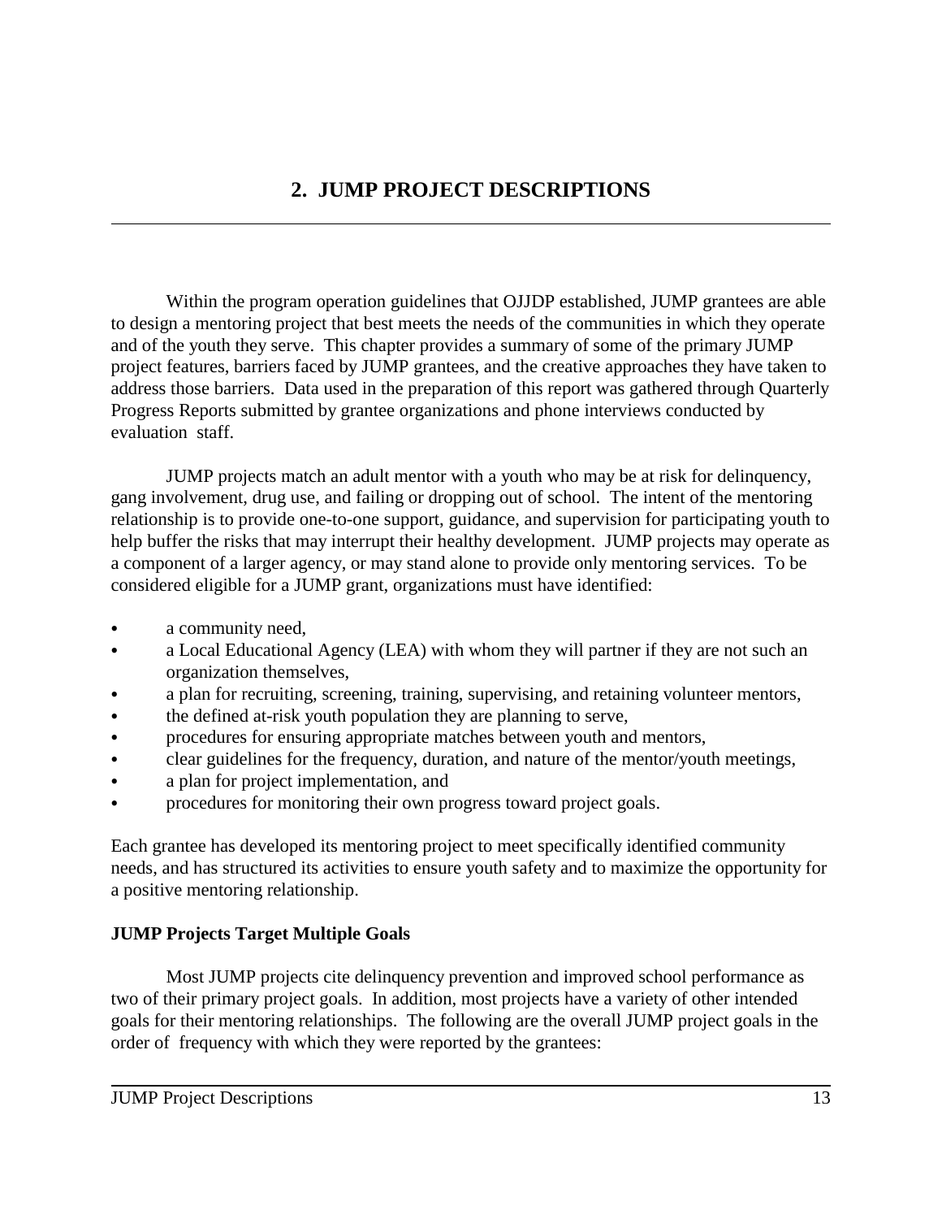# 2. JUMP PROJECT DESCRIPTIONS

Within the program operation guidelines that OJJDP established, JUMP grantees are able to design a mentoring project that best meets the needs of the communities in which they operate and of the youth they serve. This chapter provides a summary of some of the primary JUMP project features, barriers faced by JUMP grantees, and the creative approaches they have taken to address those barriers. Data used in the preparation of this report was gathered through Quarterly Progress Reports submitted by grantee organizations and phone interviews conducted by evaluation staff.

JUMP projects match an adult mentor with a youth who may be at risk for delinquency, gang involvement, drug use, and failing or dropping out of school. The intent of the mentoring relationship is to provide one-to-one support, guidance, and supervision for participating youth to help buffer the risks that may interrupt their healthy development. JUMP projects may operate as a component of a larger agency, or may stand alone to provide only mentoring services. To be considered eligible for a JUMP grant, organizations must have identified:

- a community need,
- a Local Educational Agency (LEA) with whom they will partner if they are not such an organization themselves,
- a plan for recruiting, screening, training, supervising, and retaining volunteer mentors,
- the defined at-risk youth population they are planning to serve,
- procedures for ensuring appropriate matches between youth and mentors,
- clear guidelines for the frequency, duration, and nature of the mentor/youth meetings,
- a plan for project implementation, and
- procedures for monitoring their own progress toward project goals.

Each grantee has developed its mentoring project to meet specifically identified community needs, and has structured its activities to ensure youth safety and to maximize the opportunity for a positive mentoring relationship.

**JUMP Projects Target Multiple Goals**

Most JUMP projects cite delinquency prevention and improved school performance as two of their primary project goals. In addition, most projects have a variety of other intended goals for their mentoring relationships. The following are the overall JUMP project goals in the order of frequency with which they were reported by the grantees: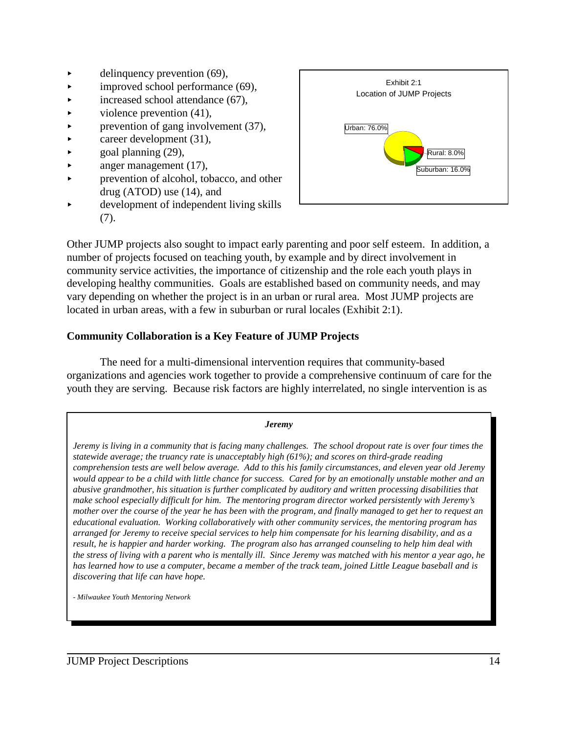- delinquency prevention (69),
- improved school performance (69),
- increased school attendance (67),
- violence prevention (41),
- prevention of gang involvement (37),
- career development (31),
- goal planning (29),
- anger management (17),
- prevention of alcohol, tobacco, and other drug (ATOD) use (14), and
- development of independent living skills (7).

Exhibit 2:1
Location of JUMP Projects

Urban: 76.0%
Rural: 8.0%
Suburban: 16.0%

Other JUMP projects also sought to impact early parenting and poor self esteem. In addition, a number of projects focused on teaching youth, by example and by direct involvement in community service activities, the importance of citizenship and the role each youth plays in developing healthy communities. Goals are established based on community needs, and may vary depending on whether the project is in an urban or rural area. Most JUMP projects are located in urban areas, with a few in suburban or rural locales (Exhibit 2:1).

**Community Collaboration is a Key Feature of JUMP Projects**

The need for a multi-dimensional intervention requires that community-based organizations and agencies work together to provide a comprehensive continuum of care for the youth they are serving. Because risk factors are highly interrelated, no single intervention is as

***Jeremy***

*Jeremy is living in a community that is facing many challenges. The school dropout rate is over four times the statewide average; the truancy rate is unacceptably high (61%); and scores on third-grade reading comprehension tests are well below average. Add to this his family circumstances, and eleven year old Jeremy would appear to be a child with little chance for success. Cared for by an emotionally unstable mother and an abusive grandmother, his situation is further complicated by auditory and written processing disabilities that make school especially difficult for him. The mentoring program director worked persistently with Jeremy's mother over the course of the year he has been with the program, and finally managed to get her to request an educational evaluation. Working collaboratively with other community services, the mentoring program has arranged for Jeremy to receive special services to help him compensate for his learning disability, and as a result, he is happier and harder working. The program also has arranged counseling to help him deal with the stress of living with a parent who is mentally ill. Since Jeremy was matched with his mentor a year ago, he has learned how to use a computer, became a member of the track team, joined Little League baseball and is discovering that life can have hope.*

*- Milwaukee Youth Mentoring Network*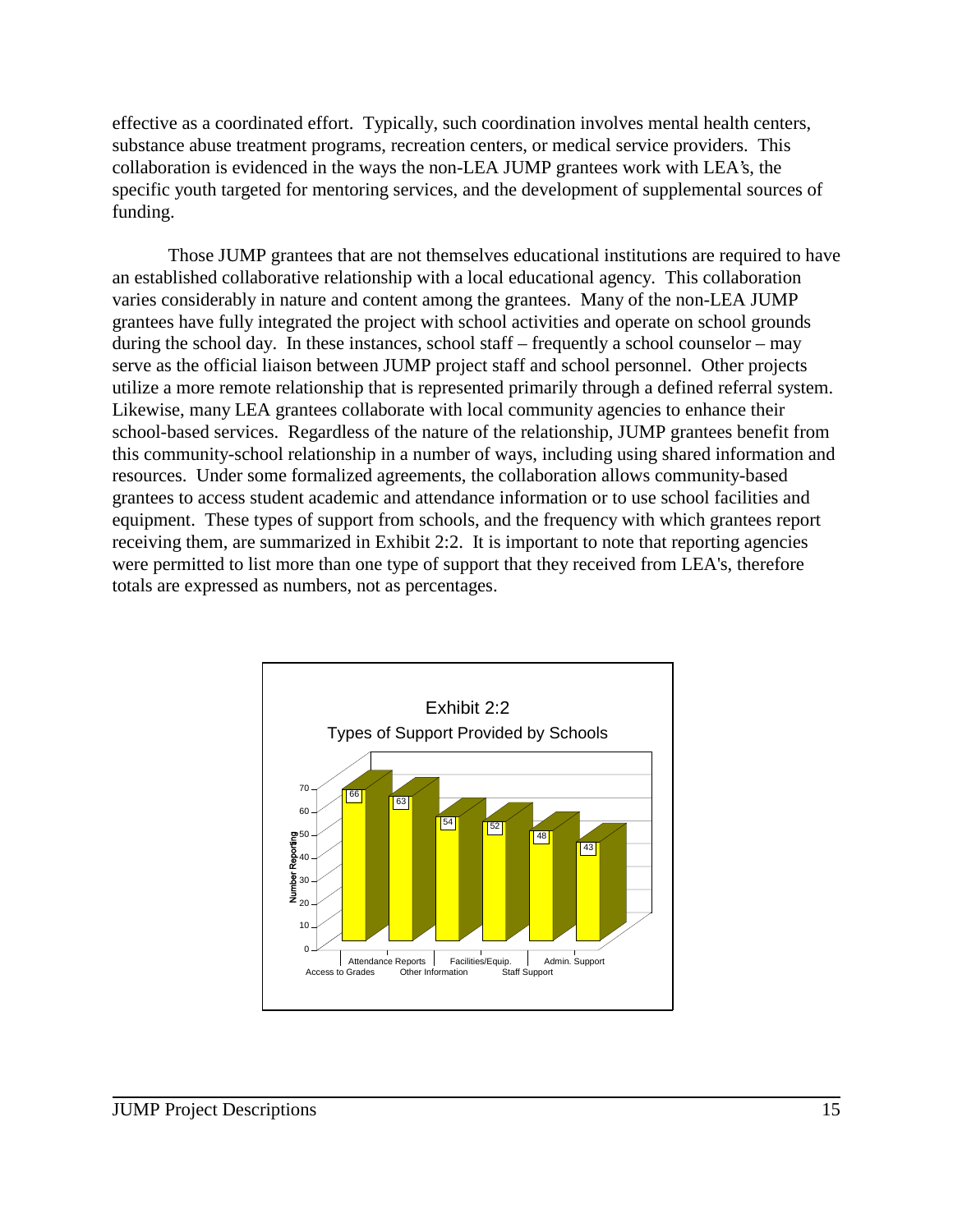effective as a coordinated effort. Typically, such coordination involves mental health centers, substance abuse treatment programs, recreation centers, or medical service providers. This collaboration is evidenced in the ways the non-LEA JUMP grantees work with LEA's, the specific youth targeted for mentoring services, and the development of supplemental sources of funding.

Those JUMP grantees that are not themselves educational institutions are required to have an established collaborative relationship with a local educational agency. This collaboration varies considerably in nature and content among the grantees. Many of the non-LEA JUMP grantees have fully integrated the project with school activities and operate on school grounds during the school day. In these instances, school staff – frequently a school counselor – may serve as the official liaison between JUMP project staff and school personnel. Other projects utilize a more remote relationship that is represented primarily through a defined referral system. Likewise, many LEA grantees collaborate with local community agencies to enhance their school-based services. Regardless of the nature of the relationship, JUMP grantees benefit from this community-school relationship in a number of ways, including using shared information and resources. Under some formalized agreements, the collaboration allows community-based grantees to access student academic and attendance information or to use school facilities and equipment. These types of support from schools, and the frequency with which grantees report receiving them, are summarized in Exhibit 2:2. It is important to note that reporting agencies were permitted to list more than one type of support that they received from LEA's, therefore totals are expressed as numbers, not as percentages.

**Exhibit 2:2**

**Types of Support Provided by Schools**

| Type of Support | Number Reporting |
|---|---|
| Access to Grades | 66 |
| Attendance Reports | 63 |
| Other Information | 54 |
| Facilities/Equip. | 52 |
| Staff Support | 48 |
| Admin. Support | 43 |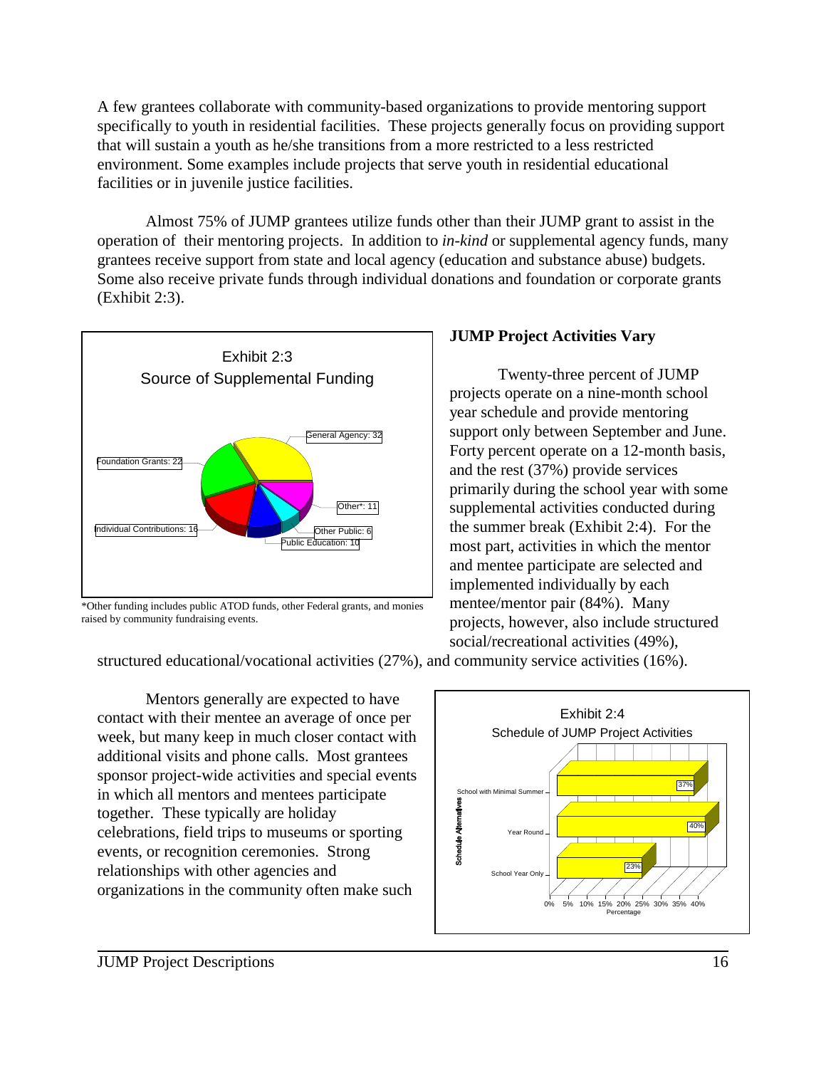A few grantees collaborate with community-based organizations to provide mentoring support specifically to youth in residential facilities. These projects generally focus on providing support that will sustain a youth as he/she transitions from a more restricted to a less restricted environment. Some examples include projects that serve youth in residential educational facilities or in juvenile justice facilities.

Almost 75% of JUMP grantees utilize funds other than their JUMP grant to assist in the operation of their mentoring projects. In addition to *in-kind* or supplemental agency funds, many grantees receive support from state and local agency (education and substance abuse) budgets. Some also receive private funds through individual donations and foundation or corporate grants (Exhibit 2:3).

Exhibit 2:3
Source of Supplemental Funding

| Source | Value |
| --- | --- |
| General Agency | 32 |
| Foundation Grants | 22 |
| Individual Contributions | 16 |
| Other* | 11 |
| Public Education | 10 |
| Other Public | 6 |

*Other funding includes public ATOD funds, other Federal grants, and monies raised by community fundraising events.

## JUMP Project Activities Vary

Twenty-three percent of JUMP projects operate on a nine-month school year schedule and provide mentoring support only between September and June. Forty percent operate on a 12-month basis, and the rest (37%) provide services primarily during the school year with some supplemental activities conducted during the summer break (Exhibit 2:4). For the most part, activities in which the mentor and mentee participate are selected and implemented individually by each mentee/mentor pair (84%). Many projects, however, also include structured social/recreational activities (49%), structured educational/vocational activities (27%), and community service activities (16%).

Exhibit 2:4
Schedule of JUMP Project Activities

| Schedule Alternatives | Percentage |
| --- | --- |
| School with Minimal Summer | 37% |
| Year Round | 40% |
| School Year Only | 23% |

Mentors generally are expected to have contact with their mentee an average of once per week, but many keep in much closer contact with additional visits and phone calls. Most grantees sponsor project-wide activities and special events in which all mentors and mentees participate together. These typically are holiday celebrations, field trips to museums or sporting events, or recognition ceremonies. Strong relationships with other agencies and organizations in the community often make such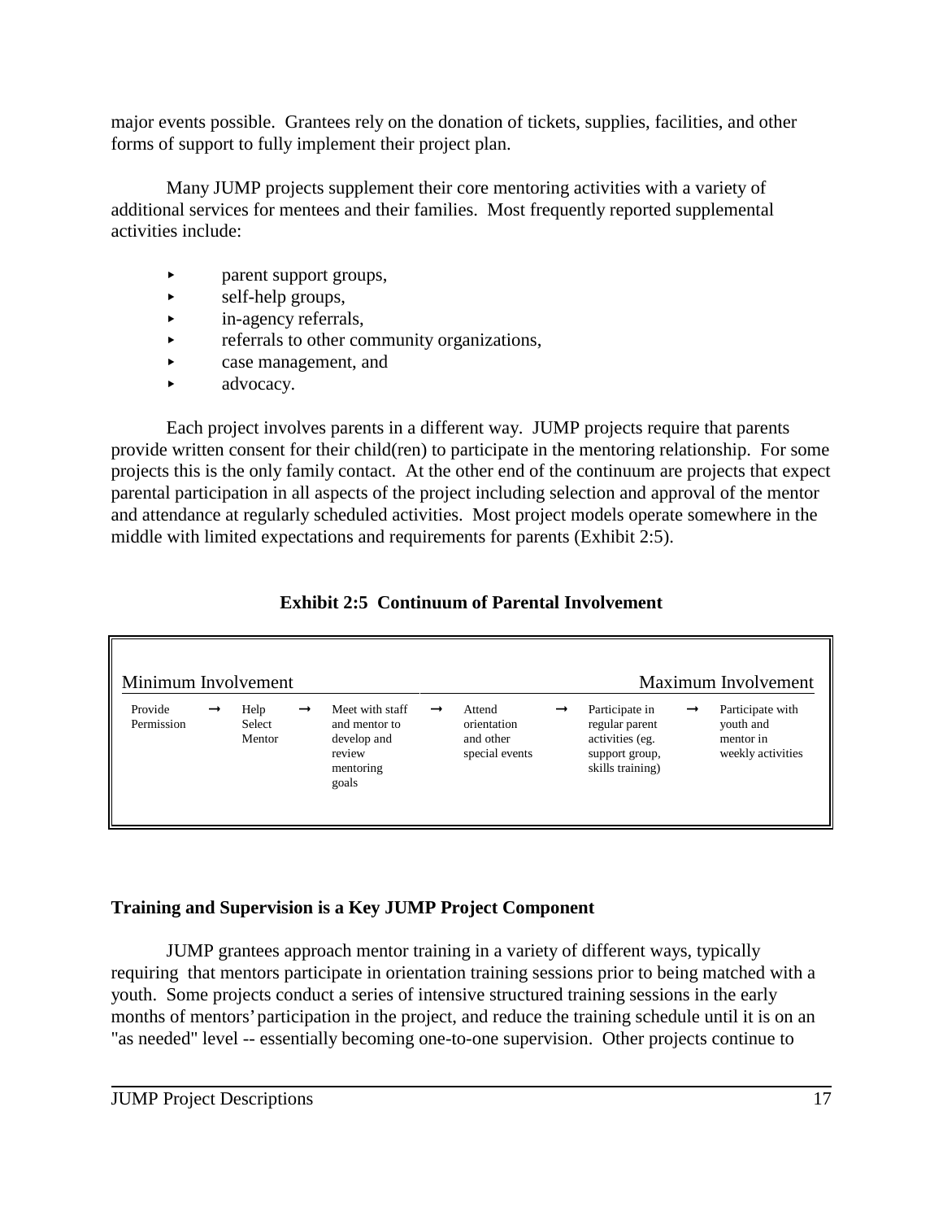major events possible. Grantees rely on the donation of tickets, supplies, facilities, and other forms of support to fully implement their project plan.

Many JUMP projects supplement their core mentoring activities with a variety of additional services for mentees and their families. Most frequently reported supplemental activities include:

- parent support groups,
- self-help groups,
- in-agency referrals,
- referrals to other community organizations,
- case management, and
- advocacy.

Each project involves parents in a different way. JUMP projects require that parents provide written consent for their child(ren) to participate in the mentoring relationship. For some projects this is the only family contact. At the other end of the continuum are projects that expect parental participation in all aspects of the project including selection and approval of the mentor and attendance at regularly scheduled activities. Most project models operate somewhere in the middle with limited expectations and requirements for parents (Exhibit 2:5).

**Exhibit 2:5 Continuum of Parental Involvement**

| Minimum Involvement | | | | | | | | | | Maximum Involvement |
|---|---|---|---|---|---|---|---|---|---|---|
| Provide Permission | → | Help Select Mentor | → | Meet with staff and mentor to develop and review mentoring goals | → | Attend orientation and other special events | → | Participate in regular parent activities (eg. support group, skills training) | → | Participate with youth and mentor in weekly activities |

## Training and Supervision is a Key JUMP Project Component

JUMP grantees approach mentor training in a variety of different ways, typically requiring that mentors participate in orientation training sessions prior to being matched with a youth. Some projects conduct a series of intensive structured training sessions in the early months of mentors' participation in the project, and reduce the training schedule until it is on an "as needed" level -- essentially becoming one-to-one supervision. Other projects continue to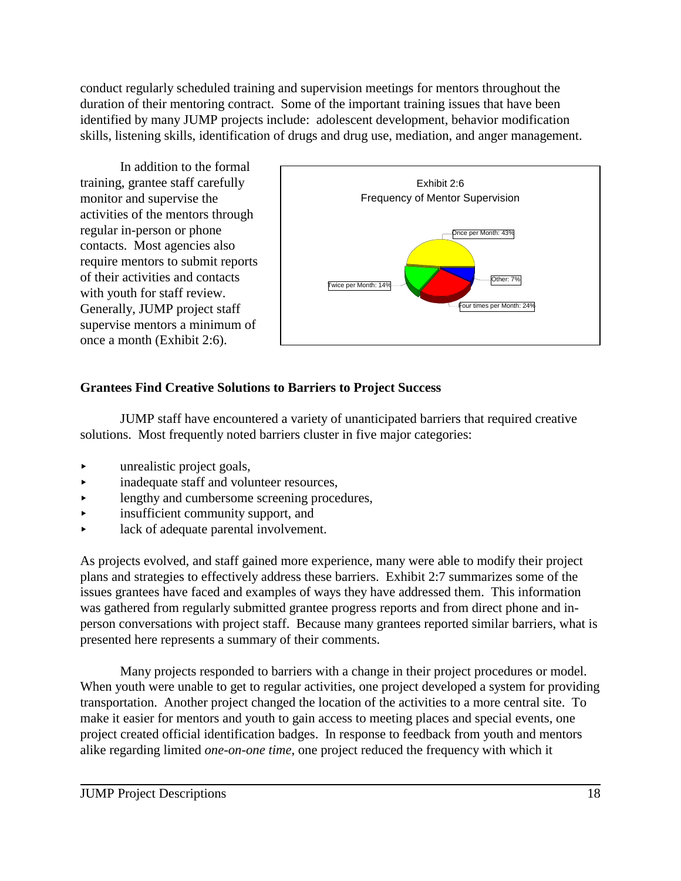conduct regularly scheduled training and supervision meetings for mentors throughout the duration of their mentoring contract. Some of the important training issues that have been identified by many JUMP projects include: adolescent development, behavior modification skills, listening skills, identification of drugs and drug use, mediation, and anger management.

In addition to the formal training, grantee staff carefully monitor and supervise the activities of the mentors through regular in-person or phone contacts. Most agencies also require mentors to submit reports of their activities and contacts with youth for staff review. Generally, JUMP project staff supervise mentors a minimum of once a month (Exhibit 2:6).

Exhibit 2:6
Frequency of Mentor Supervision

| Frequency | Percent |
|---|---|
| Once per Month | 43% |
| Other | 7% |
| Four times per Month | 24% |
| Twice per Month | 14% |

## Grantees Find Creative Solutions to Barriers to Project Success

JUMP staff have encountered a variety of unanticipated barriers that required creative solutions. Most frequently noted barriers cluster in five major categories:

- unrealistic project goals,
- inadequate staff and volunteer resources,
- lengthy and cumbersome screening procedures,
- insufficient community support, and
- lack of adequate parental involvement.

As projects evolved, and staff gained more experience, many were able to modify their project plans and strategies to effectively address these barriers. Exhibit 2:7 summarizes some of the issues grantees have faced and examples of ways they have addressed them. This information was gathered from regularly submitted grantee progress reports and from direct phone and in-person conversations with project staff. Because many grantees reported similar barriers, what is presented here represents a summary of their comments.

Many projects responded to barriers with a change in their project procedures or model. When youth were unable to get to regular activities, one project developed a system for providing transportation. Another project changed the location of the activities to a more central site. To make it easier for mentors and youth to gain access to meeting places and special events, one project created official identification badges. In response to feedback from youth and mentors alike regarding limited *one-on-one time*, one project reduced the frequency with which it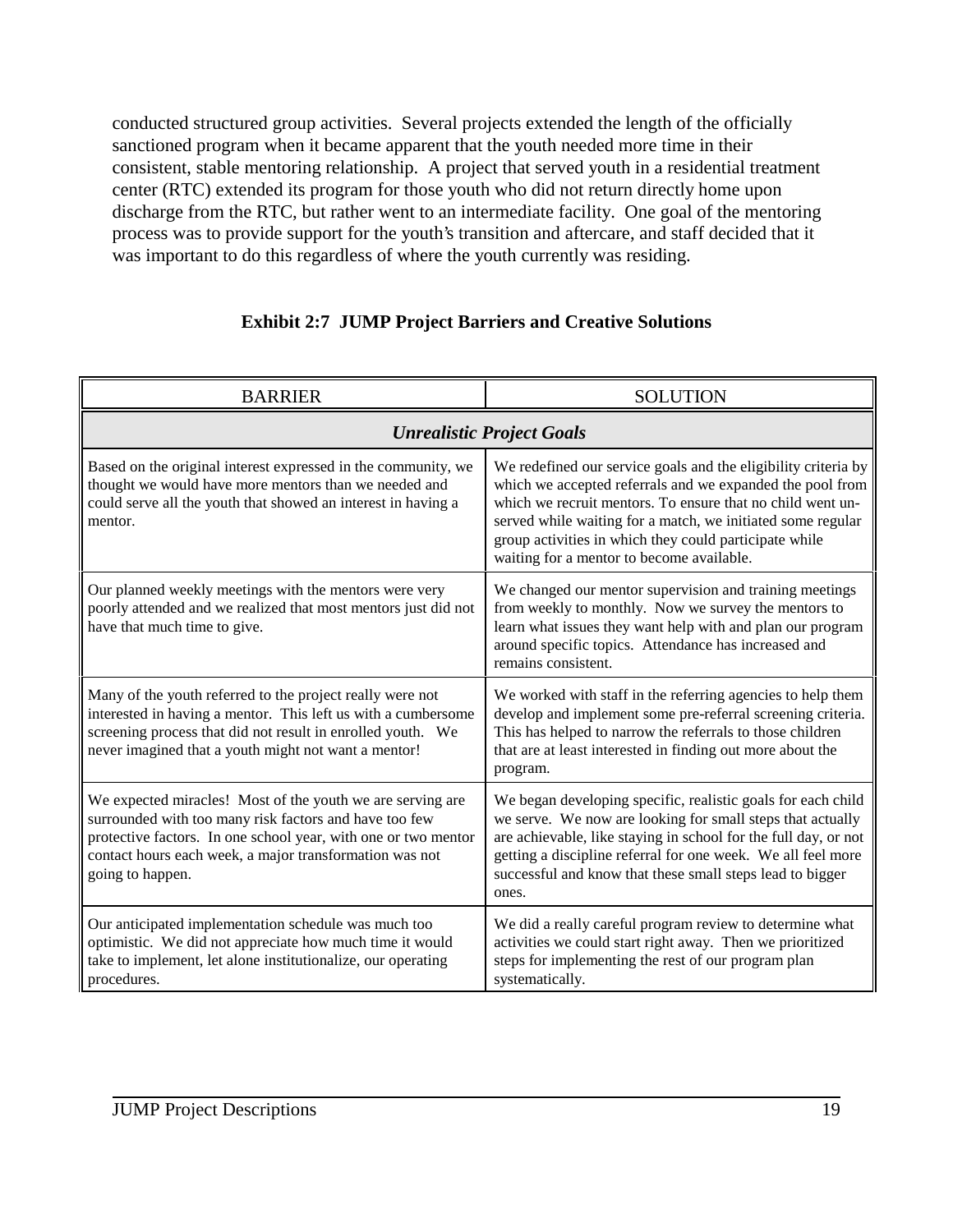conducted structured group activities. Several projects extended the length of the officially sanctioned program when it became apparent that the youth needed more time in their consistent, stable mentoring relationship. A project that served youth in a residential treatment center (RTC) extended its program for those youth who did not return directly home upon discharge from the RTC, but rather went to an intermediate facility. One goal of the mentoring process was to provide support for the youth's transition and aftercare, and staff decided that it was important to do this regardless of where the youth currently was residing.

**Exhibit 2:7 JUMP Project Barriers and Creative Solutions**

| BARRIER | SOLUTION |
|---|---|
| ***Unrealistic Project Goals*** | |
| Based on the original interest expressed in the community, we thought we would have more mentors than we needed and could serve all the youth that showed an interest in having a mentor. | We redefined our service goals and the eligibility criteria by which we accepted referrals and we expanded the pool from which we recruit mentors. To ensure that no child went un-served while waiting for a match, we initiated some regular group activities in which they could participate while waiting for a mentor to become available. |
| Our planned weekly meetings with the mentors were very poorly attended and we realized that most mentors just did not have that much time to give. | We changed our mentor supervision and training meetings from weekly to monthly. Now we survey the mentors to learn what issues they want help with and plan our program around specific topics. Attendance has increased and remains consistent. |
| Many of the youth referred to the project really were not interested in having a mentor. This left us with a cumbersome screening process that did not result in enrolled youth. We never imagined that a youth might not want a mentor! | We worked with staff in the referring agencies to help them develop and implement some pre-referral screening criteria. This has helped to narrow the referrals to those children that are at least interested in finding out more about the program. |
| We expected miracles! Most of the youth we are serving are surrounded with too many risk factors and have too few protective factors. In one school year, with one or two mentor contact hours each week, a major transformation was not going to happen. | We began developing specific, realistic goals for each child we serve. We now are looking for small steps that actually are achievable, like staying in school for the full day, or not getting a discipline referral for one week. We all feel more successful and know that these small steps lead to bigger ones. |
| Our anticipated implementation schedule was much too optimistic. We did not appreciate how much time it would take to implement, let alone institutionalize, our operating procedures. | We did a really careful program review to determine what activities we could start right away. Then we prioritized steps for implementing the rest of our program plan systematically. |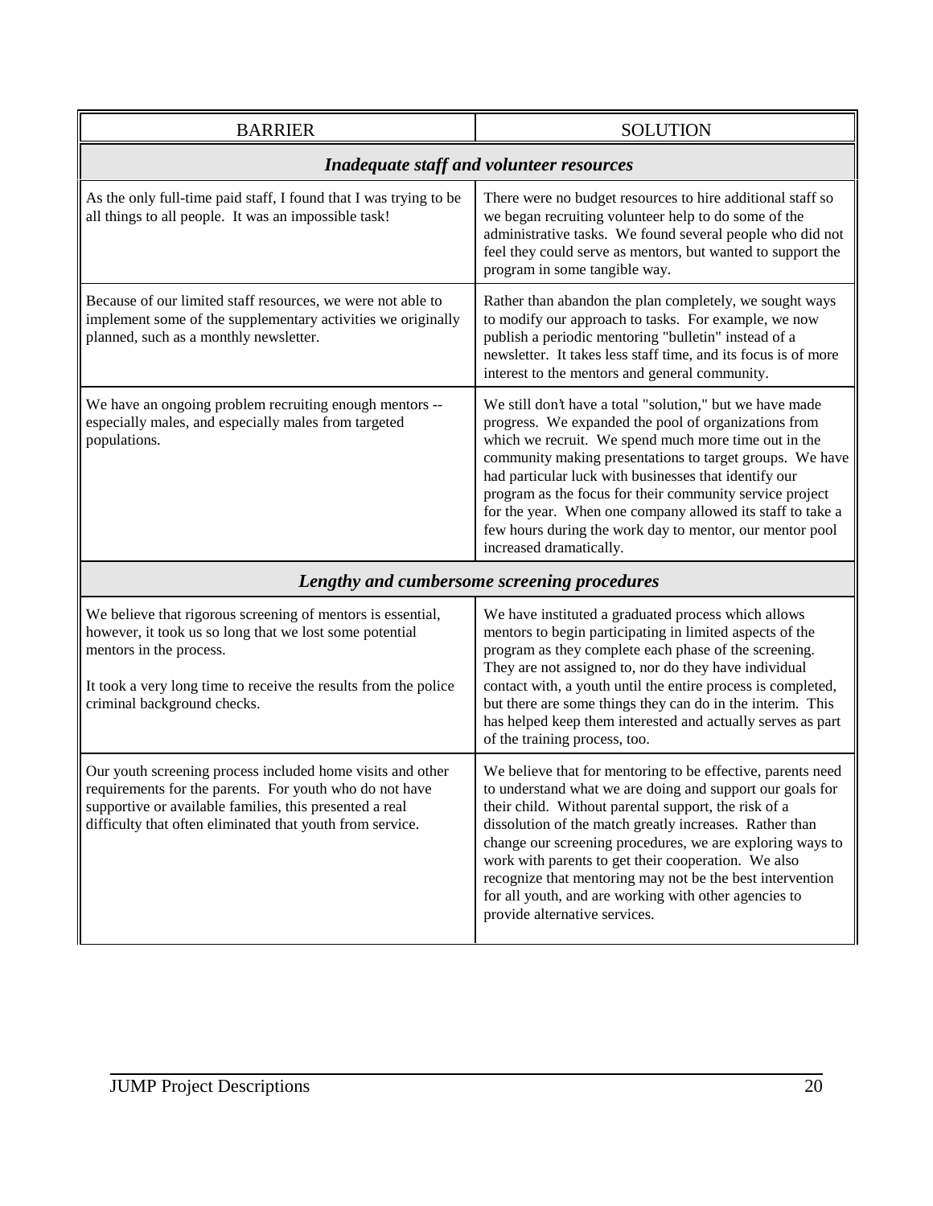| BARRIER | SOLUTION |
|---|---|
| ***Inadequate staff and volunteer resources*** | |
| As the only full-time paid staff, I found that I was trying to be all things to all people. It was an impossible task! | There were no budget resources to hire additional staff so we began recruiting volunteer help to do some of the administrative tasks. We found several people who did not feel they could serve as mentors, but wanted to support the program in some tangible way. |
| Because of our limited staff resources, we were not able to implement some of the supplementary activities we originally planned, such as a monthly newsletter. | Rather than abandon the plan completely, we sought ways to modify our approach to tasks. For example, we now publish a periodic mentoring "bulletin" instead of a newsletter. It takes less staff time, and its focus is of more interest to the mentors and general community. |
| We have an ongoing problem recruiting enough mentors -- especially males, and especially males from targeted populations. | We still don't have a total "solution," but we have made progress. We expanded the pool of organizations from which we recruit. We spend much more time out in the community making presentations to target groups. We have had particular luck with businesses that identify our program as the focus for their community service project for the year. When one company allowed its staff to take a few hours during the work day to mentor, our mentor pool increased dramatically. |
| ***Lengthy and cumbersome screening procedures*** | |
| We believe that rigorous screening of mentors is essential, however, it took us so long that we lost some potential mentors in the process.<br><br>It took a very long time to receive the results from the police criminal background checks. | We have instituted a graduated process which allows mentors to begin participating in limited aspects of the program as they complete each phase of the screening. They are not assigned to, nor do they have individual contact with, a youth until the entire process is completed, but there are some things they can do in the interim. This has helped keep them interested and actually serves as part of the training process, too. |
| Our youth screening process included home visits and other requirements for the parents. For youth who do not have supportive or available families, this presented a real difficulty that often eliminated that youth from service. | We believe that for mentoring to be effective, parents need to understand what we are doing and support our goals for their child. Without parental support, the risk of a dissolution of the match greatly increases. Rather than change our screening procedures, we are exploring ways to work with parents to get their cooperation. We also recognize that mentoring may not be the best intervention for all youth, and are working with other agencies to provide alternative services. |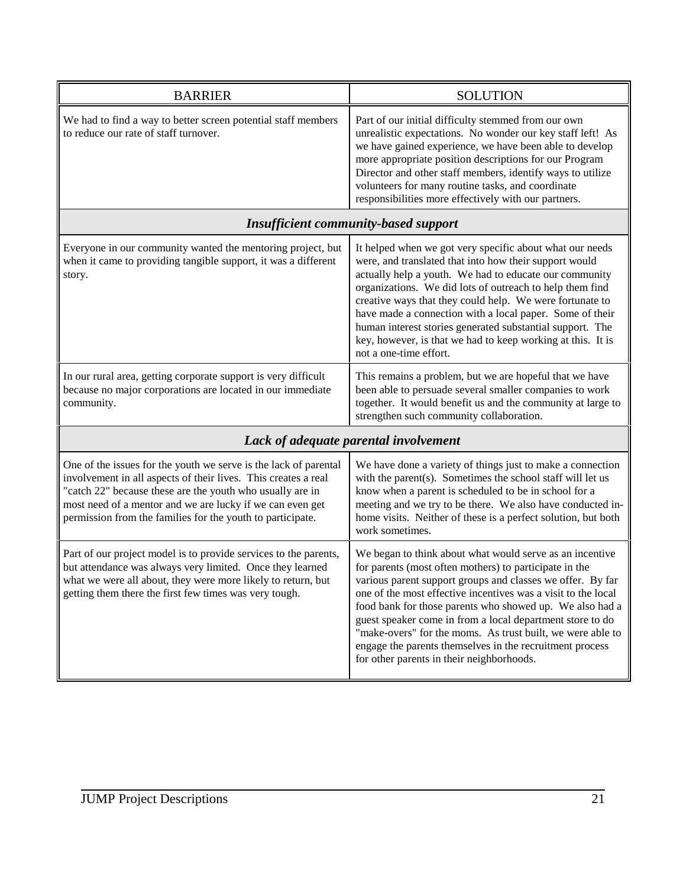| BARRIER | SOLUTION |
| --- | --- |
| We had to find a way to better screen potential staff members to reduce our rate of staff turnover. | Part of our initial difficulty stemmed from our own unrealistic expectations. No wonder our key staff left! As we have gained experience, we have been able to develop more appropriate position descriptions for our Program Director and other staff members, identify ways to utilize volunteers for many routine tasks, and coordinate responsibilities more effectively with our partners. |
| ***Insufficient community-based support*** | |
| Everyone in our community wanted the mentoring project, but when it came to providing tangible support, it was a different story. | It helped when we got very specific about what our needs were, and translated that into how their support would actually help a youth. We had to educate our community organizations. We did lots of outreach to help them find creative ways that they could help. We were fortunate to have made a connection with a local paper. Some of their human interest stories generated substantial support. The key, however, is that we had to keep working at this. It is not a one-time effort. |
| In our rural area, getting corporate support is very difficult because no major corporations are located in our immediate community. | This remains a problem, but we are hopeful that we have been able to persuade several smaller companies to work together. It would benefit us and the community at large to strengthen such community collaboration. |
| ***Lack of adequate parental involvement*** | |
| One of the issues for the youth we serve is the lack of parental involvement in all aspects of their lives. This creates a real "catch 22" because these are the youth who usually are in most need of a mentor and we are lucky if we can even get permission from the families for the youth to participate. | We have done a variety of things just to make a connection with the parent(s). Sometimes the school staff will let us know when a parent is scheduled to be in school for a meeting and we try to be there. We also have conducted in-home visits. Neither of these is a perfect solution, but both work sometimes. |
| Part of our project model is to provide services to the parents, but attendance was always very limited. Once they learned what we were all about, they were more likely to return, but getting them there the first few times was very tough. | We began to think about what would serve as an incentive for parents (most often mothers) to participate in the various parent support groups and classes we offer. By far one of the most effective incentives was a visit to the local food bank for those parents who showed up. We also had a guest speaker come in from a local department store to do "make-overs" for the moms. As trust built, we were able to engage the parents themselves in the recruitment process for other parents in their neighborhoods. |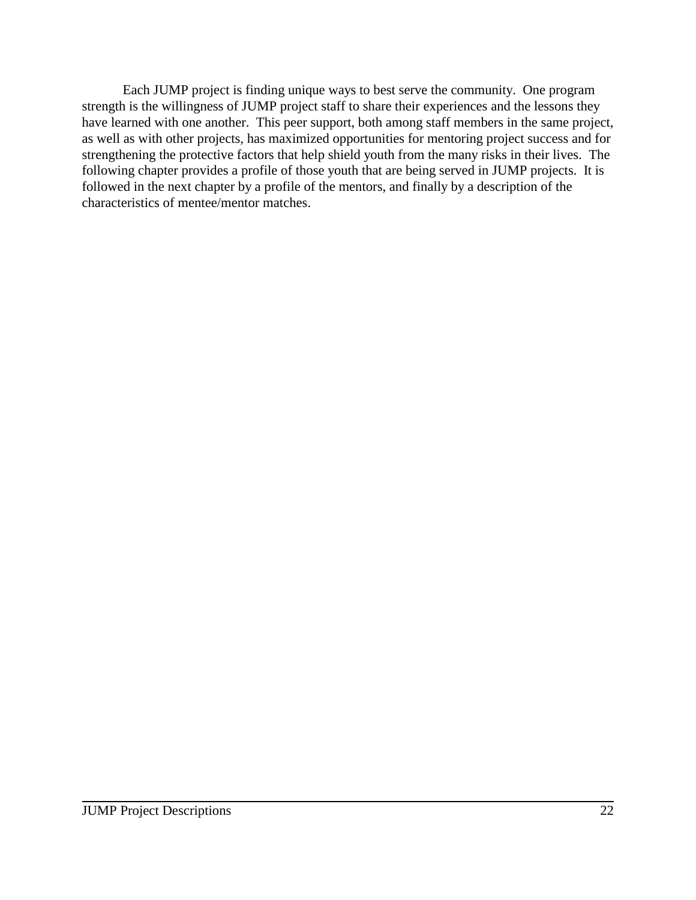Each JUMP project is finding unique ways to best serve the community. One program strength is the willingness of JUMP project staff to share their experiences and the lessons they have learned with one another. This peer support, both among staff members in the same project, as well as with other projects, has maximized opportunities for mentoring project success and for strengthening the protective factors that help shield youth from the many risks in their lives. The following chapter provides a profile of those youth that are being served in JUMP projects. It is followed in the next chapter by a profile of the mentors, and finally by a description of the characteristics of mentee/mentor matches.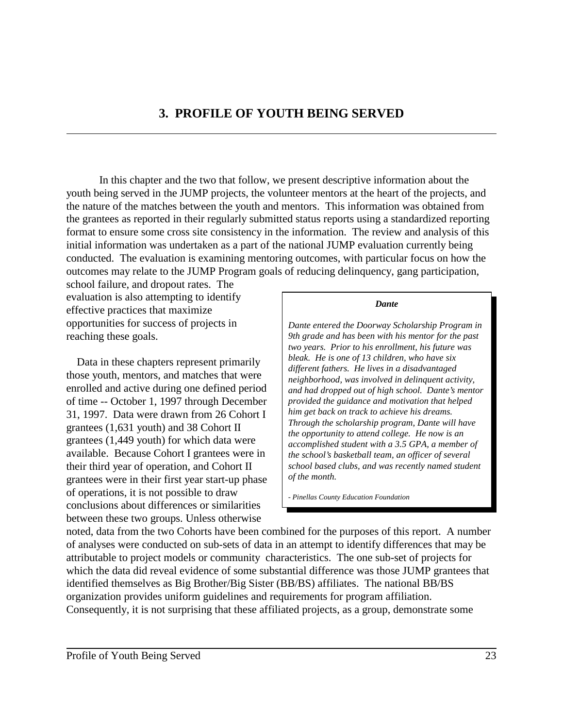# 3. PROFILE OF YOUTH BEING SERVED

In this chapter and the two that follow, we present descriptive information about the youth being served in the JUMP projects, the volunteer mentors at the heart of the projects, and the nature of the matches between the youth and mentors. This information was obtained from the grantees as reported in their regularly submitted status reports using a standardized reporting format to ensure some cross site consistency in the information. The review and analysis of this initial information was undertaken as a part of the national JUMP evaluation currently being conducted. The evaluation is examining mentoring outcomes, with particular focus on how the outcomes may relate to the JUMP Program goals of reducing delinquency, gang participation, school failure, and dropout rates. The evaluation is also attempting to identify effective practices that maximize opportunities for success of projects in reaching these goals.

> ***Dante***
>
> *Dante entered the Doorway Scholarship Program in 9th grade and has been with his mentor for the past two years. Prior to his enrollment, his future was bleak. He is one of 13 children, who have six different fathers. He lives in a disadvantaged neighborhood, was involved in delinquent activity, and had dropped out of high school. Dante's mentor provided the guidance and motivation that helped him get back on track to achieve his dreams. Through the scholarship program, Dante will have the opportunity to attend college. He now is an accomplished student with a 3.5 GPA, a member of the school's basketball team, an officer of several school based clubs, and was recently named student of the month.*
>
> *- Pinellas County Education Foundation*

Data in these chapters represent primarily those youth, mentors, and matches that were enrolled and active during one defined period of time -- October 1, 1997 through December 31, 1997. Data were drawn from 26 Cohort I grantees (1,631 youth) and 38 Cohort II grantees (1,449 youth) for which data were available. Because Cohort I grantees were in their third year of operation, and Cohort II grantees were in their first year start-up phase of operations, it is not possible to draw conclusions about differences or similarities between these two groups. Unless otherwise noted, data from the two Cohorts have been combined for the purposes of this report. A number of analyses were conducted on sub-sets of data in an attempt to identify differences that may be attributable to project models or community characteristics. The one sub-set of projects for which the data did reveal evidence of some substantial difference was those JUMP grantees that identified themselves as Big Brother/Big Sister (BB/BS) affiliates. The national BB/BS organization provides uniform guidelines and requirements for program affiliation. Consequently, it is not surprising that these affiliated projects, as a group, demonstrate some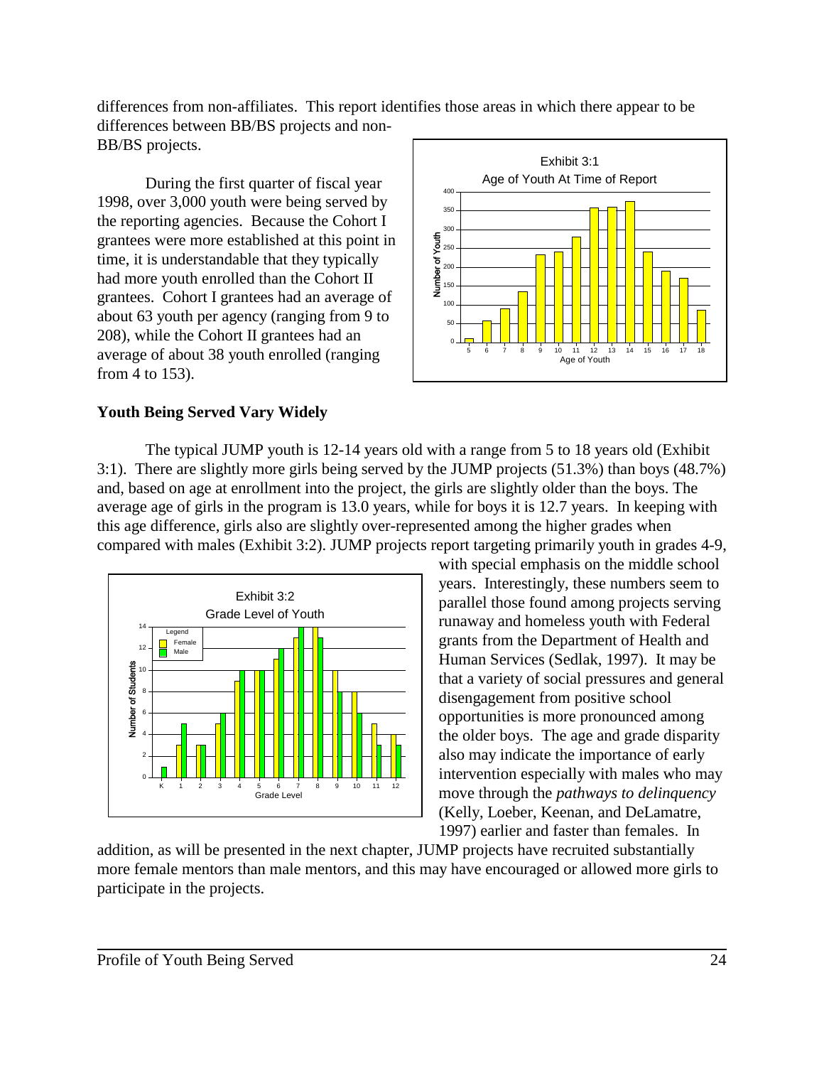differences from non-affiliates. This report identifies those areas in which there appear to be differences between BB/BS projects and non-BB/BS projects.

During the first quarter of fiscal year 1998, over 3,000 youth were being served by the reporting agencies. Because the Cohort I grantees were more established at this point in time, it is understandable that they typically had more youth enrolled than the Cohort II grantees. Cohort I grantees had an average of about 63 youth per agency (ranging from 9 to 208), while the Cohort II grantees had an average of about 38 youth enrolled (ranging from 4 to 153).

Exhibit 3:1
Age of Youth At Time of Report

## Youth Being Served Vary Widely

The typical JUMP youth is 12-14 years old with a range from 5 to 18 years old (Exhibit 3:1). There are slightly more girls being served by the JUMP projects (51.3%) than boys (48.7%) and, based on age at enrollment into the project, the girls are slightly older than the boys. The average age of girls in the program is 13.0 years, while for boys it is 12.7 years. In keeping with this age difference, girls also are slightly over-represented among the higher grades when compared with males (Exhibit 3:2). JUMP projects report targeting primarily youth in grades 4-9, with special emphasis on the middle school years. Interestingly, these numbers seem to parallel those found among projects serving runaway and homeless youth with Federal grants from the Department of Health and Human Services (Sedlak, 1997). It may be that a variety of social pressures and general disengagement from positive school opportunities is more pronounced among the older boys. The age and grade disparity also may indicate the importance of early intervention especially with males who may move through the *pathways to delinquency* (Kelly, Loeber, Keenan, and DeLamatre, 1997) earlier and faster than females. In addition, as will be presented in the next chapter, JUMP projects have recruited substantially more female mentors than male mentors, and this may have encouraged or allowed more girls to participate in the projects.

Exhibit 3:2
Grade Level of Youth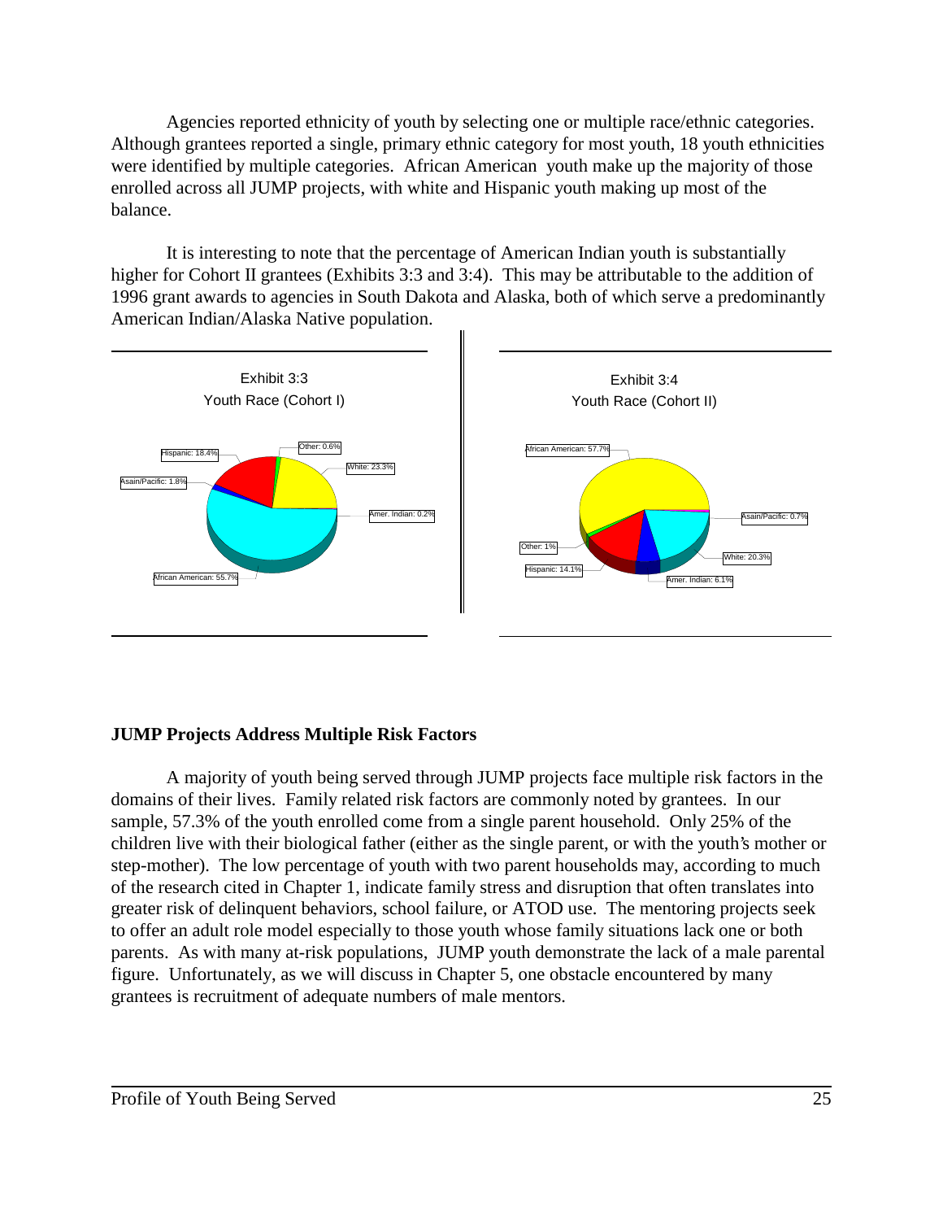Agencies reported ethnicity of youth by selecting one or multiple race/ethnic categories. Although grantees reported a single, primary ethnic category for most youth, 18 youth ethnicities were identified by multiple categories. African American youth make up the majority of those enrolled across all JUMP projects, with white and Hispanic youth making up most of the balance.

It is interesting to note that the percentage of American Indian youth is substantially higher for Cohort II grantees (Exhibits 3:3 and 3:4). This may be attributable to the addition of 1996 grant awards to agencies in South Dakota and Alaska, both of which serve a predominantly American Indian/Alaska Native population.

Exhibit 3:3
Youth Race (Cohort I)

| Race | Percent |
|---|---|
| African American | 55.7% |
| White | 23.3% |
| Hispanic | 18.4% |
| Asain/Pacific | 1.8% |
| Other | 0.6% |
| Amer. Indian | 0.2% |

Exhibit 3:4
Youth Race (Cohort II)

| Race | Percent |
|---|---|
| African American | 57.7% |
| White | 20.3% |
| Hispanic | 14.1% |
| Amer. Indian | 6.1% |
| Other | 1% |
| Asain/Pacific | 0.7% |

## JUMP Projects Address Multiple Risk Factors

A majority of youth being served through JUMP projects face multiple risk factors in the domains of their lives. Family related risk factors are commonly noted by grantees. In our sample, 57.3% of the youth enrolled come from a single parent household. Only 25% of the children live with their biological father (either as the single parent, or with the youth's mother or step-mother). The low percentage of youth with two parent households may, according to much of the research cited in Chapter 1, indicate family stress and disruption that often translates into greater risk of delinquent behaviors, school failure, or ATOD use. The mentoring projects seek to offer an adult role model especially to those youth whose family situations lack one or both parents. As with many at-risk populations, JUMP youth demonstrate the lack of a male parental figure. Unfortunately, as we will discuss in Chapter 5, one obstacle encountered by many grantees is recruitment of adequate numbers of male mentors.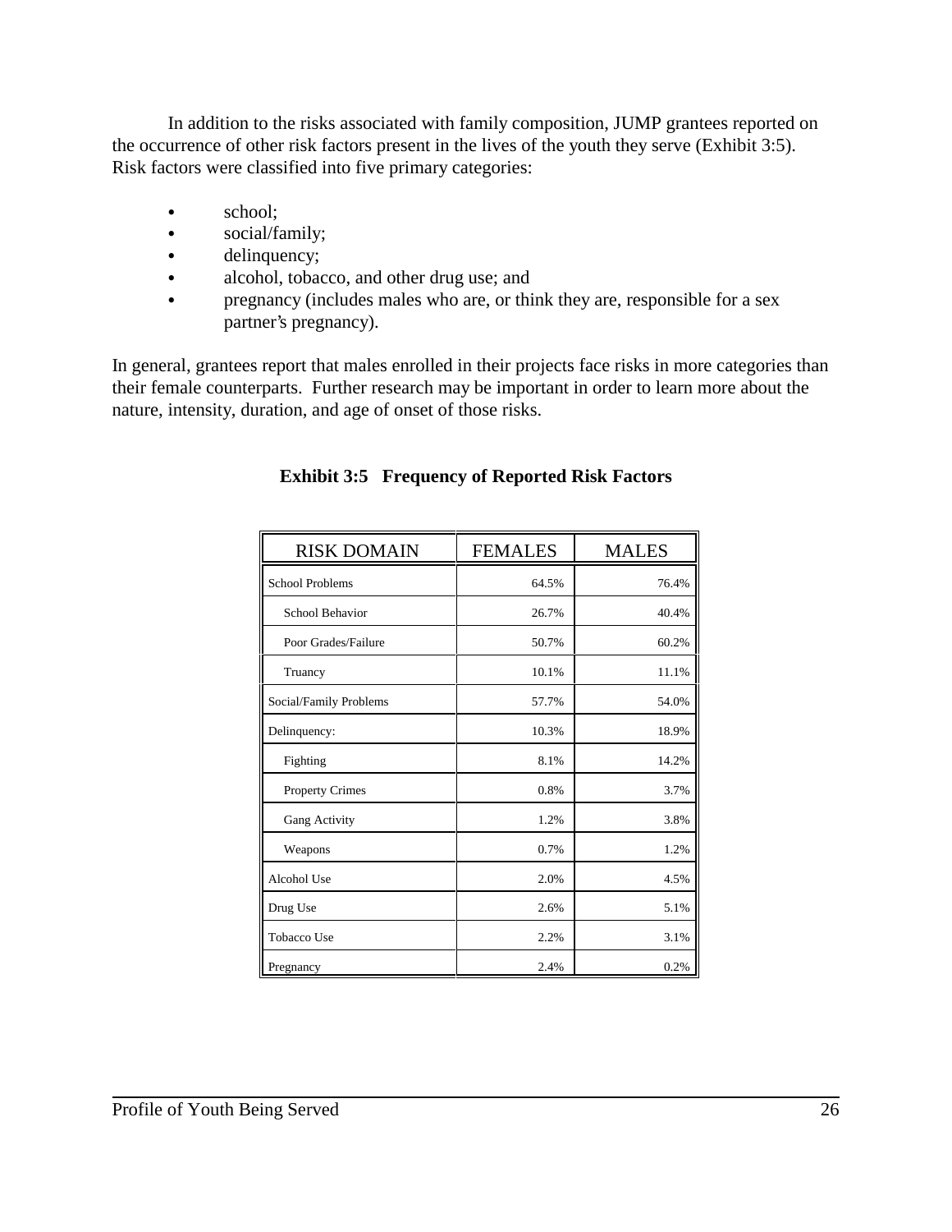In addition to the risks associated with family composition, JUMP grantees reported on the occurrence of other risk factors present in the lives of the youth they serve (Exhibit 3:5). Risk factors were classified into five primary categories:

- school;
- social/family;
- delinquency;
- alcohol, tobacco, and other drug use; and
- pregnancy (includes males who are, or think they are, responsible for a sex partner's pregnancy).

In general, grantees report that males enrolled in their projects face risks in more categories than their female counterparts. Further research may be important in order to learn more about the nature, intensity, duration, and age of onset of those risks.

**Exhibit 3:5 Frequency of Reported Risk Factors**

| RISK DOMAIN | FEMALES | MALES |
|---|---|---|
| School Problems | 64.5% | 76.4% |
| School Behavior | 26.7% | 40.4% |
| Poor Grades/Failure | 50.7% | 60.2% |
| Truancy | 10.1% | 11.1% |
| Social/Family Problems | 57.7% | 54.0% |
| Delinquency: | 10.3% | 18.9% |
| Fighting | 8.1% | 14.2% |
| Property Crimes | 0.8% | 3.7% |
| Gang Activity | 1.2% | 3.8% |
| Weapons | 0.7% | 1.2% |
| Alcohol Use | 2.0% | 4.5% |
| Drug Use | 2.6% | 5.1% |
| Tobacco Use | 2.2% | 3.1% |
| Pregnancy | 2.4% | 0.2% |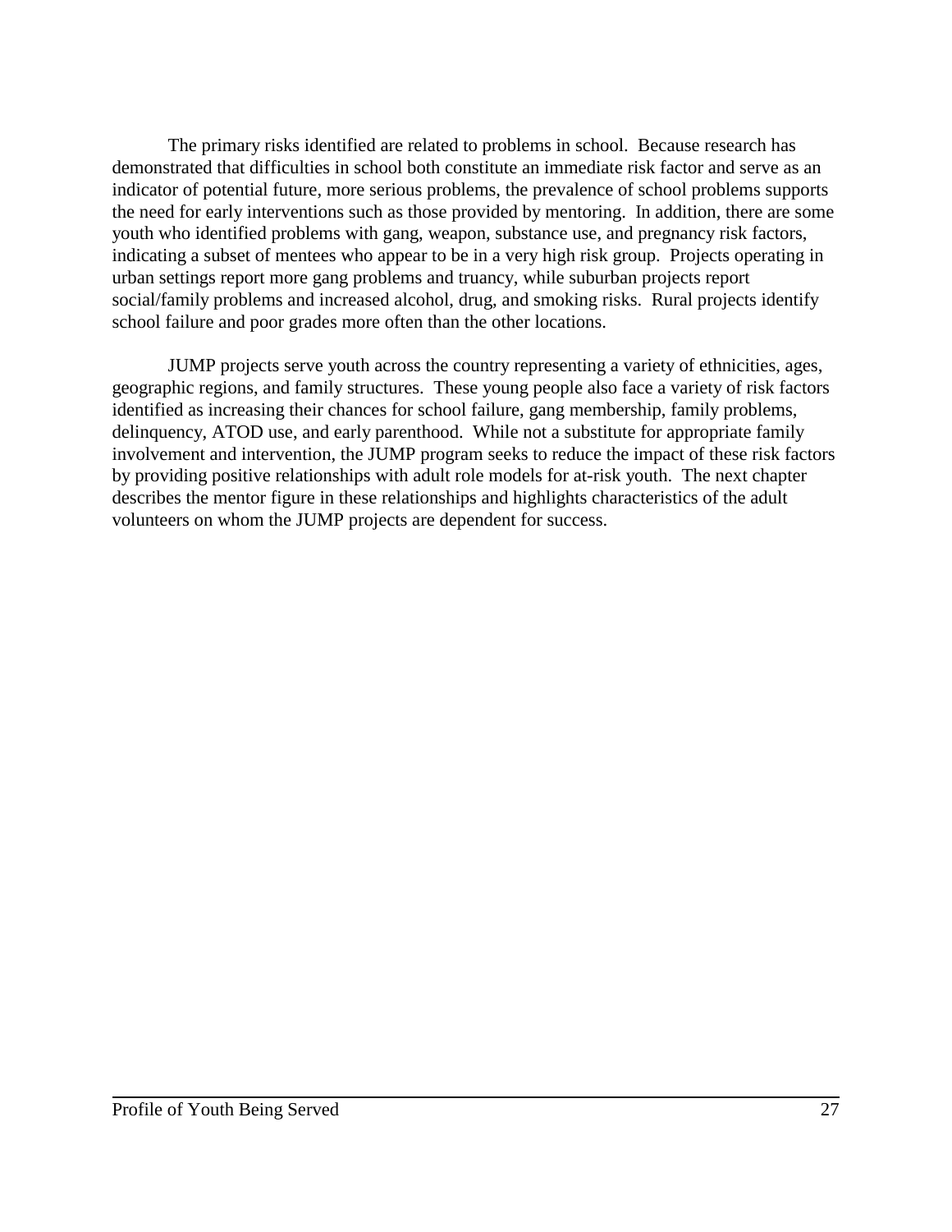The primary risks identified are related to problems in school. Because research has demonstrated that difficulties in school both constitute an immediate risk factor and serve as an indicator of potential future, more serious problems, the prevalence of school problems supports the need for early interventions such as those provided by mentoring. In addition, there are some youth who identified problems with gang, weapon, substance use, and pregnancy risk factors, indicating a subset of mentees who appear to be in a very high risk group. Projects operating in urban settings report more gang problems and truancy, while suburban projects report social/family problems and increased alcohol, drug, and smoking risks. Rural projects identify school failure and poor grades more often than the other locations.

JUMP projects serve youth across the country representing a variety of ethnicities, ages, geographic regions, and family structures. These young people also face a variety of risk factors identified as increasing their chances for school failure, gang membership, family problems, delinquency, ATOD use, and early parenthood. While not a substitute for appropriate family involvement and intervention, the JUMP program seeks to reduce the impact of these risk factors by providing positive relationships with adult role models for at-risk youth. The next chapter describes the mentor figure in these relationships and highlights characteristics of the adult volunteers on whom the JUMP projects are dependent for success.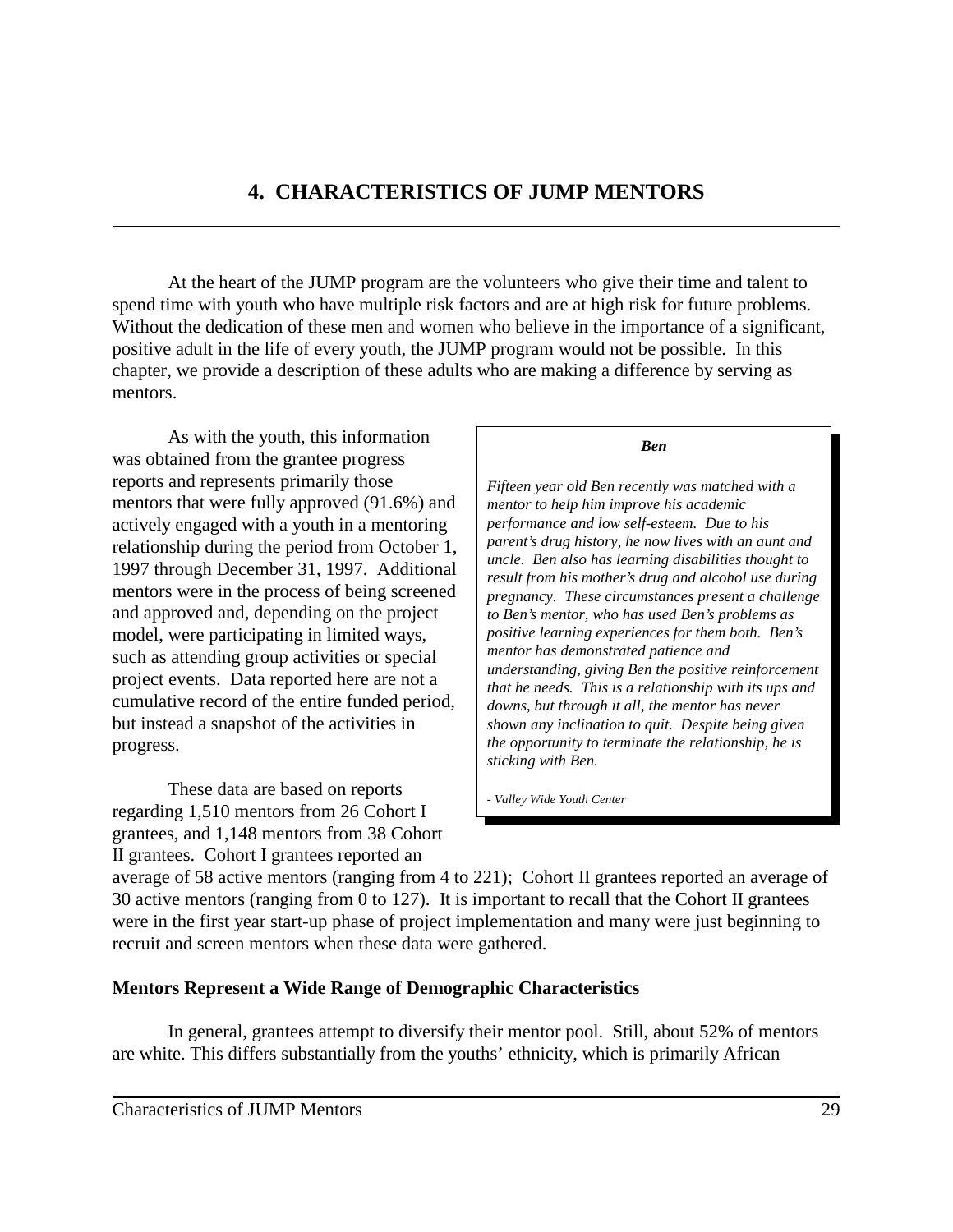# 4. CHARACTERISTICS OF JUMP MENTORS

At the heart of the JUMP program are the volunteers who give their time and talent to spend time with youth who have multiple risk factors and are at high risk for future problems. Without the dedication of these men and women who believe in the importance of a significant, positive adult in the life of every youth, the JUMP program would not be possible. In this chapter, we provide a description of these adults who are making a difference by serving as mentors.

As with the youth, this information was obtained from the grantee progress reports and represents primarily those mentors that were fully approved (91.6%) and actively engaged with a youth in a mentoring relationship during the period from October 1, 1997 through December 31, 1997. Additional mentors were in the process of being screened and approved and, depending on the project model, were participating in limited ways, such as attending group activities or special project events. Data reported here are not a cumulative record of the entire funded period, but instead a snapshot of the activities in progress.

> ***Ben***
>
> *Fifteen year old Ben recently was matched with a mentor to help him improve his academic performance and low self-esteem. Due to his parent's drug history, he now lives with an aunt and uncle. Ben also has learning disabilities thought to result from his mother's drug and alcohol use during pregnancy. These circumstances present a challenge to Ben's mentor, who has used Ben's problems as positive learning experiences for them both. Ben's mentor has demonstrated patience and understanding, giving Ben the positive reinforcement that he needs. This is a relationship with its ups and downs, but through it all, the mentor has never shown any inclination to quit. Despite being given the opportunity to terminate the relationship, he is sticking with Ben.*
>
> *- Valley Wide Youth Center*

These data are based on reports regarding 1,510 mentors from 26 Cohort I grantees, and 1,148 mentors from 38 Cohort II grantees. Cohort I grantees reported an average of 58 active mentors (ranging from 4 to 221); Cohort II grantees reported an average of 30 active mentors (ranging from 0 to 127). It is important to recall that the Cohort II grantees were in the first year start-up phase of project implementation and many were just beginning to recruit and screen mentors when these data were gathered.

### Mentors Represent a Wide Range of Demographic Characteristics

In general, grantees attempt to diversify their mentor pool. Still, about 52% of mentors are white. This differs substantially from the youths' ethnicity, which is primarily African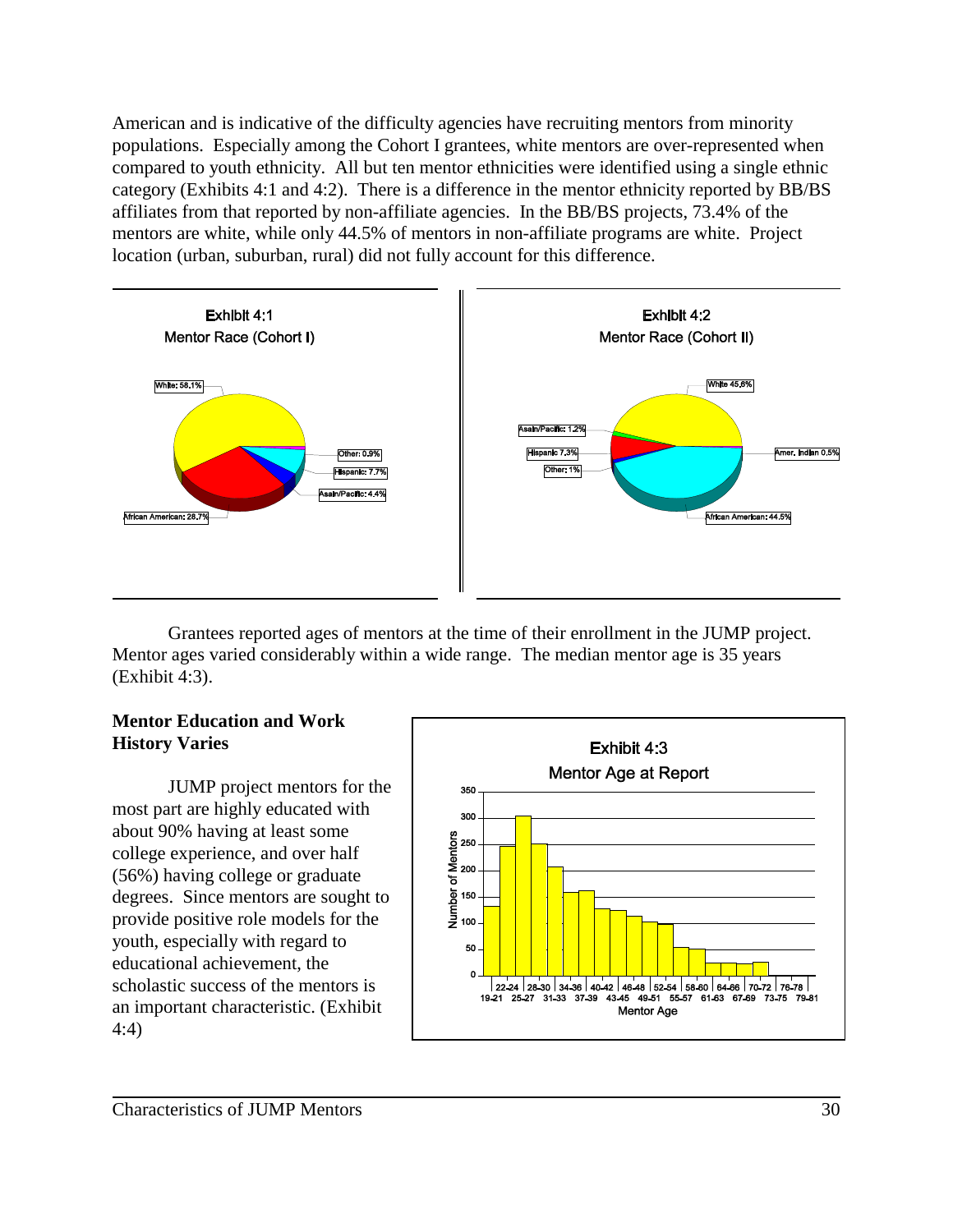American and is indicative of the difficulty agencies have recruiting mentors from minority populations. Especially among the Cohort I grantees, white mentors are over-represented when compared to youth ethnicity. All but ten mentor ethnicities were identified using a single ethnic category (Exhibits 4:1 and 4:2). There is a difference in the mentor ethnicity reported by BB/BS affiliates from that reported by non-affiliate agencies. In the BB/BS projects, 73.4% of the mentors are white, while only 44.5% of mentors in non-affiliate programs are white. Project location (urban, suburban, rural) did not fully account for this difference.

**Exhibit 4:1**
**Mentor Race (Cohort I)**

White: 58.1%
Other: 0.9%
Hispanic: 7.7%
Asain/Pacific: 4.4%
African American: 28.7%

**Exhibit 4:2**
**Mentor Race (Cohort II)**

White 45.6%
Asain/Pacific: 1.2%
Hispanic 7.3%
Other: 1%
Amer. Indian 0.5%
African American: 44.5%

Grantees reported ages of mentors at the time of their enrollment in the JUMP project. Mentor ages varied considerably within a wide range. The median mentor age is 35 years (Exhibit 4:3).

## Mentor Education and Work History Varies

JUMP project mentors for the most part are highly educated with about 90% having at least some college experience, and over half (56%) having college or graduate degrees. Since mentors are sought to provide positive role models for the youth, especially with regard to educational achievement, the scholastic success of the mentors is an important characteristic. (Exhibit 4:4)

**Exhibit 4:3**
**Mentor Age at Report**

Y-axis: Number of Mentors (0–350)
X-axis: Mentor Age (19-21, 22-24, 25-27, 28-30, 31-33, 34-36, 37-39, 40-42, 43-45, 46-48, 49-51, 52-54, 55-57, 58-60, 61-63, 64-66, 67-69, 70-72, 73-75, 76-78, 79-81)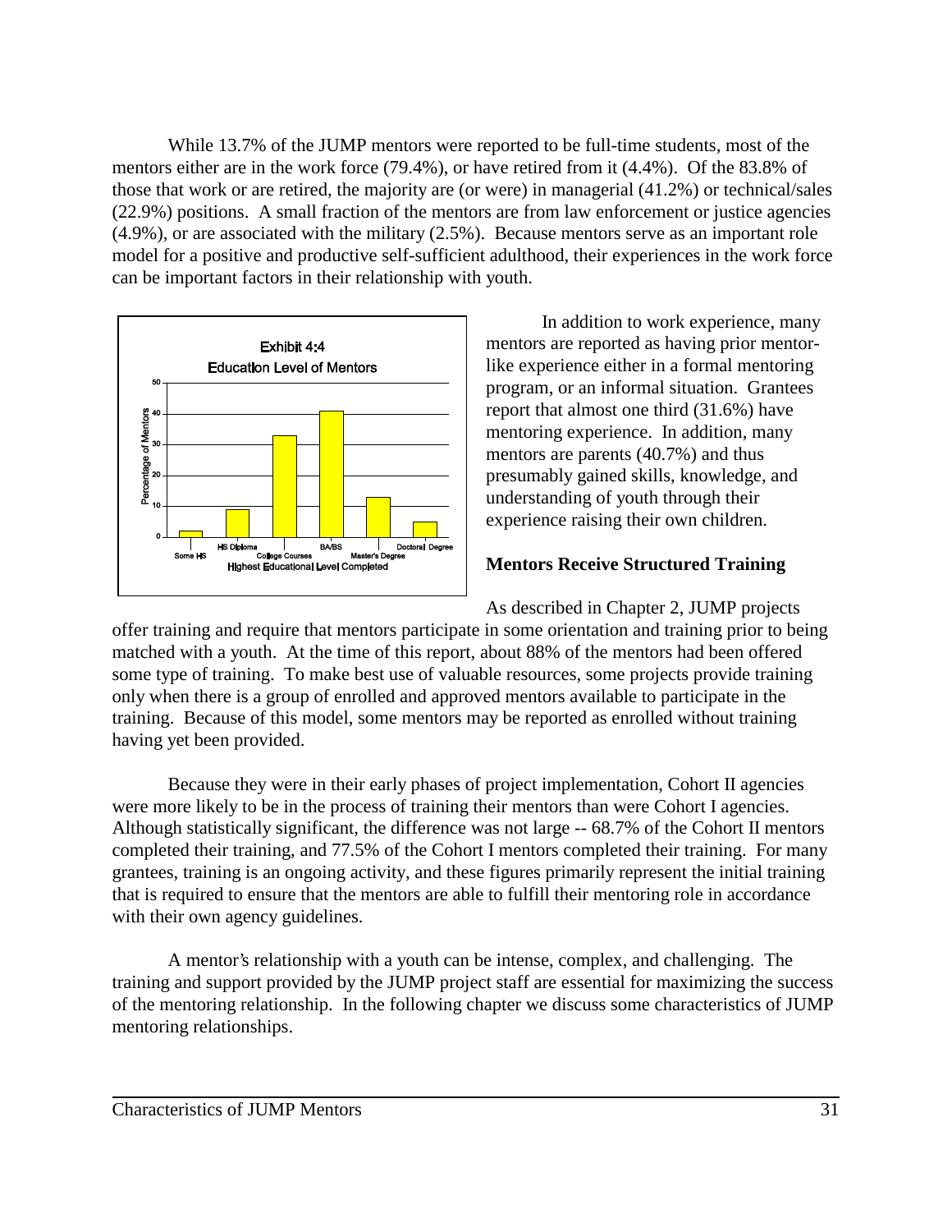While 13.7% of the JUMP mentors were reported to be full-time students, most of the mentors either are in the work force (79.4%), or have retired from it (4.4%). Of the 83.8% of those that work or are retired, the majority are (or were) in managerial (41.2%) or technical/sales (22.9%) positions. A small fraction of the mentors are from law enforcement or justice agencies (4.9%), or are associated with the military (2.5%). Because mentors serve as an important role model for a positive and productive self-sufficient adulthood, their experiences in the work force can be important factors in their relationship with youth.

Exhibit 4:4
Education Level of Mentors

In addition to work experience, many mentors are reported as having prior mentor-like experience either in a formal mentoring program, or an informal situation. Grantees report that almost one third (31.6%) have mentoring experience. In addition, many mentors are parents (40.7%) and thus presumably gained skills, knowledge, and understanding of youth through their experience raising their own children.

## Mentors Receive Structured Training

As described in Chapter 2, JUMP projects offer training and require that mentors participate in some orientation and training prior to being matched with a youth. At the time of this report, about 88% of the mentors had been offered some type of training. To make best use of valuable resources, some projects provide training only when there is a group of enrolled and approved mentors available to participate in the training. Because of this model, some mentors may be reported as enrolled without training having yet been provided.

Because they were in their early phases of project implementation, Cohort II agencies were more likely to be in the process of training their mentors than were Cohort I agencies. Although statistically significant, the difference was not large -- 68.7% of the Cohort II mentors completed their training, and 77.5% of the Cohort I mentors completed their training. For many grantees, training is an ongoing activity, and these figures primarily represent the initial training that is required to ensure that the mentors are able to fulfill their mentoring role in accordance with their own agency guidelines.

A mentor's relationship with a youth can be intense, complex, and challenging. The training and support provided by the JUMP project staff are essential for maximizing the success of the mentoring relationship. In the following chapter we discuss some characteristics of JUMP mentoring relationships.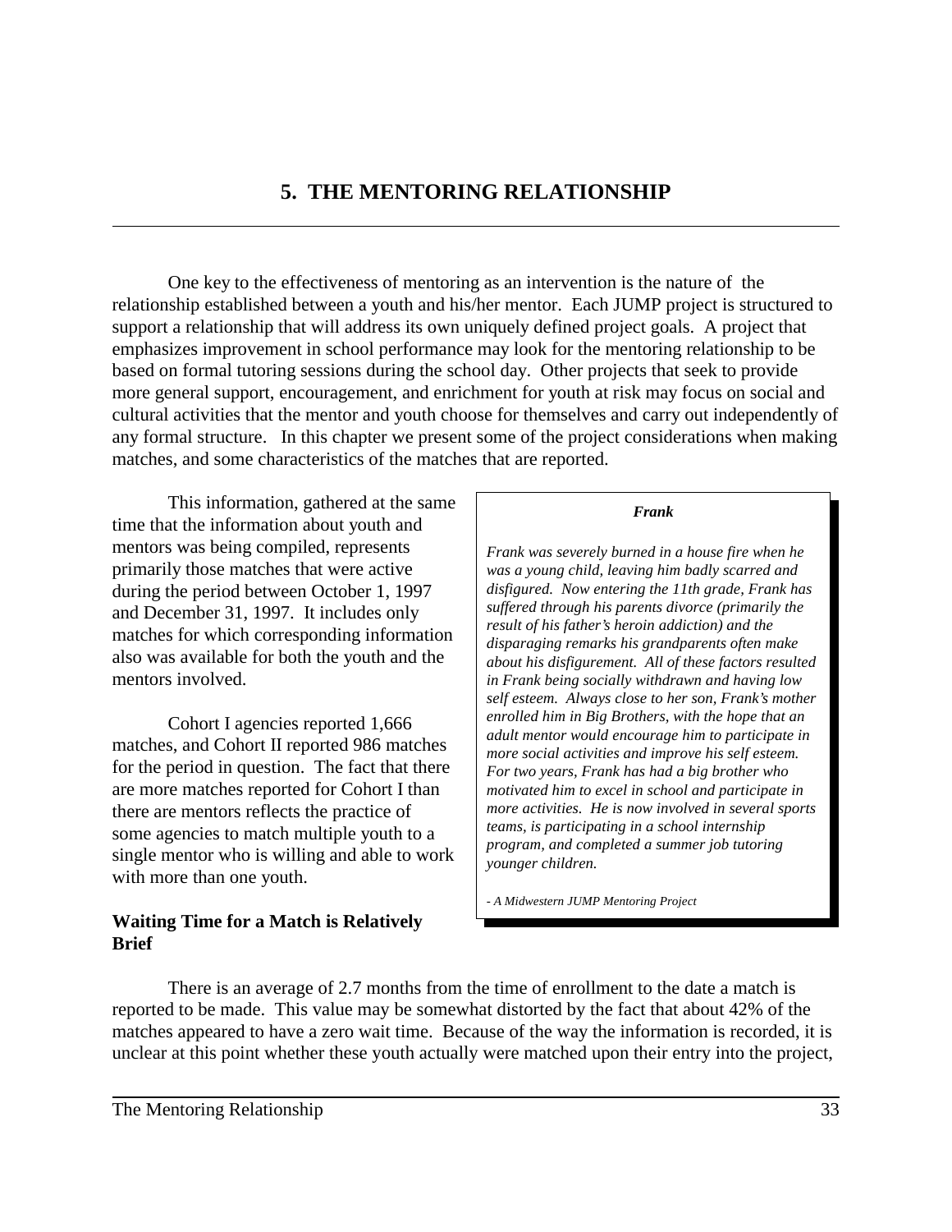# 5. THE MENTORING RELATIONSHIP

One key to the effectiveness of mentoring as an intervention is the nature of the relationship established between a youth and his/her mentor. Each JUMP project is structured to support a relationship that will address its own uniquely defined project goals. A project that emphasizes improvement in school performance may look for the mentoring relationship to be based on formal tutoring sessions during the school day. Other projects that seek to provide more general support, encouragement, and enrichment for youth at risk may focus on social and cultural activities that the mentor and youth choose for themselves and carry out independently of any formal structure. In this chapter we present some of the project considerations when making matches, and some characteristics of the matches that are reported.

This information, gathered at the same time that the information about youth and mentors was being compiled, represents primarily those matches that were active during the period between October 1, 1997 and December 31, 1997. It includes only matches for which corresponding information also was available for both the youth and the mentors involved.

Cohort I agencies reported 1,666 matches, and Cohort II reported 986 matches for the period in question. The fact that there are more matches reported for Cohort I than there are mentors reflects the practice of some agencies to match multiple youth to a single mentor who is willing and able to work with more than one youth.

> ***Frank***
>
> *Frank was severely burned in a house fire when he was a young child, leaving him badly scarred and disfigured. Now entering the 11th grade, Frank has suffered through his parents divorce (primarily the result of his father's heroin addiction) and the disparaging remarks his grandparents often make about his disfigurement. All of these factors resulted in Frank being socially withdrawn and having low self esteem. Always close to her son, Frank's mother enrolled him in Big Brothers, with the hope that an adult mentor would encourage him to participate in more social activities and improve his self esteem. For two years, Frank has had a big brother who motivated him to excel in school and participate in more activities. He is now involved in several sports teams, is participating in a school internship program, and completed a summer job tutoring younger children.*
>
> *- A Midwestern JUMP Mentoring Project*

**Waiting Time for a Match is Relatively Brief**

There is an average of 2.7 months from the time of enrollment to the date a match is reported to be made. This value may be somewhat distorted by the fact that about 42% of the matches appeared to have a zero wait time. Because of the way the information is recorded, it is unclear at this point whether these youth actually were matched upon their entry into the project,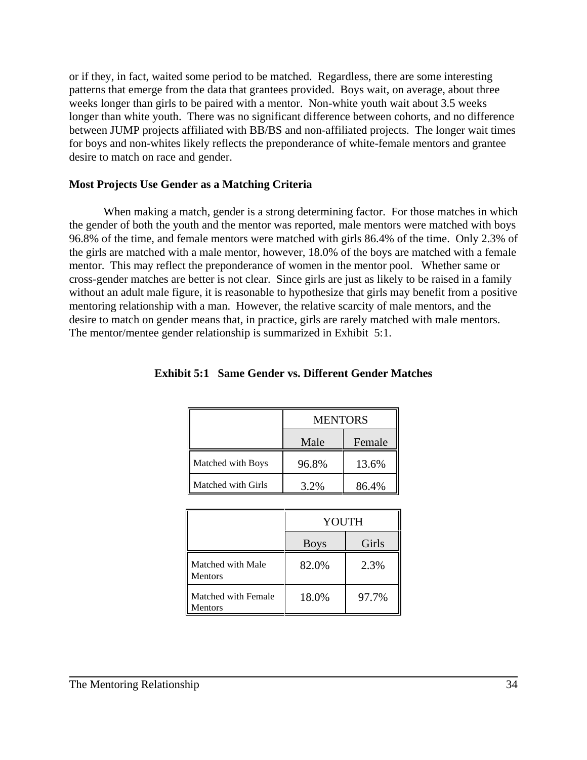or if they, in fact, waited some period to be matched. Regardless, there are some interesting patterns that emerge from the data that grantees provided. Boys wait, on average, about three weeks longer than girls to be paired with a mentor. Non-white youth wait about 3.5 weeks longer than white youth. There was no significant difference between cohorts, and no difference between JUMP projects affiliated with BB/BS and non-affiliated projects. The longer wait times for boys and non-whites likely reflects the preponderance of white-female mentors and grantee desire to match on race and gender.

### Most Projects Use Gender as a Matching Criteria

When making a match, gender is a strong determining factor. For those matches in which the gender of both the youth and the mentor was reported, male mentors were matched with boys 96.8% of the time, and female mentors were matched with girls 86.4% of the time. Only 2.3% of the girls are matched with a male mentor, however, 18.0% of the boys are matched with a female mentor. This may reflect the preponderance of women in the mentor pool. Whether same or cross-gender matches are better is not clear. Since girls are just as likely to be raised in a family without an adult male figure, it is reasonable to hypothesize that girls may benefit from a positive mentoring relationship with a man. However, the relative scarcity of male mentors, and the desire to match on gender means that, in practice, girls are rarely matched with male mentors. The mentor/mentee gender relationship is summarized in Exhibit 5:1.

**Exhibit 5:1 Same Gender vs. Different Gender Matches**

| | MENTORS | |
|---|---|---|
| | Male | Female |
| Matched with Boys | 96.8% | 13.6% |
| Matched with Girls | 3.2% | 86.4% |

| | YOUTH | |
|---|---|---|
| | Boys | Girls |
| Matched with Male Mentors | 82.0% | 2.3% |
| Matched with Female Mentors | 18.0% | 97.7% |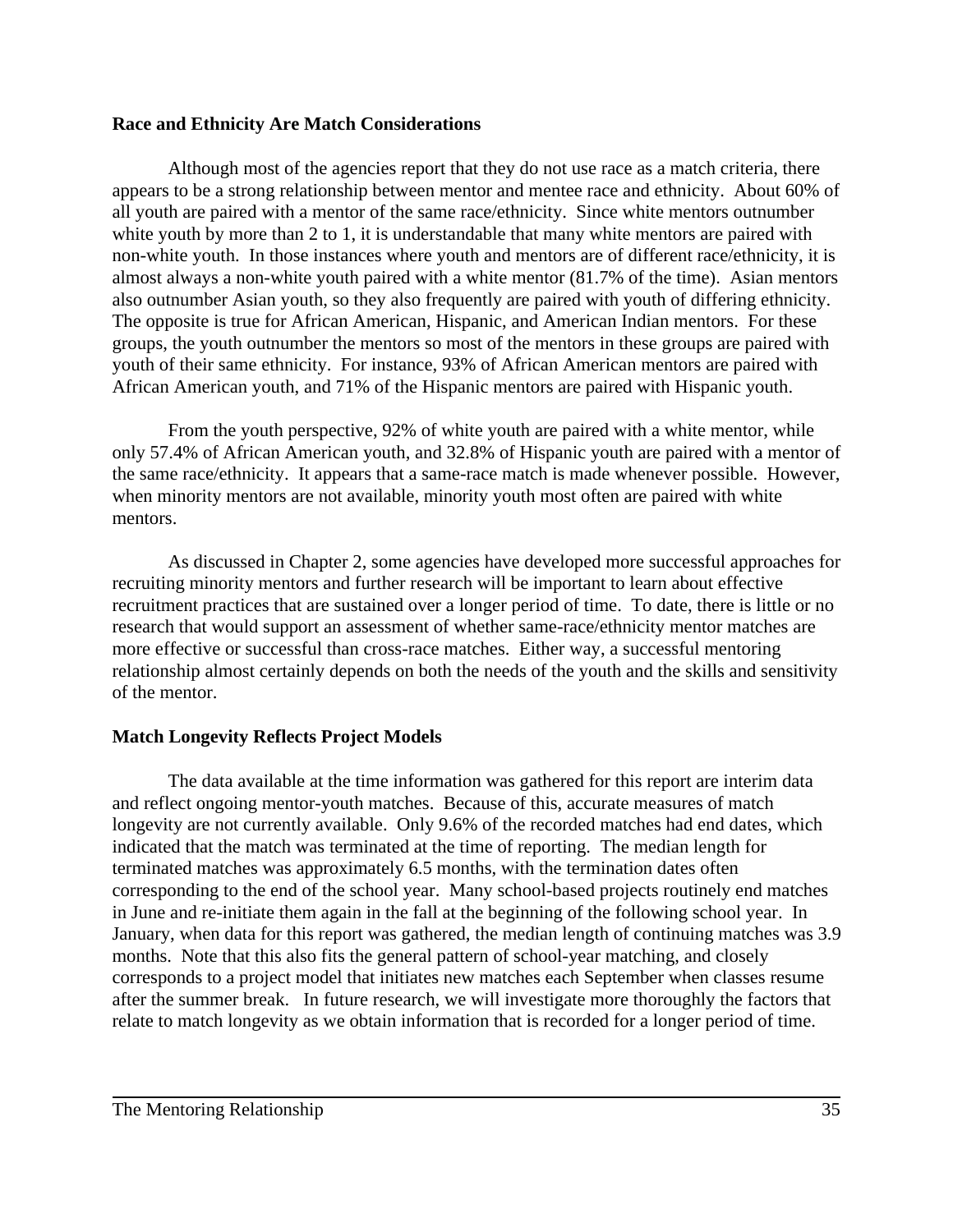### Race and Ethnicity Are Match Considerations

Although most of the agencies report that they do not use race as a match criteria, there appears to be a strong relationship between mentor and mentee race and ethnicity. About 60% of all youth are paired with a mentor of the same race/ethnicity. Since white mentors outnumber white youth by more than 2 to 1, it is understandable that many white mentors are paired with non-white youth. In those instances where youth and mentors are of different race/ethnicity, it is almost always a non-white youth paired with a white mentor (81.7% of the time). Asian mentors also outnumber Asian youth, so they also frequently are paired with youth of differing ethnicity. The opposite is true for African American, Hispanic, and American Indian mentors. For these groups, the youth outnumber the mentors so most of the mentors in these groups are paired with youth of their same ethnicity. For instance, 93% of African American mentors are paired with African American youth, and 71% of the Hispanic mentors are paired with Hispanic youth.

From the youth perspective, 92% of white youth are paired with a white mentor, while only 57.4% of African American youth, and 32.8% of Hispanic youth are paired with a mentor of the same race/ethnicity. It appears that a same-race match is made whenever possible. However, when minority mentors are not available, minority youth most often are paired with white mentors.

As discussed in Chapter 2, some agencies have developed more successful approaches for recruiting minority mentors and further research will be important to learn about effective recruitment practices that are sustained over a longer period of time. To date, there is little or no research that would support an assessment of whether same-race/ethnicity mentor matches are more effective or successful than cross-race matches. Either way, a successful mentoring relationship almost certainly depends on both the needs of the youth and the skills and sensitivity of the mentor.

### Match Longevity Reflects Project Models

The data available at the time information was gathered for this report are interim data and reflect ongoing mentor-youth matches. Because of this, accurate measures of match longevity are not currently available. Only 9.6% of the recorded matches had end dates, which indicated that the match was terminated at the time of reporting. The median length for terminated matches was approximately 6.5 months, with the termination dates often corresponding to the end of the school year. Many school-based projects routinely end matches in June and re-initiate them again in the fall at the beginning of the following school year. In January, when data for this report was gathered, the median length of continuing matches was 3.9 months. Note that this also fits the general pattern of school-year matching, and closely corresponds to a project model that initiates new matches each September when classes resume after the summer break. In future research, we will investigate more thoroughly the factors that relate to match longevity as we obtain information that is recorded for a longer period of time.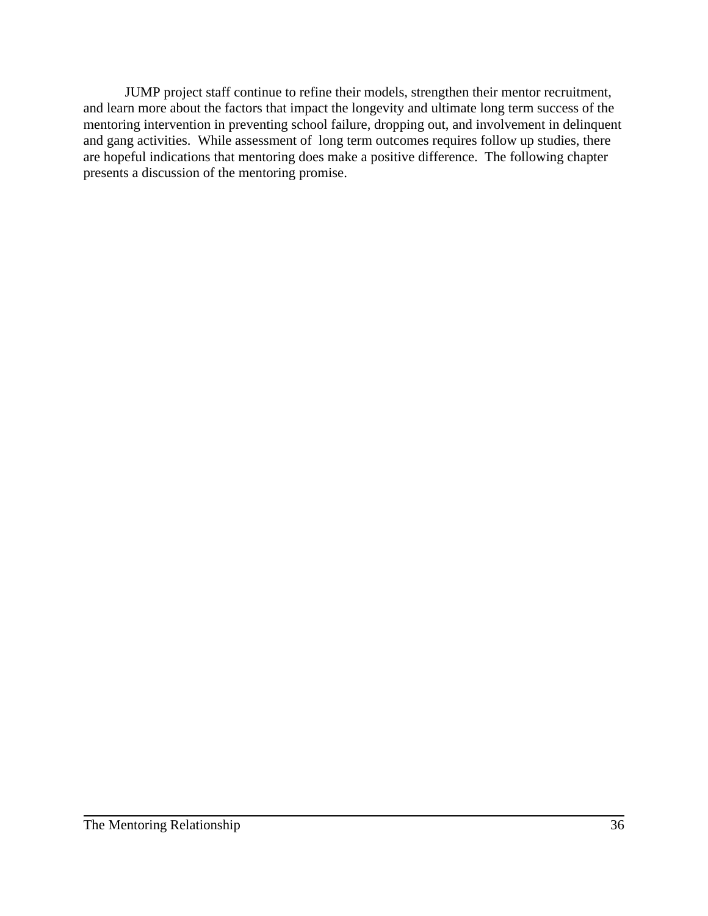JUMP project staff continue to refine their models, strengthen their mentor recruitment, and learn more about the factors that impact the longevity and ultimate long term success of the mentoring intervention in preventing school failure, dropping out, and involvement in delinquent and gang activities. While assessment of long term outcomes requires follow up studies, there are hopeful indications that mentoring does make a positive difference. The following chapter presents a discussion of the mentoring promise.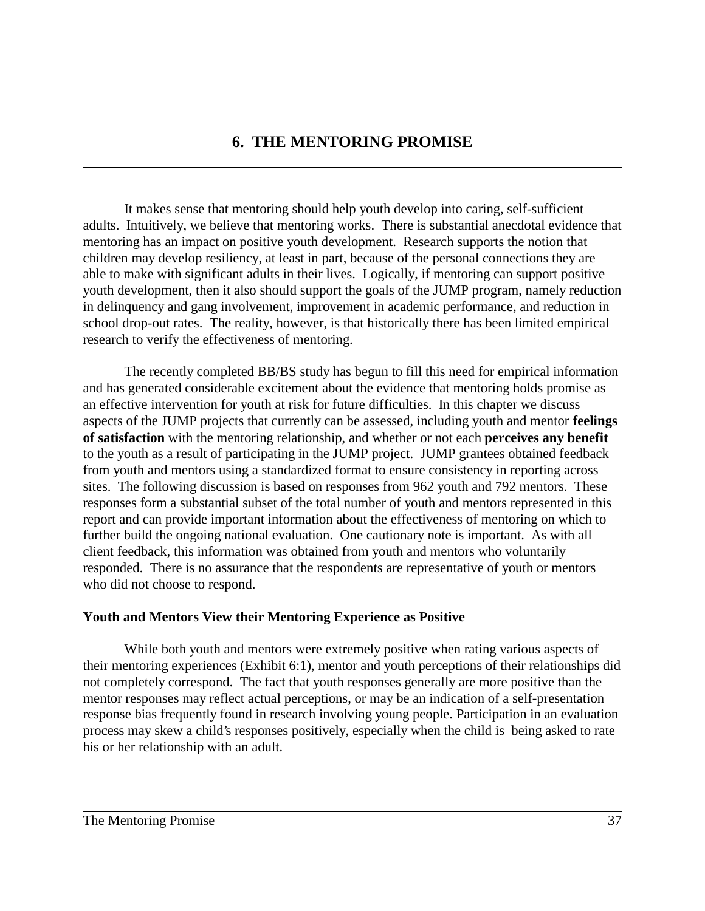# 6. THE MENTORING PROMISE

It makes sense that mentoring should help youth develop into caring, self-sufficient adults. Intuitively, we believe that mentoring works. There is substantial anecdotal evidence that mentoring has an impact on positive youth development. Research supports the notion that children may develop resiliency, at least in part, because of the personal connections they are able to make with significant adults in their lives. Logically, if mentoring can support positive youth development, then it also should support the goals of the JUMP program, namely reduction in delinquency and gang involvement, improvement in academic performance, and reduction in school drop-out rates. The reality, however, is that historically there has been limited empirical research to verify the effectiveness of mentoring.

The recently completed BB/BS study has begun to fill this need for empirical information and has generated considerable excitement about the evidence that mentoring holds promise as an effective intervention for youth at risk for future difficulties. In this chapter we discuss aspects of the JUMP projects that currently can be assessed, including youth and mentor **feelings of satisfaction** with the mentoring relationship, and whether or not each **perceives any benefit** to the youth as a result of participating in the JUMP project. JUMP grantees obtained feedback from youth and mentors using a standardized format to ensure consistency in reporting across sites. The following discussion is based on responses from 962 youth and 792 mentors. These responses form a substantial subset of the total number of youth and mentors represented in this report and can provide important information about the effectiveness of mentoring on which to further build the ongoing national evaluation. One cautionary note is important. As with all client feedback, this information was obtained from youth and mentors who voluntarily responded. There is no assurance that the respondents are representative of youth or mentors who did not choose to respond.

**Youth and Mentors View their Mentoring Experience as Positive**

While both youth and mentors were extremely positive when rating various aspects of their mentoring experiences (Exhibit 6:1), mentor and youth perceptions of their relationships did not completely correspond. The fact that youth responses generally are more positive than the mentor responses may reflect actual perceptions, or may be an indication of a self-presentation response bias frequently found in research involving young people. Participation in an evaluation process may skew a child's responses positively, especially when the child is being asked to rate his or her relationship with an adult.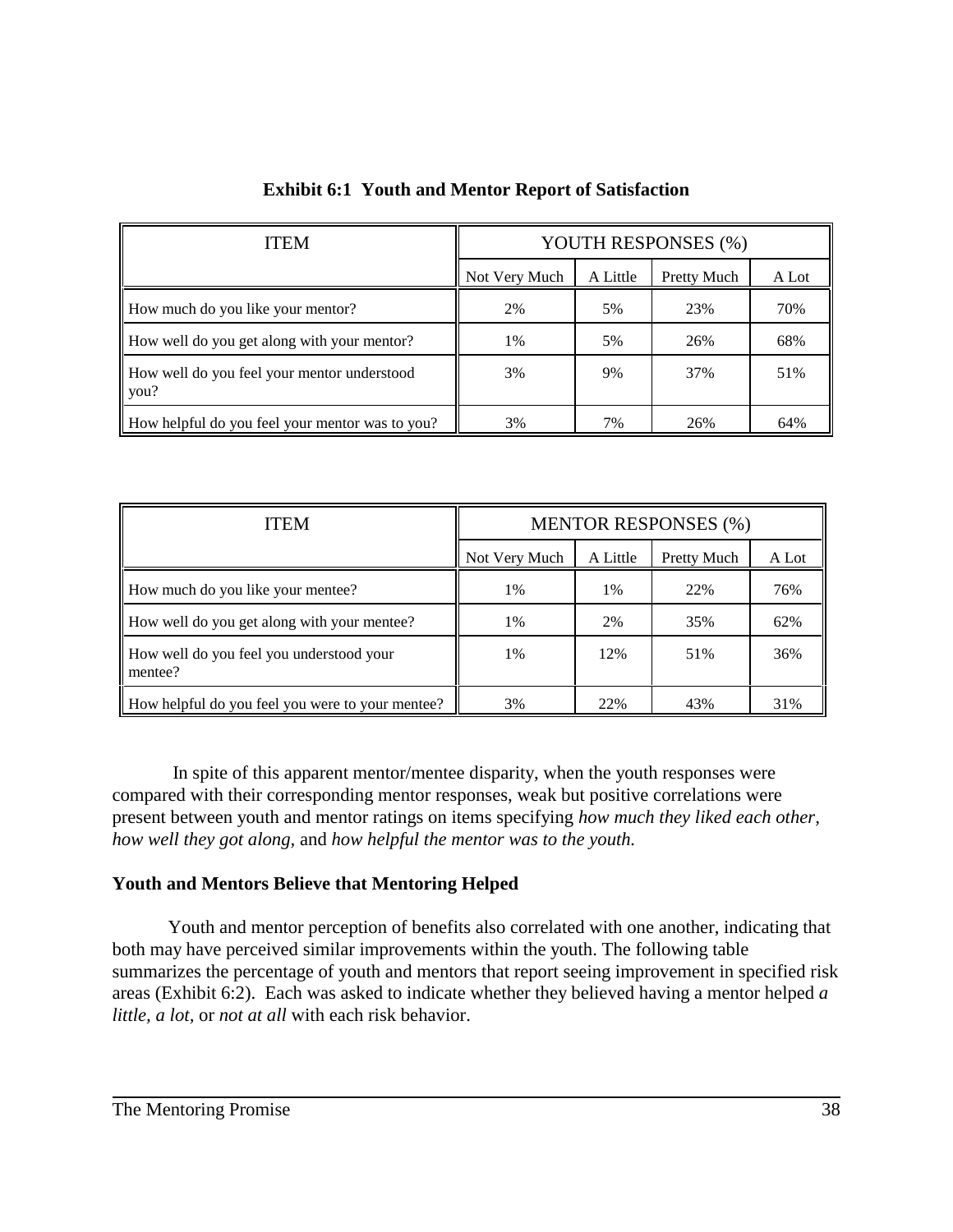**Exhibit 6:1 Youth and Mentor Report of Satisfaction**

| ITEM | YOUTH RESPONSES (%) | | | |
|---|---|---|---|---|
| | Not Very Much | A Little | Pretty Much | A Lot |
| How much do you like your mentor? | 2% | 5% | 23% | 70% |
| How well do you get along with your mentor? | 1% | 5% | 26% | 68% |
| How well do you feel your mentor understood you? | 3% | 9% | 37% | 51% |
| How helpful do you feel your mentor was to you? | 3% | 7% | 26% | 64% |

| ITEM | MENTOR RESPONSES (%) | | | |
|---|---|---|---|---|
| | Not Very Much | A Little | Pretty Much | A Lot |
| How much do you like your mentee? | 1% | 1% | 22% | 76% |
| How well do you get along with your mentee? | 1% | 2% | 35% | 62% |
| How well do you feel you understood your mentee? | 1% | 12% | 51% | 36% |
| How helpful do you feel you were to your mentee? | 3% | 22% | 43% | 31% |

In spite of this apparent mentor/mentee disparity, when the youth responses were compared with their corresponding mentor responses, weak but positive correlations were present between youth and mentor ratings on items specifying *how much they liked each other, how well they got along,* and *how helpful the mentor was to the youth.*

**Youth and Mentors Believe that Mentoring Helped**

Youth and mentor perception of benefits also correlated with one another, indicating that both may have perceived similar improvements within the youth. The following table summarizes the percentage of youth and mentors that report seeing improvement in specified risk areas (Exhibit 6:2). Each was asked to indicate whether they believed having a mentor helped *a little, a lot,* or *not at all* with each risk behavior.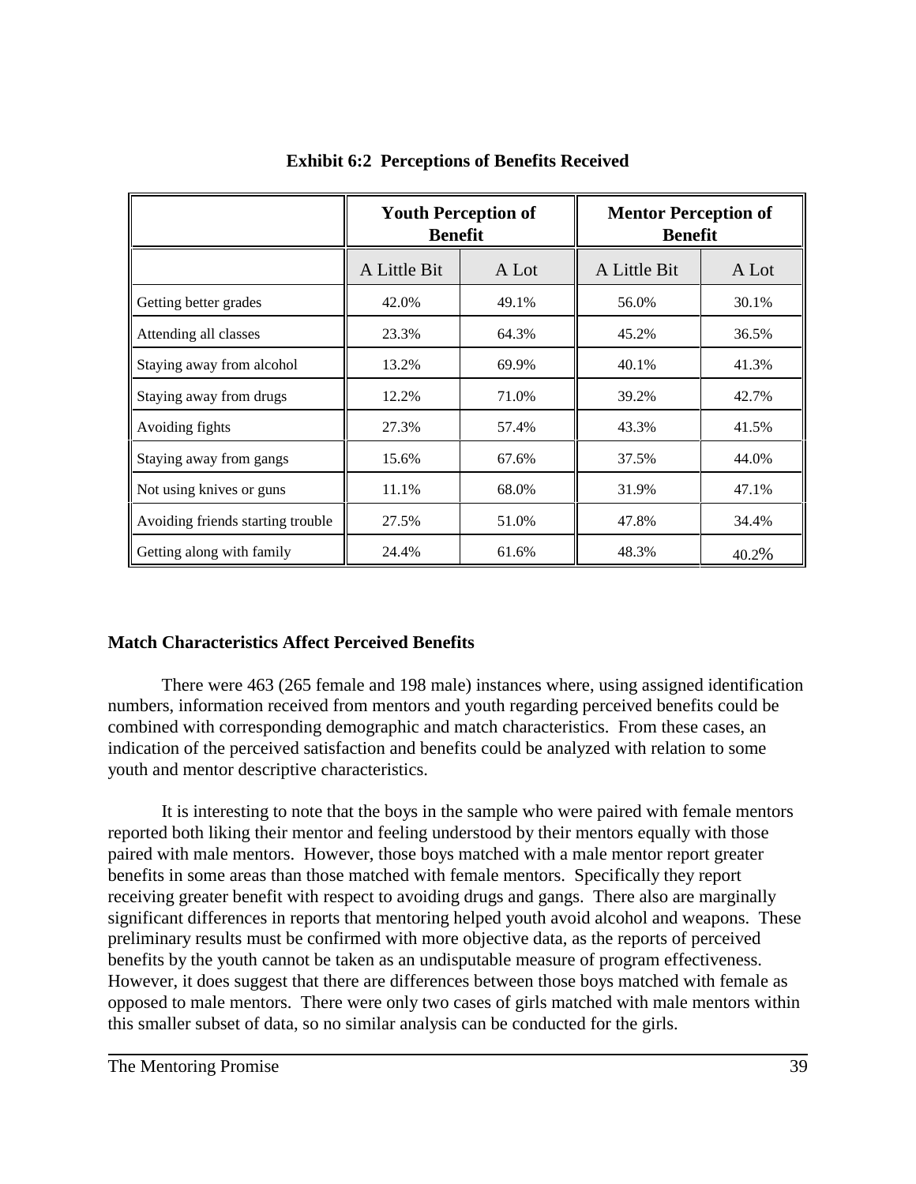**Exhibit 6:2 Perceptions of Benefits Received**

| | Youth Perception of Benefit | | Mentor Perception of Benefit | |
|---|---|---|---|---|
| | A Little Bit | A Lot | A Little Bit | A Lot |
| Getting better grades | 42.0% | 49.1% | 56.0% | 30.1% |
| Attending all classes | 23.3% | 64.3% | 45.2% | 36.5% |
| Staying away from alcohol | 13.2% | 69.9% | 40.1% | 41.3% |
| Staying away from drugs | 12.2% | 71.0% | 39.2% | 42.7% |
| Avoiding fights | 27.3% | 57.4% | 43.3% | 41.5% |
| Staying away from gangs | 15.6% | 67.6% | 37.5% | 44.0% |
| Not using knives or guns | 11.1% | 68.0% | 31.9% | 47.1% |
| Avoiding friends starting trouble | 27.5% | 51.0% | 47.8% | 34.4% |
| Getting along with family | 24.4% | 61.6% | 48.3% | 40.2% |

**Match Characteristics Affect Perceived Benefits**

There were 463 (265 female and 198 male) instances where, using assigned identification numbers, information received from mentors and youth regarding perceived benefits could be combined with corresponding demographic and match characteristics. From these cases, an indication of the perceived satisfaction and benefits could be analyzed with relation to some youth and mentor descriptive characteristics.

It is interesting to note that the boys in the sample who were paired with female mentors reported both liking their mentor and feeling understood by their mentors equally with those paired with male mentors. However, those boys matched with a male mentor report greater benefits in some areas than those matched with female mentors. Specifically they report receiving greater benefit with respect to avoiding drugs and gangs. There also are marginally significant differences in reports that mentoring helped youth avoid alcohol and weapons. These preliminary results must be confirmed with more objective data, as the reports of perceived benefits by the youth cannot be taken as an undisputable measure of program effectiveness. However, it does suggest that there are differences between those boys matched with female as opposed to male mentors. There were only two cases of girls matched with male mentors within this smaller subset of data, so no similar analysis can be conducted for the girls.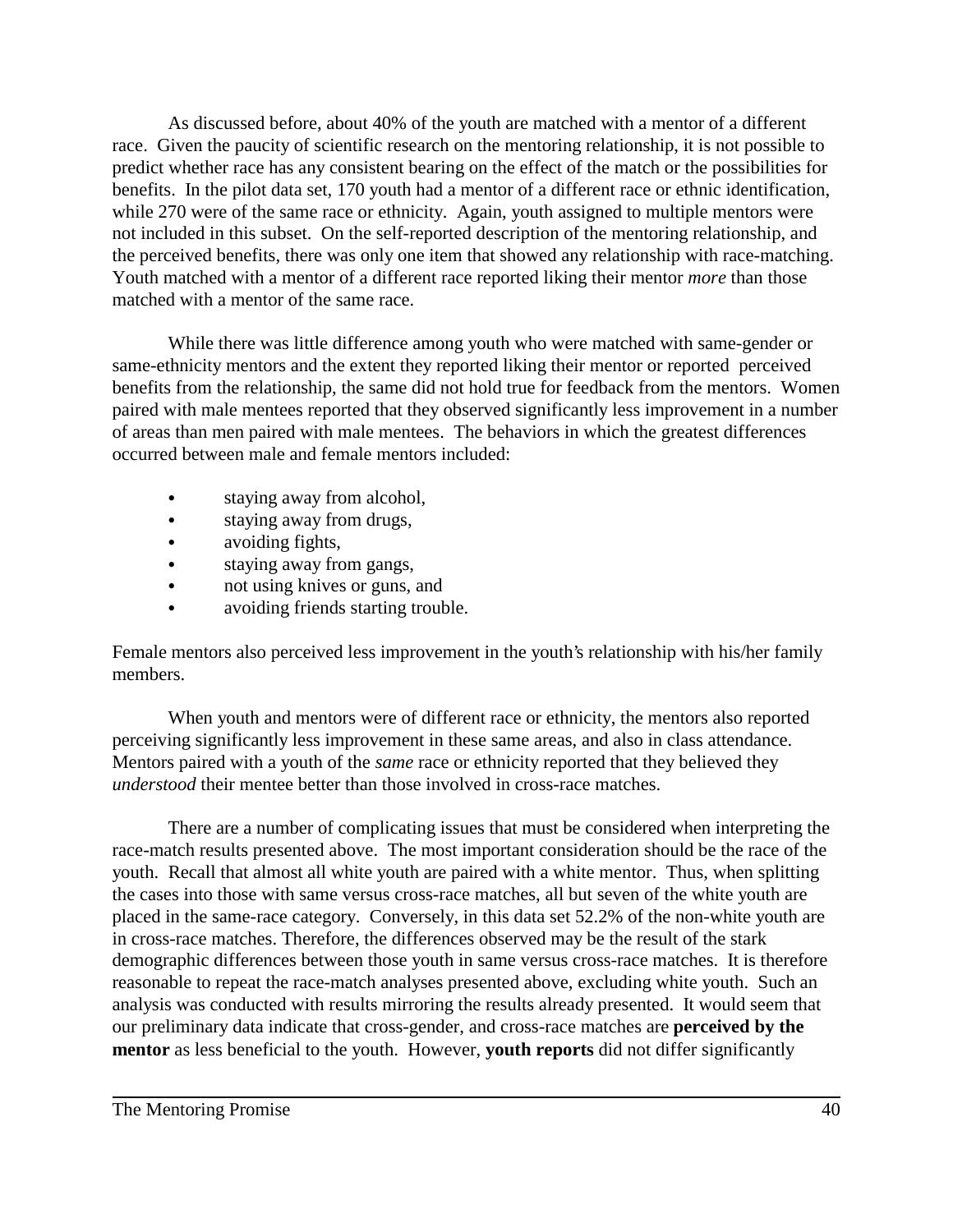As discussed before, about 40% of the youth are matched with a mentor of a different race. Given the paucity of scientific research on the mentoring relationship, it is not possible to predict whether race has any consistent bearing on the effect of the match or the possibilities for benefits. In the pilot data set, 170 youth had a mentor of a different race or ethnic identification, while 270 were of the same race or ethnicity. Again, youth assigned to multiple mentors were not included in this subset. On the self-reported description of the mentoring relationship, and the perceived benefits, there was only one item that showed any relationship with race-matching. Youth matched with a mentor of a different race reported liking their mentor *more* than those matched with a mentor of the same race.

While there was little difference among youth who were matched with same-gender or same-ethnicity mentors and the extent they reported liking their mentor or reported perceived benefits from the relationship, the same did not hold true for feedback from the mentors. Women paired with male mentees reported that they observed significantly less improvement in a number of areas than men paired with male mentees. The behaviors in which the greatest differences occurred between male and female mentors included:

- staying away from alcohol,
- staying away from drugs,
- avoiding fights,
- staying away from gangs,
- not using knives or guns, and
- avoiding friends starting trouble.

Female mentors also perceived less improvement in the youth's relationship with his/her family members.

When youth and mentors were of different race or ethnicity, the mentors also reported perceiving significantly less improvement in these same areas, and also in class attendance. Mentors paired with a youth of the *same* race or ethnicity reported that they believed they *understood* their mentee better than those involved in cross-race matches.

There are a number of complicating issues that must be considered when interpreting the race-match results presented above. The most important consideration should be the race of the youth. Recall that almost all white youth are paired with a white mentor. Thus, when splitting the cases into those with same versus cross-race matches, all but seven of the white youth are placed in the same-race category. Conversely, in this data set 52.2% of the non-white youth are in cross-race matches. Therefore, the differences observed may be the result of the stark demographic differences between those youth in same versus cross-race matches. It is therefore reasonable to repeat the race-match analyses presented above, excluding white youth. Such an analysis was conducted with results mirroring the results already presented. It would seem that our preliminary data indicate that cross-gender, and cross-race matches are **perceived by the mentor** as less beneficial to the youth. However, **youth reports** did not differ significantly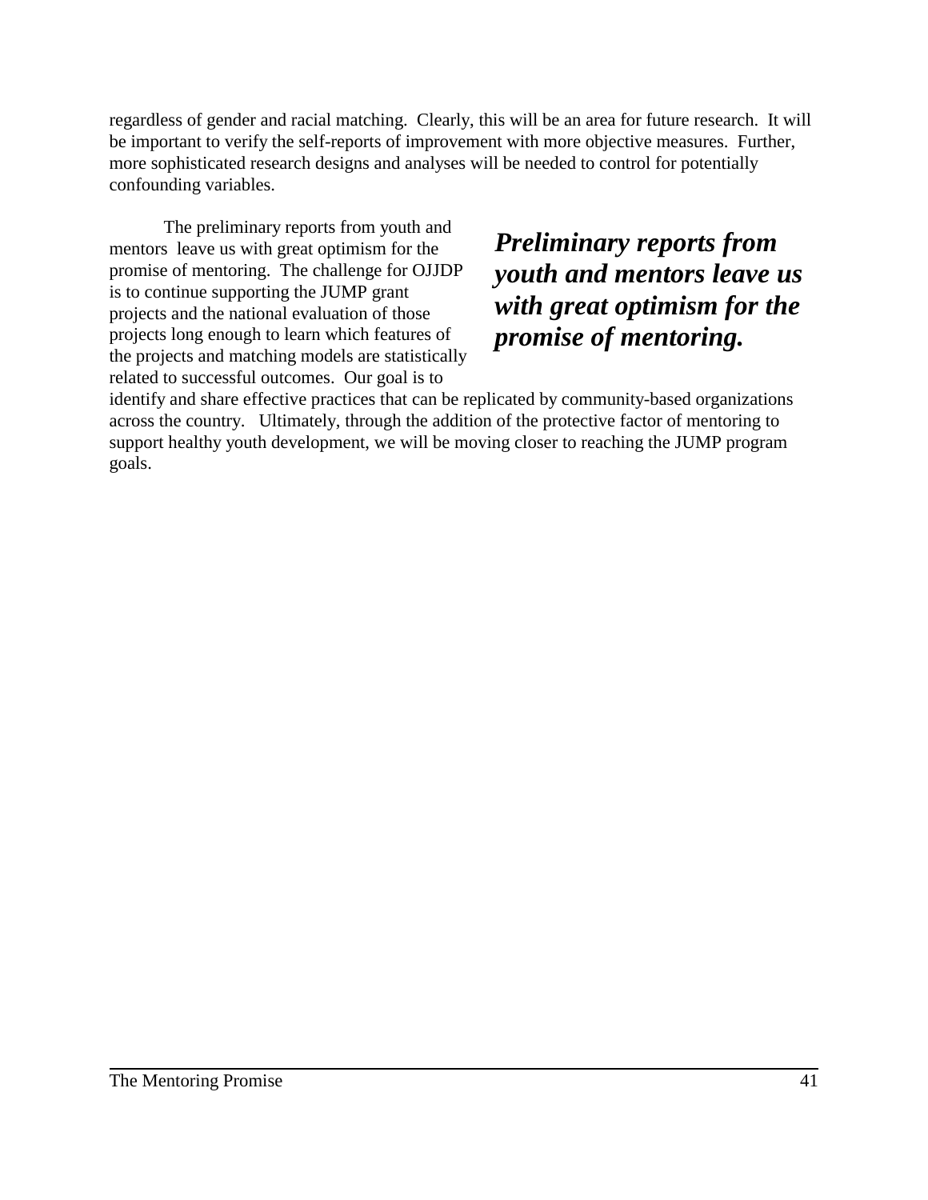regardless of gender and racial matching. Clearly, this will be an area for future research. It will be important to verify the self-reports of improvement with more objective measures. Further, more sophisticated research designs and analyses will be needed to control for potentially confounding variables.

The preliminary reports from youth and mentors leave us with great optimism for the promise of mentoring. The challenge for OJJDP is to continue supporting the JUMP grant projects and the national evaluation of those projects long enough to learn which features of the projects and matching models are statistically related to successful outcomes. Our goal is to identify and share effective practices that can be replicated by community-based organizations across the country. Ultimately, through the addition of the protective factor of mentoring to support healthy youth development, we will be moving closer to reaching the JUMP program goals.

***Preliminary reports from youth and mentors leave us with great optimism for the promise of mentoring.***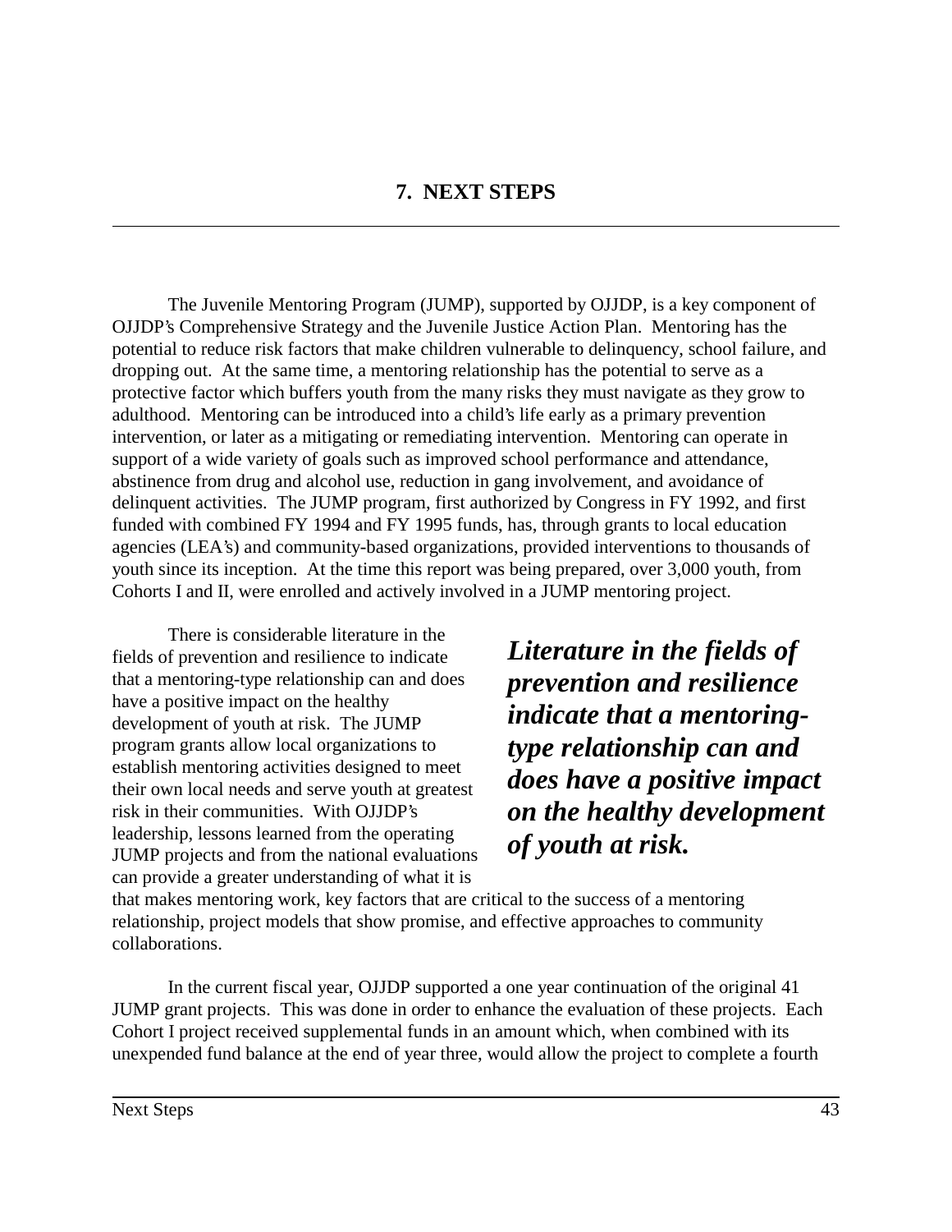# 7. NEXT STEPS

The Juvenile Mentoring Program (JUMP), supported by OJJDP, is a key component of OJJDP's Comprehensive Strategy and the Juvenile Justice Action Plan. Mentoring has the potential to reduce risk factors that make children vulnerable to delinquency, school failure, and dropping out. At the same time, a mentoring relationship has the potential to serve as a protective factor which buffers youth from the many risks they must navigate as they grow to adulthood. Mentoring can be introduced into a child's life early as a primary prevention intervention, or later as a mitigating or remediating intervention. Mentoring can operate in support of a wide variety of goals such as improved school performance and attendance, abstinence from drug and alcohol use, reduction in gang involvement, and avoidance of delinquent activities. The JUMP program, first authorized by Congress in FY 1992, and first funded with combined FY 1994 and FY 1995 funds, has, through grants to local education agencies (LEA's) and community-based organizations, provided interventions to thousands of youth since its inception. At the time this report was being prepared, over 3,000 youth, from Cohorts I and II, were enrolled and actively involved in a JUMP mentoring project.

***Literature in the fields of prevention and resilience indicate that a mentoring-type relationship can and does have a positive impact on the healthy development of youth at risk.***

There is considerable literature in the fields of prevention and resilience to indicate that a mentoring-type relationship can and does have a positive impact on the healthy development of youth at risk. The JUMP program grants allow local organizations to establish mentoring activities designed to meet their own local needs and serve youth at greatest risk in their communities. With OJJDP's leadership, lessons learned from the operating JUMP projects and from the national evaluations can provide a greater understanding of what it is that makes mentoring work, key factors that are critical to the success of a mentoring relationship, project models that show promise, and effective approaches to community collaborations.

In the current fiscal year, OJJDP supported a one year continuation of the original 41 JUMP grant projects. This was done in order to enhance the evaluation of these projects. Each Cohort I project received supplemental funds in an amount which, when combined with its unexpended fund balance at the end of year three, would allow the project to complete a fourth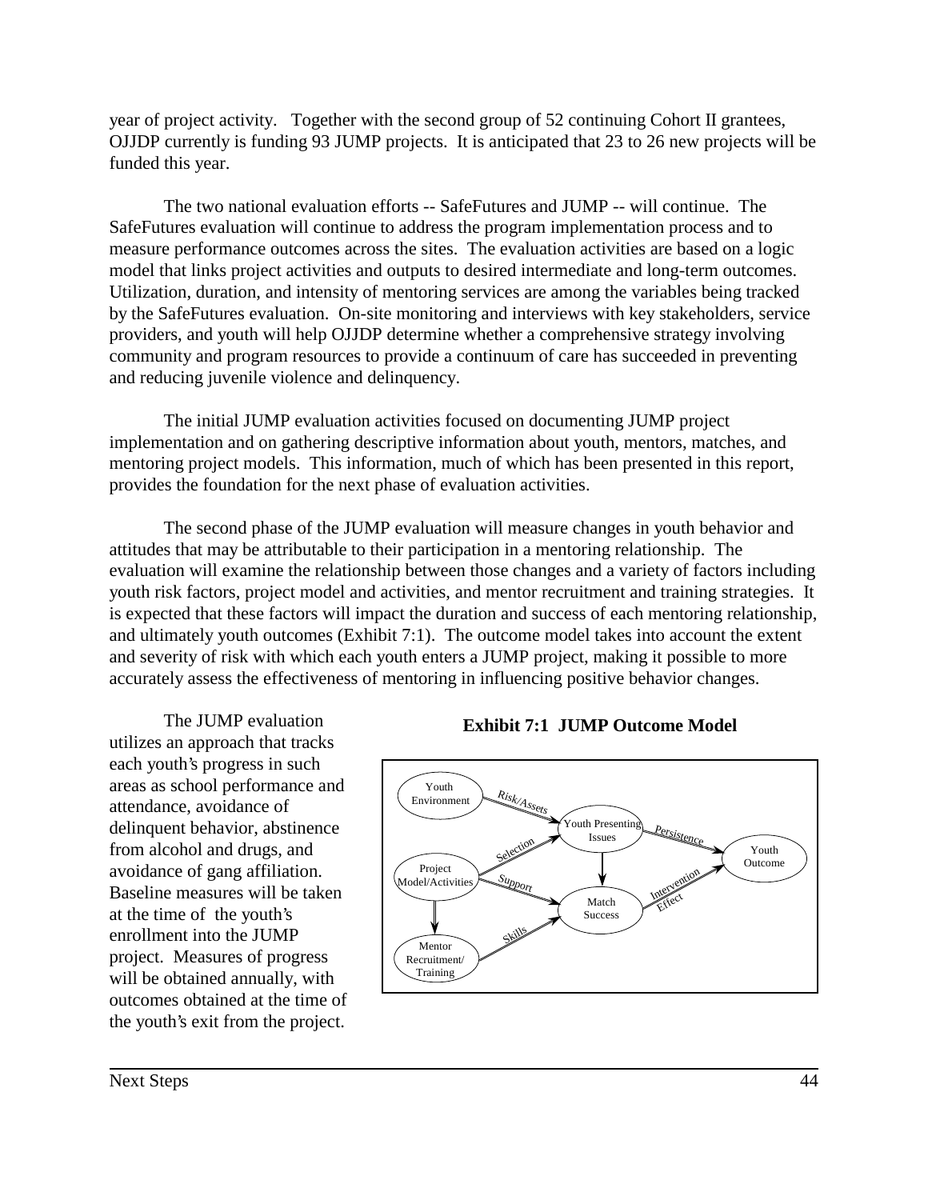year of project activity. Together with the second group of 52 continuing Cohort II grantees, OJJDP currently is funding 93 JUMP projects. It is anticipated that 23 to 26 new projects will be funded this year.

The two national evaluation efforts -- SafeFutures and JUMP -- will continue. The SafeFutures evaluation will continue to address the program implementation process and to measure performance outcomes across the sites. The evaluation activities are based on a logic model that links project activities and outputs to desired intermediate and long-term outcomes. Utilization, duration, and intensity of mentoring services are among the variables being tracked by the SafeFutures evaluation. On-site monitoring and interviews with key stakeholders, service providers, and youth will help OJJDP determine whether a comprehensive strategy involving community and program resources to provide a continuum of care has succeeded in preventing and reducing juvenile violence and delinquency.

The initial JUMP evaluation activities focused on documenting JUMP project implementation and on gathering descriptive information about youth, mentors, matches, and mentoring project models. This information, much of which has been presented in this report, provides the foundation for the next phase of evaluation activities.

The second phase of the JUMP evaluation will measure changes in youth behavior and attitudes that may be attributable to their participation in a mentoring relationship. The evaluation will examine the relationship between those changes and a variety of factors including youth risk factors, project model and activities, and mentor recruitment and training strategies. It is expected that these factors will impact the duration and success of each mentoring relationship, and ultimately youth outcomes (Exhibit 7:1). The outcome model takes into account the extent and severity of risk with which each youth enters a JUMP project, making it possible to more accurately assess the effectiveness of mentoring in influencing positive behavior changes.

The JUMP evaluation utilizes an approach that tracks each youth's progress in such areas as school performance and attendance, avoidance of delinquent behavior, abstinence from alcohol and drugs, and avoidance of gang affiliation. Baseline measures will be taken at the time of the youth's enrollment into the JUMP project. Measures of progress will be obtained annually, with outcomes obtained at the time of the youth's exit from the project.

**Exhibit 7:1 JUMP Outcome Model**

Youth Environment → (Risk/Assets) → Youth Presenting Issues → (Persistence) → Youth Outcome

Project Model/Activities → (Selection) → Youth Presenting Issues

Project Model/Activities → (Support) → Match Success

Project Model/Activities → Mentor Recruitment/Training

Mentor Recruitment/Training → (Skills) → Match Success

Youth Presenting Issues → Match Success

Match Success → (Intervention Effect) → Youth Outcome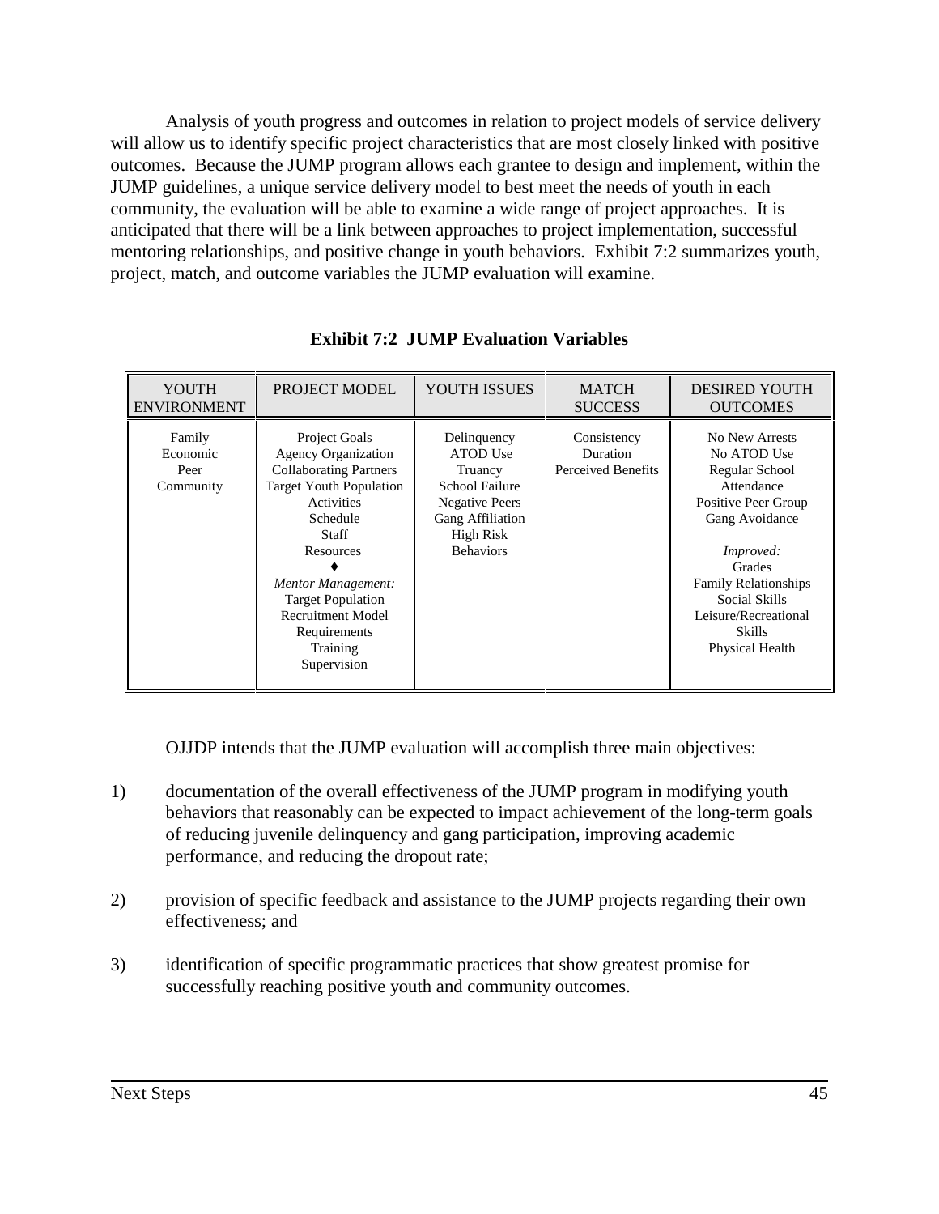Analysis of youth progress and outcomes in relation to project models of service delivery will allow us to identify specific project characteristics that are most closely linked with positive outcomes. Because the JUMP program allows each grantee to design and implement, within the JUMP guidelines, a unique service delivery model to best meet the needs of youth in each community, the evaluation will be able to examine a wide range of project approaches. It is anticipated that there will be a link between approaches to project implementation, successful mentoring relationships, and positive change in youth behaviors. Exhibit 7:2 summarizes youth, project, match, and outcome variables the JUMP evaluation will examine.

**Exhibit 7:2 JUMP Evaluation Variables**

| YOUTH ENVIRONMENT | PROJECT MODEL | YOUTH ISSUES | MATCH SUCCESS | DESIRED YOUTH OUTCOMES |
|---|---|---|---|---|
| Family<br>Economic<br>Peer<br>Community | Project Goals<br>Agency Organization<br>Collaborating Partners<br>Target Youth Population<br>Activities<br>Schedule<br>Staff<br>Resources<br>♦<br>*Mentor Management:*<br>Target Population<br>Recruitment Model<br>Requirements<br>Training<br>Supervision | Delinquency<br>ATOD Use<br>Truancy<br>School Failure<br>Negative Peers<br>Gang Affiliation<br>High Risk Behaviors | Consistency<br>Duration<br>Perceived Benefits | No New Arrests<br>No ATOD Use<br>Regular School Attendance<br>Positive Peer Group<br>Gang Avoidance<br><br>*Improved:*<br>Grades<br>Family Relationships<br>Social Skills<br>Leisure/Recreational Skills<br>Physical Health |

OJJDP intends that the JUMP evaluation will accomplish three main objectives:

1) documentation of the overall effectiveness of the JUMP program in modifying youth behaviors that reasonably can be expected to impact achievement of the long-term goals of reducing juvenile delinquency and gang participation, improving academic performance, and reducing the dropout rate;

2) provision of specific feedback and assistance to the JUMP projects regarding their own effectiveness; and

3) identification of specific programmatic practices that show greatest promise for successfully reaching positive youth and community outcomes.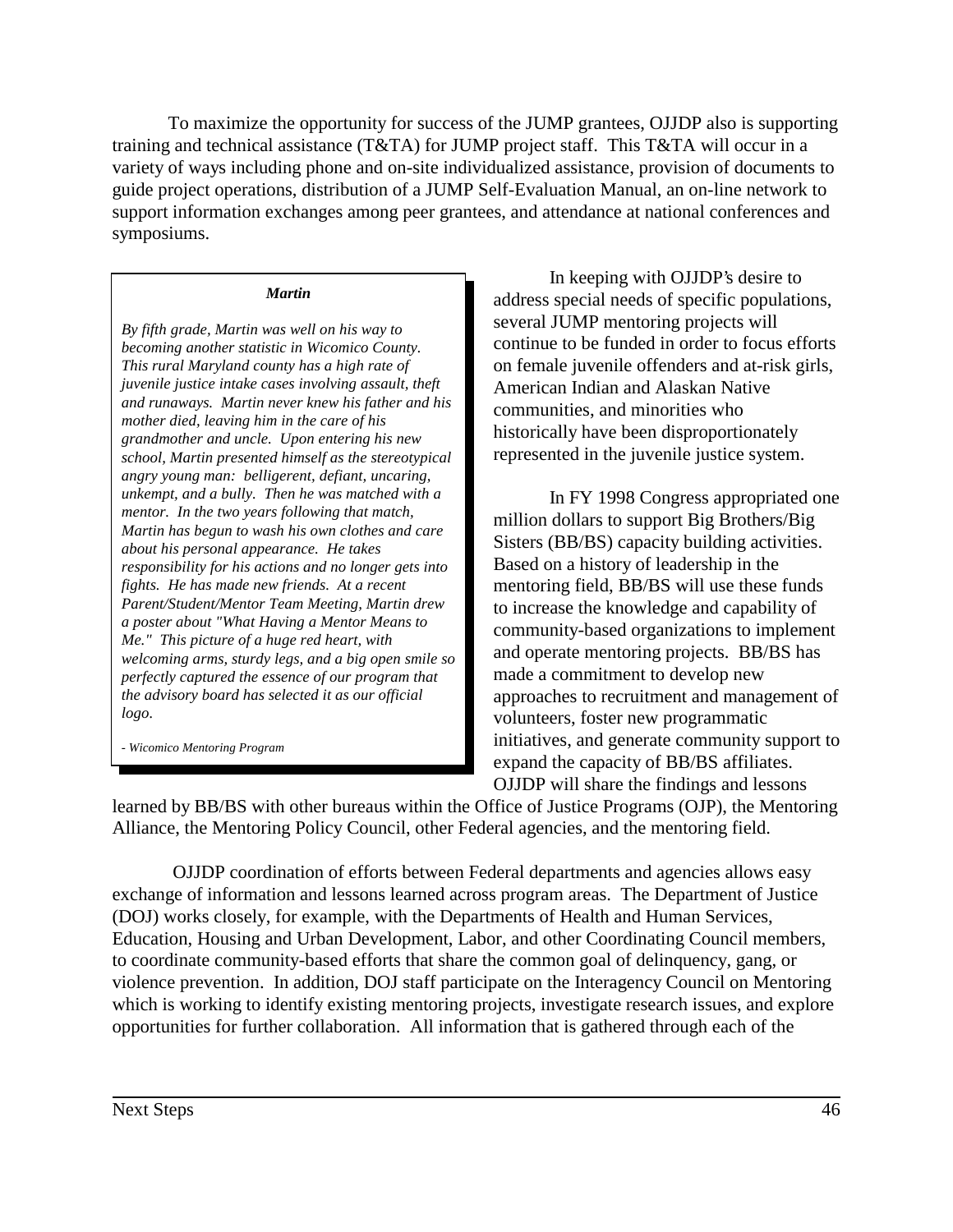To maximize the opportunity for success of the JUMP grantees, OJJDP also is supporting training and technical assistance (T&TA) for JUMP project staff. This T&TA will occur in a variety of ways including phone and on-site individualized assistance, provision of documents to guide project operations, distribution of a JUMP Self-Evaluation Manual, an on-line network to support information exchanges among peer grantees, and attendance at national conferences and symposiums.

> ***Martin***
>
> *By fifth grade, Martin was well on his way to becoming another statistic in Wicomico County. This rural Maryland county has a high rate of juvenile justice intake cases involving assault, theft and runaways. Martin never knew his father and his mother died, leaving him in the care of his grandmother and uncle. Upon entering his new school, Martin presented himself as the stereotypical angry young man: belligerent, defiant, uncaring, unkempt, and a bully. Then he was matched with a mentor. In the two years following that match, Martin has begun to wash his own clothes and care about his personal appearance. He takes responsibility for his actions and no longer gets into fights. He has made new friends. At a recent Parent/Student/Mentor Team Meeting, Martin drew a poster about "What Having a Mentor Means to Me." This picture of a huge red heart, with welcoming arms, sturdy legs, and a big open smile so perfectly captured the essence of our program that the advisory board has selected it as our official logo.*
>
> *- Wicomico Mentoring Program*

In keeping with OJJDP's desire to address special needs of specific populations, several JUMP mentoring projects will continue to be funded in order to focus efforts on female juvenile offenders and at-risk girls, American Indian and Alaskan Native communities, and minorities who historically have been disproportionately represented in the juvenile justice system.

In FY 1998 Congress appropriated one million dollars to support Big Brothers/Big Sisters (BB/BS) capacity building activities. Based on a history of leadership in the mentoring field, BB/BS will use these funds to increase the knowledge and capability of community-based organizations to implement and operate mentoring projects. BB/BS has made a commitment to develop new approaches to recruitment and management of volunteers, foster new programmatic initiatives, and generate community support to expand the capacity of BB/BS affiliates. OJJDP will share the findings and lessons learned by BB/BS with other bureaus within the Office of Justice Programs (OJP), the Mentoring Alliance, the Mentoring Policy Council, other Federal agencies, and the mentoring field.

OJJDP coordination of efforts between Federal departments and agencies allows easy exchange of information and lessons learned across program areas. The Department of Justice (DOJ) works closely, for example, with the Departments of Health and Human Services, Education, Housing and Urban Development, Labor, and other Coordinating Council members, to coordinate community-based efforts that share the common goal of delinquency, gang, or violence prevention. In addition, DOJ staff participate on the Interagency Council on Mentoring which is working to identify existing mentoring projects, investigate research issues, and explore opportunities for further collaboration. All information that is gathered through each of the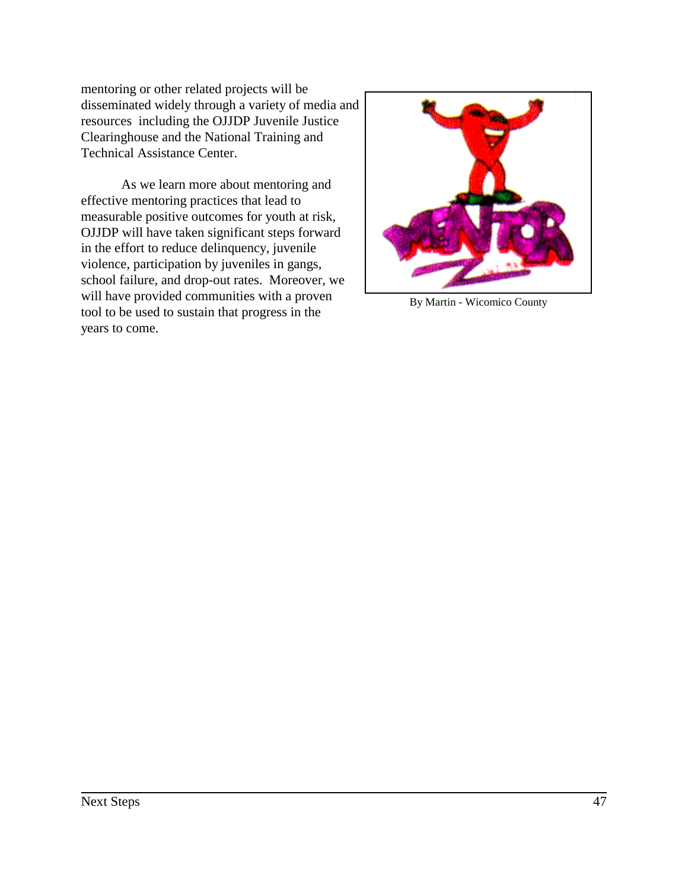mentoring or other related projects will be disseminated widely through a variety of media and resources including the OJJDP Juvenile Justice Clearinghouse and the National Training and Technical Assistance Center.

As we learn more about mentoring and effective mentoring practices that lead to measurable positive outcomes for youth at risk, OJJDP will have taken significant steps forward in the effort to reduce delinquency, juvenile violence, participation by juveniles in gangs, school failure, and drop-out rates. Moreover, we will have provided communities with a proven tool to be used to sustain that progress in the years to come.

By Martin - Wicomico County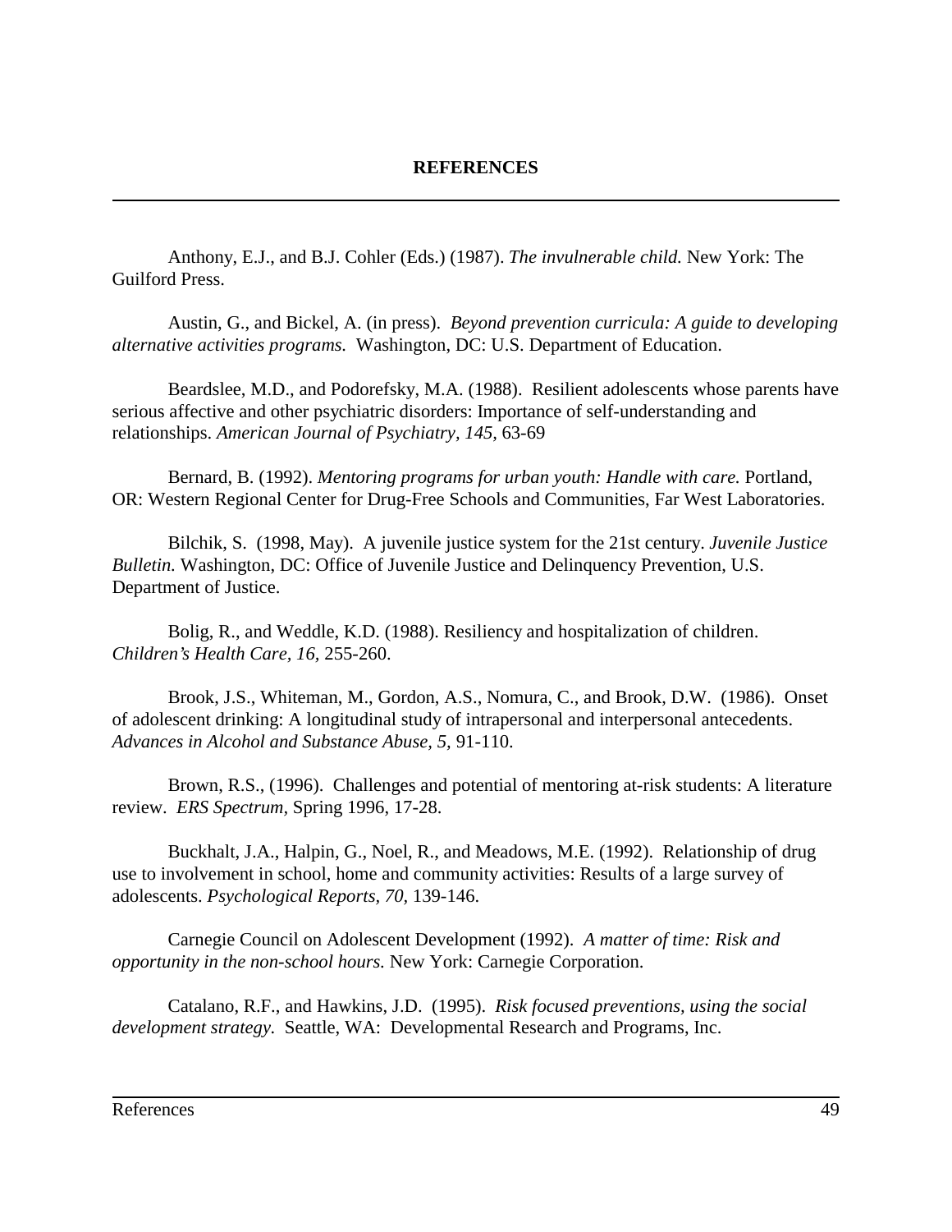## REFERENCES

Anthony, E.J., and B.J. Cohler (Eds.) (1987). *The invulnerable child.* New York: The Guilford Press.

Austin, G., and Bickel, A. (in press). *Beyond prevention curricula: A guide to developing alternative activities programs.* Washington, DC: U.S. Department of Education.

Beardslee, M.D., and Podorefsky, M.A. (1988). Resilient adolescents whose parents have serious affective and other psychiatric disorders: Importance of self-understanding and relationships. *American Journal of Psychiatry, 145,* 63-69

Bernard, B. (1992). *Mentoring programs for urban youth: Handle with care.* Portland, OR: Western Regional Center for Drug-Free Schools and Communities, Far West Laboratories.

Bilchik, S. (1998, May). A juvenile justice system for the 21st century. *Juvenile Justice Bulletin.* Washington, DC: Office of Juvenile Justice and Delinquency Prevention, U.S. Department of Justice.

Bolig, R., and Weddle, K.D. (1988). Resiliency and hospitalization of children. *Children's Health Care, 16,* 255-260.

Brook, J.S., Whiteman, M., Gordon, A.S., Nomura, C., and Brook, D.W. (1986). Onset of adolescent drinking: A longitudinal study of intrapersonal and interpersonal antecedents. *Advances in Alcohol and Substance Abuse, 5,* 91-110.

Brown, R.S., (1996). Challenges and potential of mentoring at-risk students: A literature review. *ERS Spectrum,* Spring 1996, 17-28.

Buckhalt, J.A., Halpin, G., Noel, R., and Meadows, M.E. (1992). Relationship of drug use to involvement in school, home and community activities: Results of a large survey of adolescents. *Psychological Reports, 70,* 139-146.

Carnegie Council on Adolescent Development (1992). *A matter of time: Risk and opportunity in the non-school hours.* New York: Carnegie Corporation.

Catalano, R.F., and Hawkins, J.D. (1995). *Risk focused preventions, using the social development strategy.* Seattle, WA: Developmental Research and Programs, Inc.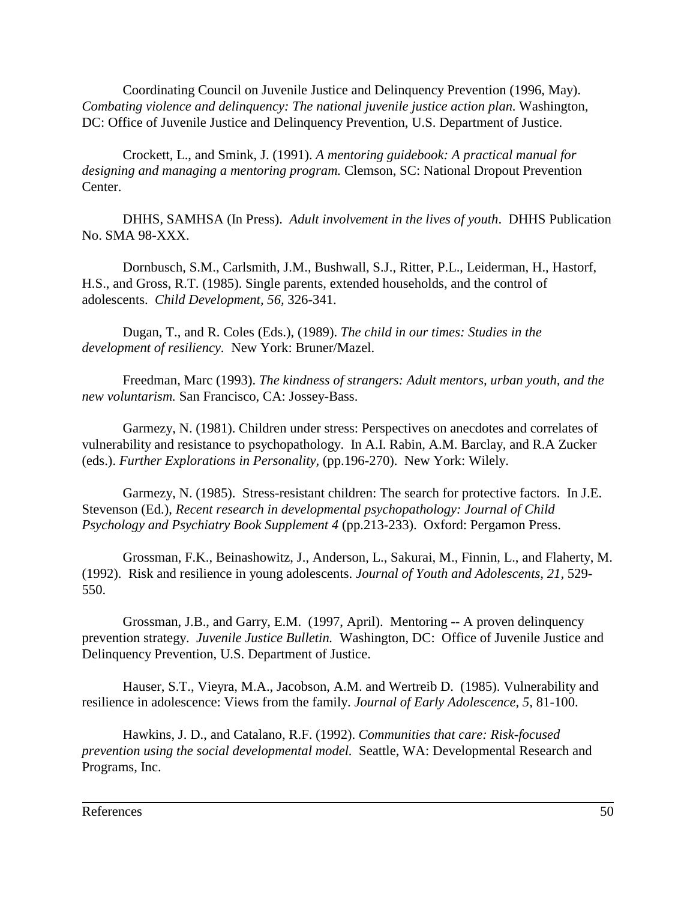Coordinating Council on Juvenile Justice and Delinquency Prevention (1996, May). *Combating violence and delinquency: The national juvenile justice action plan.* Washington, DC: Office of Juvenile Justice and Delinquency Prevention, U.S. Department of Justice.

Crockett, L., and Smink, J. (1991). *A mentoring guidebook: A practical manual for designing and managing a mentoring program.* Clemson, SC: National Dropout Prevention Center.

DHHS, SAMHSA (In Press). *Adult involvement in the lives of youth*. DHHS Publication No. SMA 98-XXX.

Dornbusch, S.M., Carlsmith, J.M., Bushwall, S.J., Ritter, P.L., Leiderman, H., Hastorf, H.S., and Gross, R.T. (1985). Single parents, extended households, and the control of adolescents. *Child Development, 56*, 326-341.

Dugan, T., and R. Coles (Eds.), (1989). *The child in our times: Studies in the development of resiliency.* New York: Bruner/Mazel.

Freedman, Marc (1993). *The kindness of strangers: Adult mentors, urban youth, and the new voluntarism.* San Francisco, CA: Jossey-Bass.

Garmezy, N. (1981). Children under stress: Perspectives on anecdotes and correlates of vulnerability and resistance to psychopathology. In A.I. Rabin, A.M. Barclay, and R.A Zucker (eds.). *Further Explorations in Personality,* (pp.196-270). New York: Wilely.

Garmezy, N. (1985). Stress-resistant children: The search for protective factors. In J.E. Stevenson (Ed.), *Recent research in developmental psychopathology: Journal of Child Psychology and Psychiatry Book Supplement 4* (pp.213-233). Oxford: Pergamon Press.

Grossman, F.K., Beinashowitz, J., Anderson, L., Sakurai, M., Finnin, L., and Flaherty, M. (1992). Risk and resilience in young adolescents. *Journal of Youth and Adolescents, 21,* 529-550.

Grossman, J.B., and Garry, E.M. (1997, April). Mentoring -- A proven delinquency prevention strategy. *Juvenile Justice Bulletin.* Washington, DC: Office of Juvenile Justice and Delinquency Prevention, U.S. Department of Justice.

Hauser, S.T., Vieyra, M.A., Jacobson, A.M. and Wertreib D. (1985). Vulnerability and resilience in adolescence: Views from the family. *Journal of Early Adolescence, 5,* 81-100.

Hawkins, J. D., and Catalano, R.F. (1992). *Communities that care: Risk-focused prevention using the social developmental model.* Seattle, WA: Developmental Research and Programs, Inc.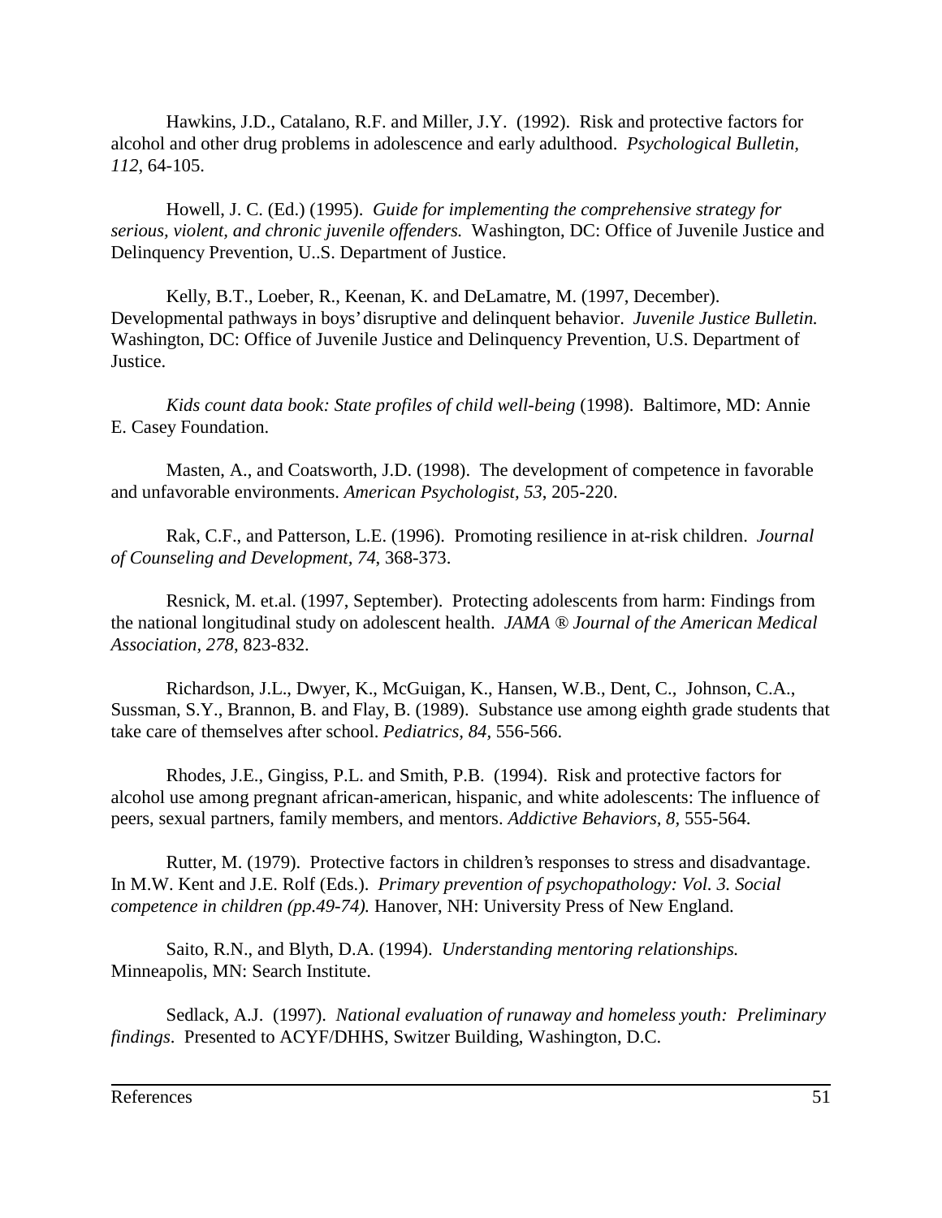Hawkins, J.D., Catalano, R.F. and Miller, J.Y. (1992). Risk and protective factors for alcohol and other drug problems in adolescence and early adulthood. *Psychological Bulletin, 112*, 64-105.

Howell, J. C. (Ed.) (1995). *Guide for implementing the comprehensive strategy for serious, violent, and chronic juvenile offenders.* Washington, DC: Office of Juvenile Justice and Delinquency Prevention, U..S. Department of Justice.

Kelly, B.T., Loeber, R., Keenan, K. and DeLamatre, M. (1997, December). Developmental pathways in boys' disruptive and delinquent behavior. *Juvenile Justice Bulletin.* Washington, DC: Office of Juvenile Justice and Delinquency Prevention, U.S. Department of Justice.

*Kids count data book: State profiles of child well-being* (1998). Baltimore, MD: Annie E. Casey Foundation.

Masten, A., and Coatsworth, J.D. (1998). The development of competence in favorable and unfavorable environments. *American Psychologist, 53*, 205-220.

Rak, C.F., and Patterson, L.E. (1996). Promoting resilience in at-risk children. *Journal of Counseling and Development, 74*, 368-373.

Resnick, M. et.al. (1997, September). Protecting adolescents from harm: Findings from the national longitudinal study on adolescent health. *JAMA ® Journal of the American Medical Association, 278*, 823-832.

Richardson, J.L., Dwyer, K., McGuigan, K., Hansen, W.B., Dent, C., Johnson, C.A., Sussman, S.Y., Brannon, B. and Flay, B. (1989). Substance use among eighth grade students that take care of themselves after school. *Pediatrics, 84*, 556-566.

Rhodes, J.E., Gingiss, P.L. and Smith, P.B. (1994). Risk and protective factors for alcohol use among pregnant african-american, hispanic, and white adolescents: The influence of peers, sexual partners, family members, and mentors. *Addictive Behaviors, 8*, 555-564.

Rutter, M. (1979). Protective factors in children's responses to stress and disadvantage. In M.W. Kent and J.E. Rolf (Eds.). *Primary prevention of psychopathology: Vol. 3. Social competence in children (pp.49-74).* Hanover, NH: University Press of New England.

Saito, R.N., and Blyth, D.A. (1994). *Understanding mentoring relationships.* Minneapolis, MN: Search Institute.

Sedlack, A.J. (1997). *National evaluation of runaway and homeless youth: Preliminary findings*. Presented to ACYF/DHHS, Switzer Building, Washington, D.C.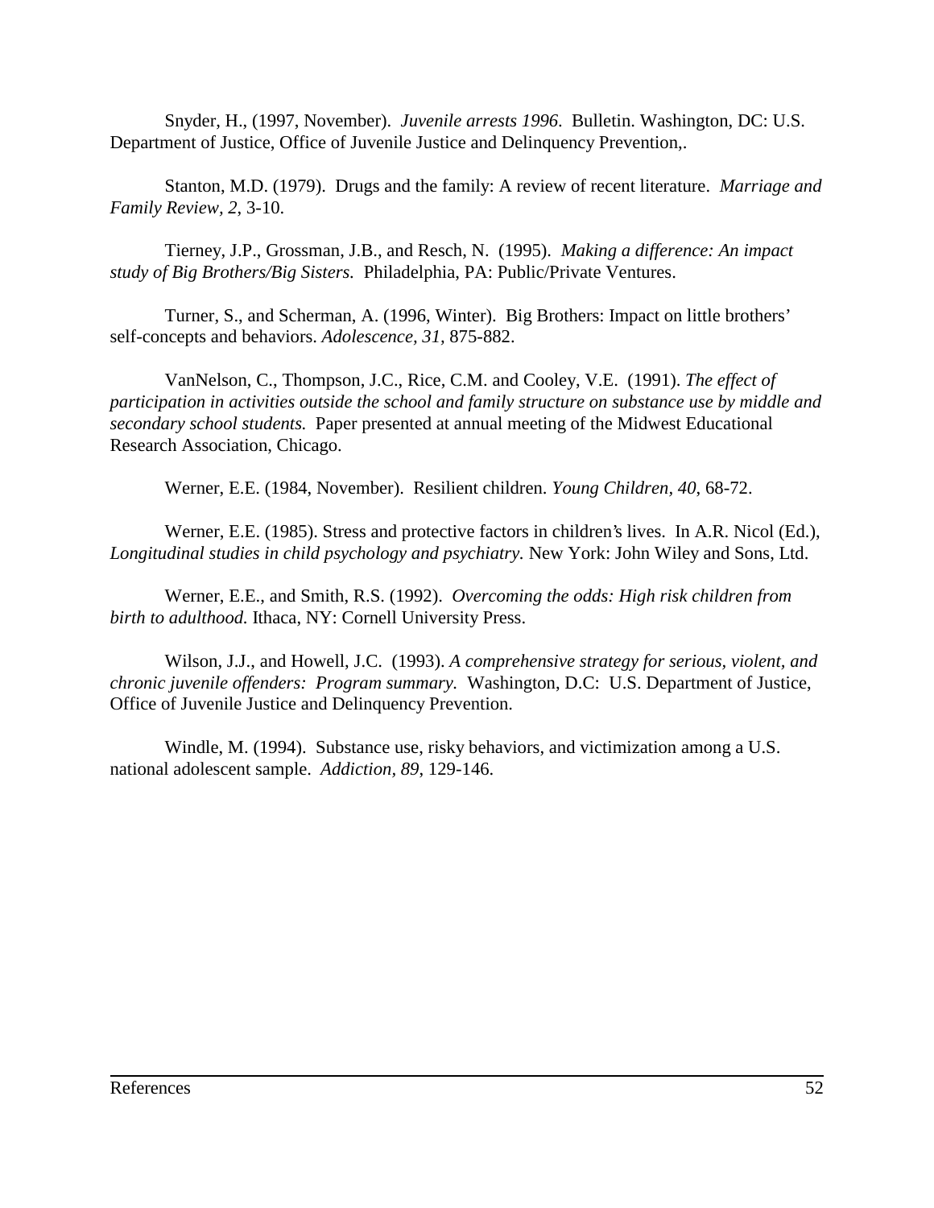Snyder, H., (1997, November). *Juvenile arrests 1996*. Bulletin. Washington, DC: U.S. Department of Justice, Office of Juvenile Justice and Delinquency Prevention,.

Stanton, M.D. (1979). Drugs and the family: A review of recent literature. *Marriage and Family Review, 2*, 3-10.

Tierney, J.P., Grossman, J.B., and Resch, N. (1995). *Making a difference: An impact study of Big Brothers/Big Sisters.* Philadelphia, PA: Public/Private Ventures.

Turner, S., and Scherman, A. (1996, Winter). Big Brothers: Impact on little brothers' self-concepts and behaviors. *Adolescence, 31,* 875-882.

VanNelson, C., Thompson, J.C., Rice, C.M. and Cooley, V.E. (1991). *The effect of participation in activities outside the school and family structure on substance use by middle and secondary school students.* Paper presented at annual meeting of the Midwest Educational Research Association, Chicago.

Werner, E.E. (1984, November). Resilient children. *Young Children, 40*, 68-72.

Werner, E.E. (1985). Stress and protective factors in children's lives. In A.R. Nicol (Ed.), *Longitudinal studies in child psychology and psychiatry.* New York: John Wiley and Sons, Ltd.

Werner, E.E., and Smith, R.S. (1992). *Overcoming the odds: High risk children from birth to adulthood.* Ithaca, NY: Cornell University Press.

Wilson, J.J., and Howell, J.C. (1993). *A comprehensive strategy for serious, violent, and chronic juvenile offenders: Program summary.* Washington, D.C: U.S. Department of Justice, Office of Juvenile Justice and Delinquency Prevention.

Windle, M. (1994). Substance use, risky behaviors, and victimization among a U.S. national adolescent sample. *Addiction, 89*, 129-146.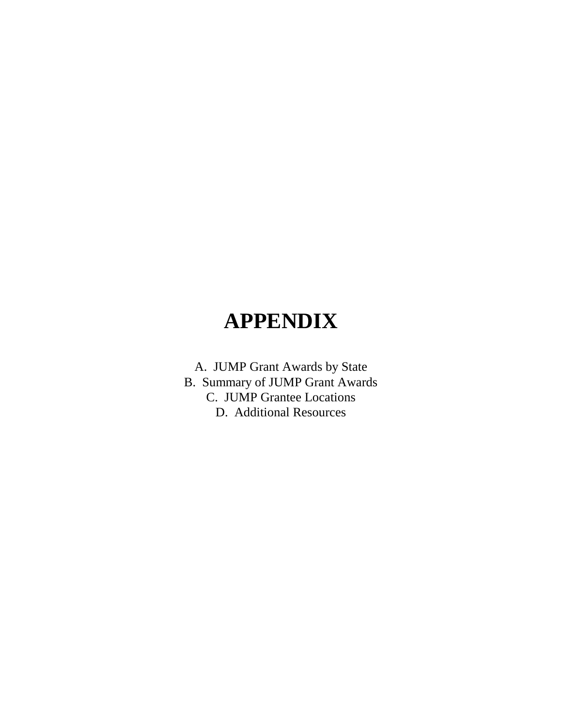# APPENDIX

A. JUMP Grant Awards by State
B. Summary of JUMP Grant Awards
C. JUMP Grantee Locations
D. Additional Resources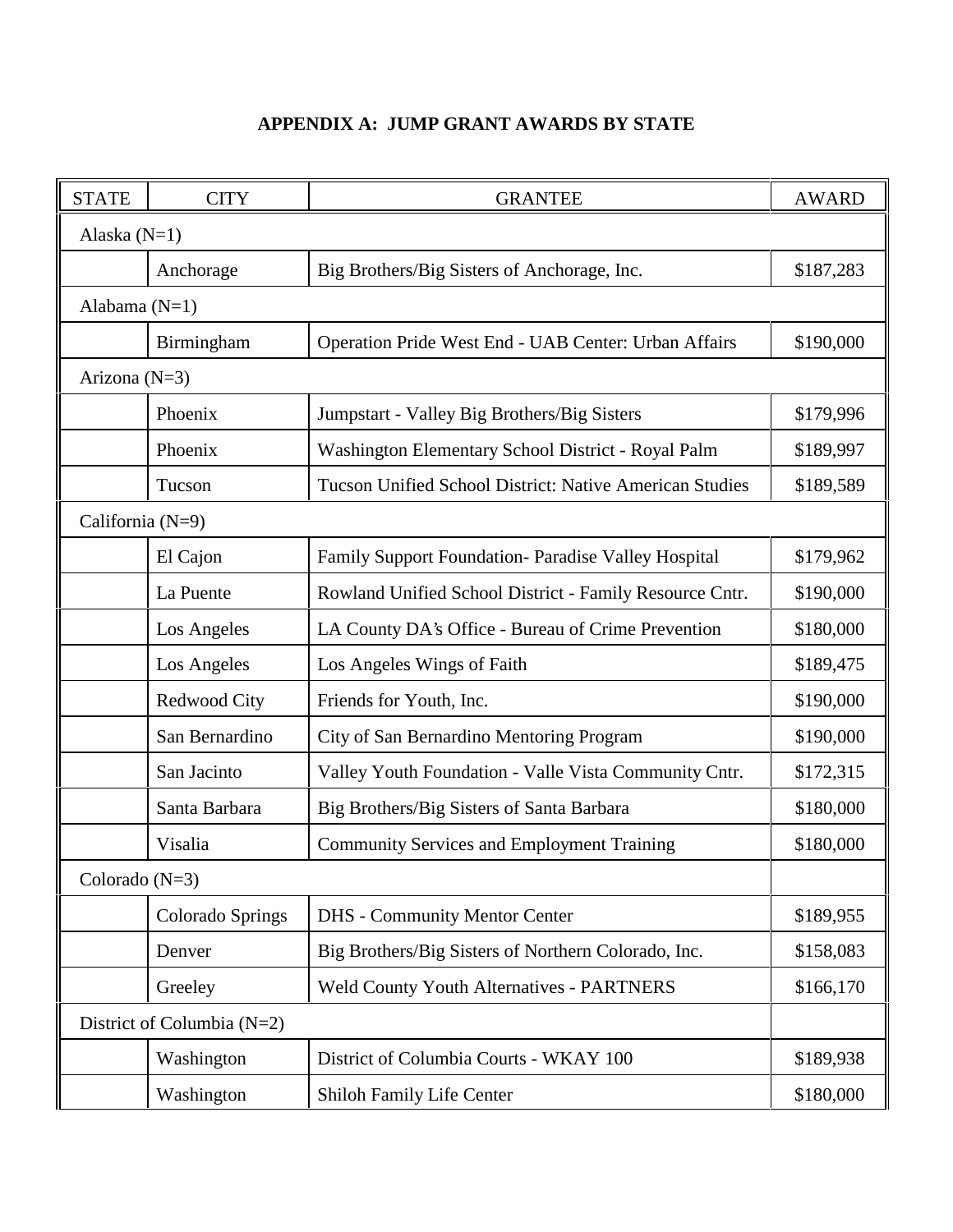**APPENDIX A: JUMP GRANT AWARDS BY STATE**

| STATE | CITY | GRANTEE | AWARD |
|---|---|---|---|
| Alaska (N=1) | | | |
| | Anchorage | Big Brothers/Big Sisters of Anchorage, Inc. | $187,283 |
| Alabama (N=1) | | | |
| | Birmingham | Operation Pride West End - UAB Center: Urban Affairs | $190,000 |
| Arizona (N=3) | | | |
| | Phoenix | Jumpstart - Valley Big Brothers/Big Sisters | $179,996 |
| | Phoenix | Washington Elementary School District - Royal Palm | $189,997 |
| | Tucson | Tucson Unified School District: Native American Studies | $189,589 |
| California (N=9) | | | |
| | El Cajon | Family Support Foundation- Paradise Valley Hospital | $179,962 |
| | La Puente | Rowland Unified School District - Family Resource Cntr. | $190,000 |
| | Los Angeles | LA County DA's Office - Bureau of Crime Prevention | $180,000 |
| | Los Angeles | Los Angeles Wings of Faith | $189,475 |
| | Redwood City | Friends for Youth, Inc. | $190,000 |
| | San Bernardino | City of San Bernardino Mentoring Program | $190,000 |
| | San Jacinto | Valley Youth Foundation - Valle Vista Community Cntr. | $172,315 |
| | Santa Barbara | Big Brothers/Big Sisters of Santa Barbara | $180,000 |
| | Visalia | Community Services and Employment Training | $180,000 |
| Colorado (N=3) | | | |
| | Colorado Springs | DHS - Community Mentor Center | $189,955 |
| | Denver | Big Brothers/Big Sisters of Northern Colorado, Inc. | $158,083 |
| | Greeley | Weld County Youth Alternatives - PARTNERS | $166,170 |
| District of Columbia (N=2) | | | |
| | Washington | District of Columbia Courts - WKAY 100 | $189,938 |
| | Washington | Shiloh Family Life Center | $180,000 |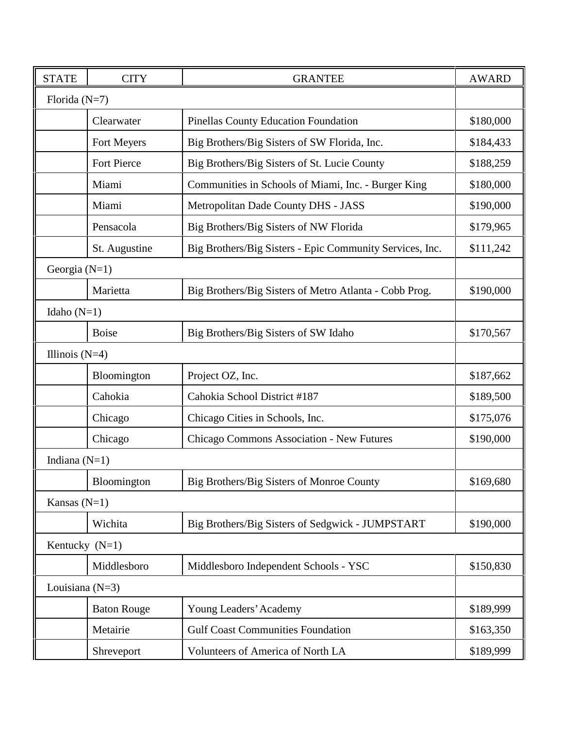| STATE | CITY | GRANTEE | AWARD |
|---|---|---|---|
| Florida (N=7) | | | |
| | Clearwater | Pinellas County Education Foundation | $180,000 |
| | Fort Meyers | Big Brothers/Big Sisters of SW Florida, Inc. | $184,433 |
| | Fort Pierce | Big Brothers/Big Sisters of St. Lucie County | $188,259 |
| | Miami | Communities in Schools of Miami, Inc. - Burger King | $180,000 |
| | Miami | Metropolitan Dade County DHS - JASS | $190,000 |
| | Pensacola | Big Brothers/Big Sisters of NW Florida | $179,965 |
| | St. Augustine | Big Brothers/Big Sisters - Epic Community Services, Inc. | $111,242 |
| Georgia (N=1) | | | |
| | Marietta | Big Brothers/Big Sisters of Metro Atlanta - Cobb Prog. | $190,000 |
| Idaho (N=1) | | | |
| | Boise | Big Brothers/Big Sisters of SW Idaho | $170,567 |
| Illinois (N=4) | | | |
| | Bloomington | Project OZ, Inc. | $187,662 |
| | Cahokia | Cahokia School District #187 | $189,500 |
| | Chicago | Chicago Cities in Schools, Inc. | $175,076 |
| | Chicago | Chicago Commons Association - New Futures | $190,000 |
| Indiana (N=1) | | | |
| | Bloomington | Big Brothers/Big Sisters of Monroe County | $169,680 |
| Kansas (N=1) | | | |
| | Wichita | Big Brothers/Big Sisters of Sedgwick - JUMPSTART | $190,000 |
| Kentucky (N=1) | | | |
| | Middlesboro | Middlesboro Independent Schools - YSC | $150,830 |
| Louisiana (N=3) | | | |
| | Baton Rouge | Young Leaders' Academy | $189,999 |
| | Metairie | Gulf Coast Communities Foundation | $163,350 |
| | Shreveport | Volunteers of America of North LA | $189,999 |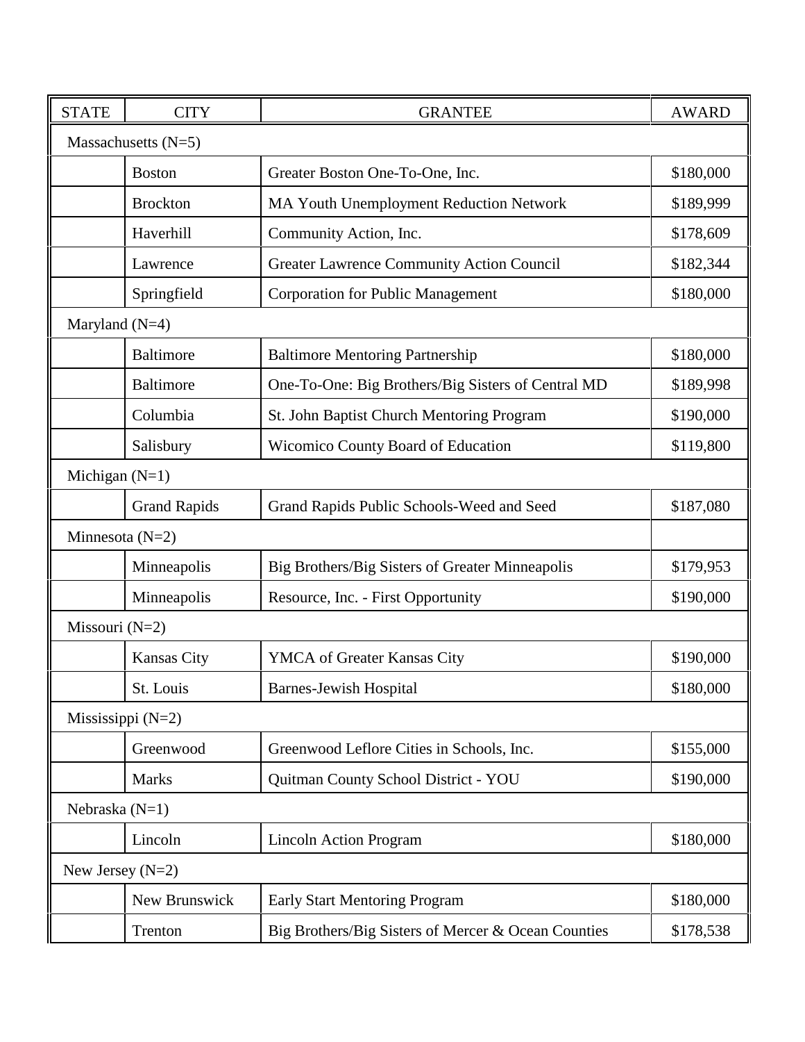| STATE | CITY | GRANTEE | AWARD |
|---|---|---|---|
| Massachusetts (N=5) | | | |
| | Boston | Greater Boston One-To-One, Inc. | $180,000 |
| | Brockton | MA Youth Unemployment Reduction Network | $189,999 |
| | Haverhill | Community Action, Inc. | $178,609 |
| | Lawrence | Greater Lawrence Community Action Council | $182,344 |
| | Springfield | Corporation for Public Management | $180,000 |
| Maryland (N=4) | | | |
| | Baltimore | Baltimore Mentoring Partnership | $180,000 |
| | Baltimore | One-To-One: Big Brothers/Big Sisters of Central MD | $189,998 |
| | Columbia | St. John Baptist Church Mentoring Program | $190,000 |
| | Salisbury | Wicomico County Board of Education | $119,800 |
| Michigan (N=1) | | | |
| | Grand Rapids | Grand Rapids Public Schools-Weed and Seed | $187,080 |
| Minnesota (N=2) | | | |
| | Minneapolis | Big Brothers/Big Sisters of Greater Minneapolis | $179,953 |
| | Minneapolis | Resource, Inc. - First Opportunity | $190,000 |
| Missouri (N=2) | | | |
| | Kansas City | YMCA of Greater Kansas City | $190,000 |
| | St. Louis | Barnes-Jewish Hospital | $180,000 |
| Mississippi (N=2) | | | |
| | Greenwood | Greenwood Leflore Cities in Schools, Inc. | $155,000 |
| | Marks | Quitman County School District - YOU | $190,000 |
| Nebraska (N=1) | | | |
| | Lincoln | Lincoln Action Program | $180,000 |
| New Jersey (N=2) | | | |
| | New Brunswick | Early Start Mentoring Program | $180,000 |
| | Trenton | Big Brothers/Big Sisters of Mercer & Ocean Counties | $178,538 |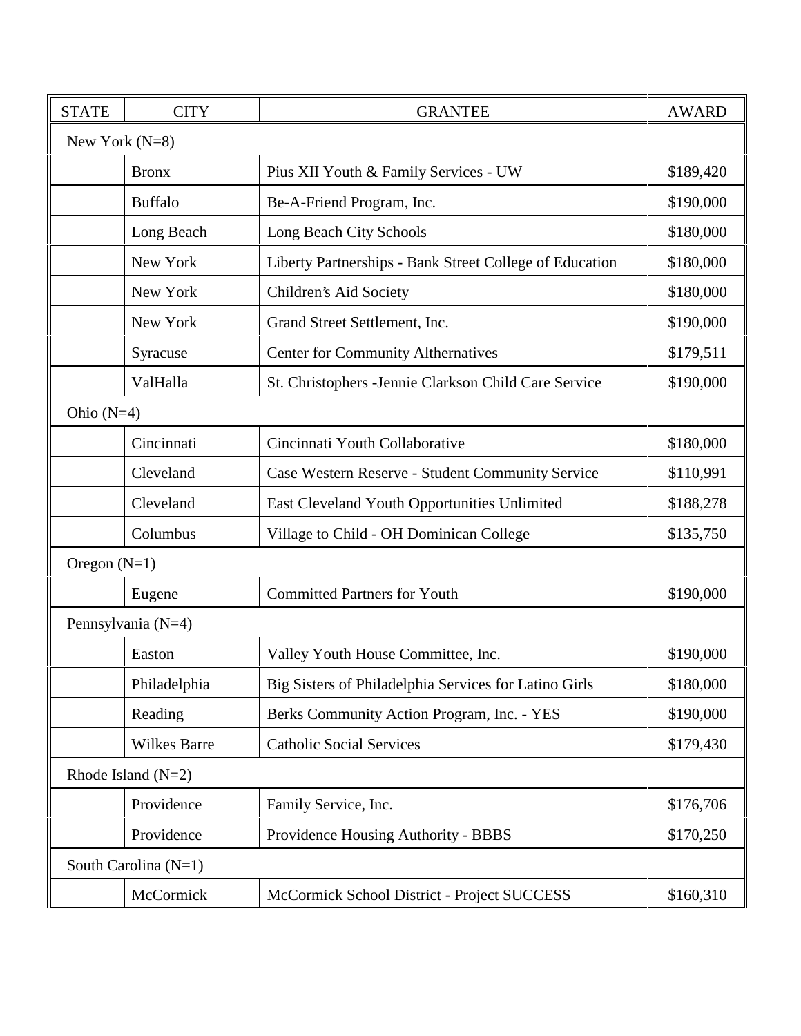| STATE | CITY | GRANTEE | AWARD |
|---|---|---|---|
| New York (N=8) | | | |
| | Bronx | Pius XII Youth & Family Services - UW | $189,420 |
| | Buffalo | Be-A-Friend Program, Inc. | $190,000 |
| | Long Beach | Long Beach City Schools | $180,000 |
| | New York | Liberty Partnerships - Bank Street College of Education | $180,000 |
| | New York | Children's Aid Society | $180,000 |
| | New York | Grand Street Settlement, Inc. | $190,000 |
| | Syracuse | Center for Community Althernatives | $179,511 |
| | ValHalla | St. Christophers -Jennie Clarkson Child Care Service | $190,000 |
| Ohio (N=4) | | | |
| | Cincinnati | Cincinnati Youth Collaborative | $180,000 |
| | Cleveland | Case Western Reserve - Student Community Service | $110,991 |
| | Cleveland | East Cleveland Youth Opportunities Unlimited | $188,278 |
| | Columbus | Village to Child - OH Dominican College | $135,750 |
| Oregon (N=1) | | | |
| | Eugene | Committed Partners for Youth | $190,000 |
| Pennsylvania (N=4) | | | |
| | Easton | Valley Youth House Committee, Inc. | $190,000 |
| | Philadelphia | Big Sisters of Philadelphia Services for Latino Girls | $180,000 |
| | Reading | Berks Community Action Program, Inc. - YES | $190,000 |
| | Wilkes Barre | Catholic Social Services | $179,430 |
| Rhode Island (N=2) | | | |
| | Providence | Family Service, Inc. | $176,706 |
| | Providence | Providence Housing Authority - BBBS | $170,250 |
| South Carolina (N=1) | | | |
| | McCormick | McCormick School District - Project SUCCESS | $160,310 |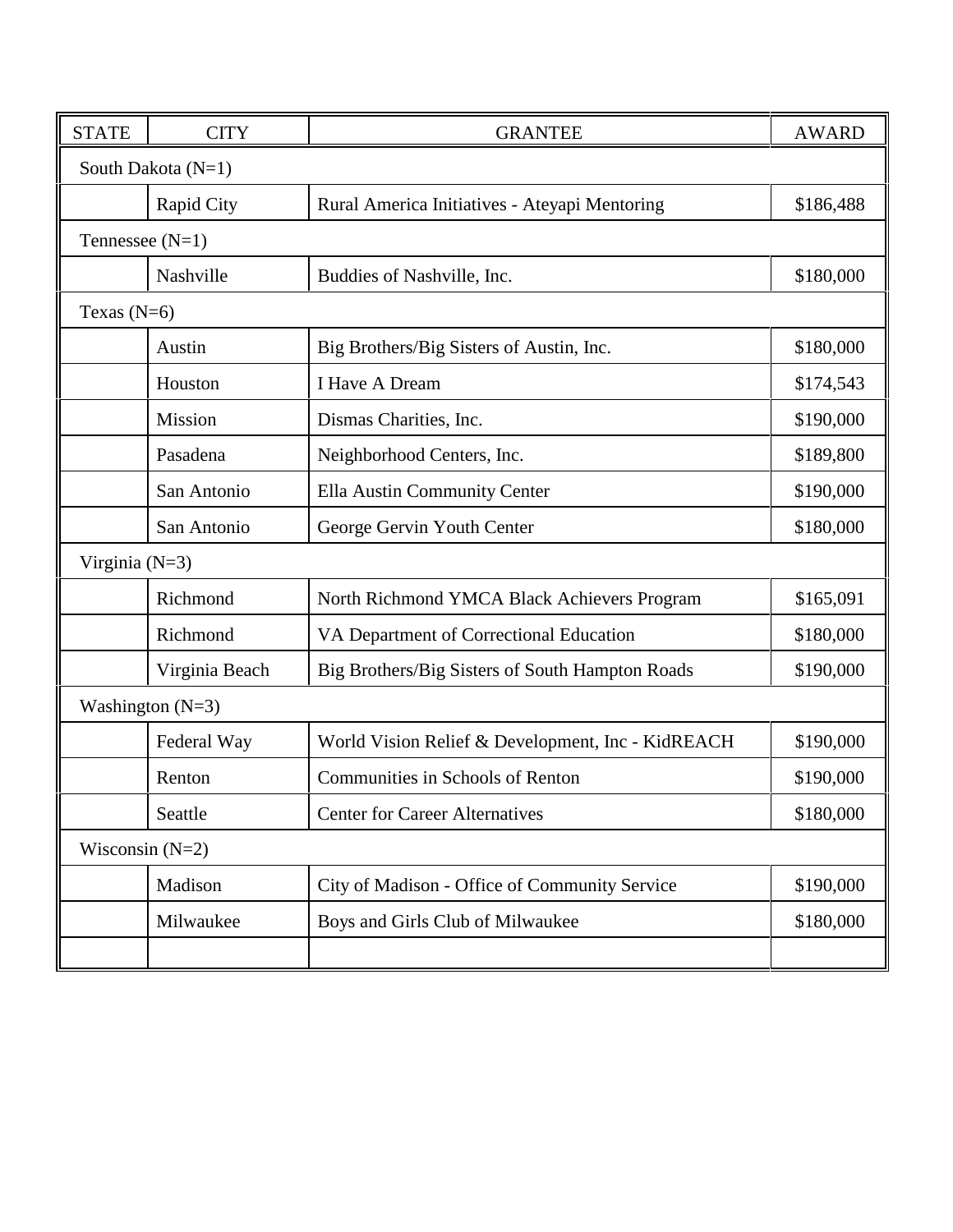| STATE | CITY | GRANTEE | AWARD |
| --- | --- | --- | --- |
| South Dakota (N=1) | | | |
| | Rapid City | Rural America Initiatives - Ateyapi Mentoring | $186,488 |
| Tennessee (N=1) | | | |
| | Nashville | Buddies of Nashville, Inc. | $180,000 |
| Texas (N=6) | | | |
| | Austin | Big Brothers/Big Sisters of Austin, Inc. | $180,000 |
| | Houston | I Have A Dream | $174,543 |
| | Mission | Dismas Charities, Inc. | $190,000 |
| | Pasadena | Neighborhood Centers, Inc. | $189,800 |
| | San Antonio | Ella Austin Community Center | $190,000 |
| | San Antonio | George Gervin Youth Center | $180,000 |
| Virginia (N=3) | | | |
| | Richmond | North Richmond YMCA Black Achievers Program | $165,091 |
| | Richmond | VA Department of Correctional Education | $180,000 |
| | Virginia Beach | Big Brothers/Big Sisters of South Hampton Roads | $190,000 |
| Washington (N=3) | | | |
| | Federal Way | World Vision Relief & Development, Inc - KidREACH | $190,000 |
| | Renton | Communities in Schools of Renton | $190,000 |
| | Seattle | Center for Career Alternatives | $180,000 |
| Wisconsin (N=2) | | | |
| | Madison | City of Madison - Office of Community Service | $190,000 |
| | Milwaukee | Boys and Girls Club of Milwaukee | $180,000 |
| | | | |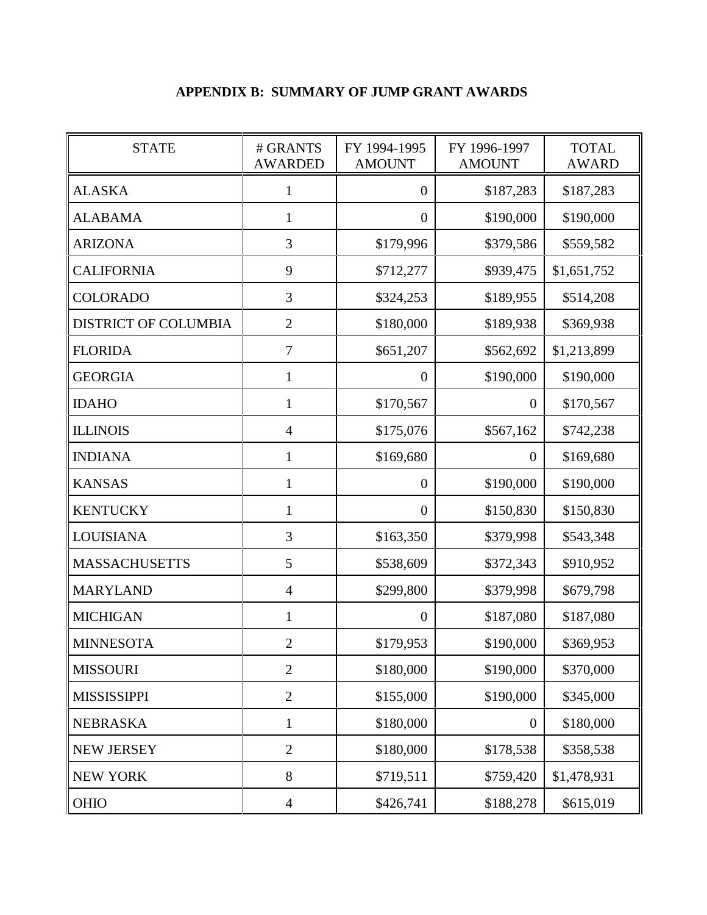**APPENDIX B: SUMMARY OF JUMP GRANT AWARDS**

| STATE | # GRANTS AWARDED | FY 1994-1995 AMOUNT | FY 1996-1997 AMOUNT | TOTAL AWARD |
|---|---|---|---|---|
| ALASKA | 1 | 0 | $187,283 | $187,283 |
| ALABAMA | 1 | 0 | $190,000 | $190,000 |
| ARIZONA | 3 | $179,996 | $379,586 | $559,582 |
| CALIFORNIA | 9 | $712,277 | $939,475 | $1,651,752 |
| COLORADO | 3 | $324,253 | $189,955 | $514,208 |
| DISTRICT OF COLUMBIA | 2 | $180,000 | $189,938 | $369,938 |
| FLORIDA | 7 | $651,207 | $562,692 | $1,213,899 |
| GEORGIA | 1 | 0 | $190,000 | $190,000 |
| IDAHO | 1 | $170,567 | 0 | $170,567 |
| ILLINOIS | 4 | $175,076 | $567,162 | $742,238 |
| INDIANA | 1 | $169,680 | 0 | $169,680 |
| KANSAS | 1 | 0 | $190,000 | $190,000 |
| KENTUCKY | 1 | 0 | $150,830 | $150,830 |
| LOUISIANA | 3 | $163,350 | $379,998 | $543,348 |
| MASSACHUSETTS | 5 | $538,609 | $372,343 | $910,952 |
| MARYLAND | 4 | $299,800 | $379,998 | $679,798 |
| MICHIGAN | 1 | 0 | $187,080 | $187,080 |
| MINNESOTA | 2 | $179,953 | $190,000 | $369,953 |
| MISSOURI | 2 | $180,000 | $190,000 | $370,000 |
| MISSISSIPPI | 2 | $155,000 | $190,000 | $345,000 |
| NEBRASKA | 1 | $180,000 | 0 | $180,000 |
| NEW JERSEY | 2 | $180,000 | $178,538 | $358,538 |
| NEW YORK | 8 | $719,511 | $759,420 | $1,478,931 |
| OHIO | 4 | $426,741 | $188,278 | $615,019 |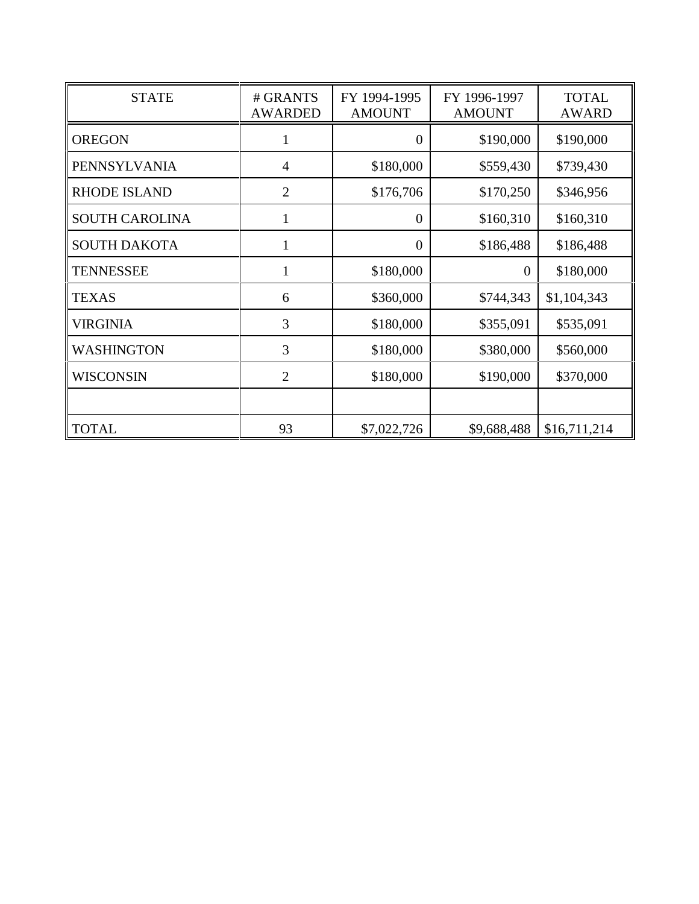| STATE | # GRANTS AWARDED | FY 1994-1995 AMOUNT | FY 1996-1997 AMOUNT | TOTAL AWARD |
|---|---|---|---|---|
| OREGON | 1 | 0 | $190,000 | $190,000 |
| PENNSYLVANIA | 4 | $180,000 | $559,430 | $739,430 |
| RHODE ISLAND | 2 | $176,706 | $170,250 | $346,956 |
| SOUTH CAROLINA | 1 | 0 | $160,310 | $160,310 |
| SOUTH DAKOTA | 1 | 0 | $186,488 | $186,488 |
| TENNESSEE | 1 | $180,000 | 0 | $180,000 |
| TEXAS | 6 | $360,000 | $744,343 | $1,104,343 |
| VIRGINIA | 3 | $180,000 | $355,091 | $535,091 |
| WASHINGTON | 3 | $180,000 | $380,000 | $560,000 |
| WISCONSIN | 2 | $180,000 | $190,000 | $370,000 |
| | | | | |
| TOTAL | 93 | $7,022,726 | $9,688,488 | $16,711,214 |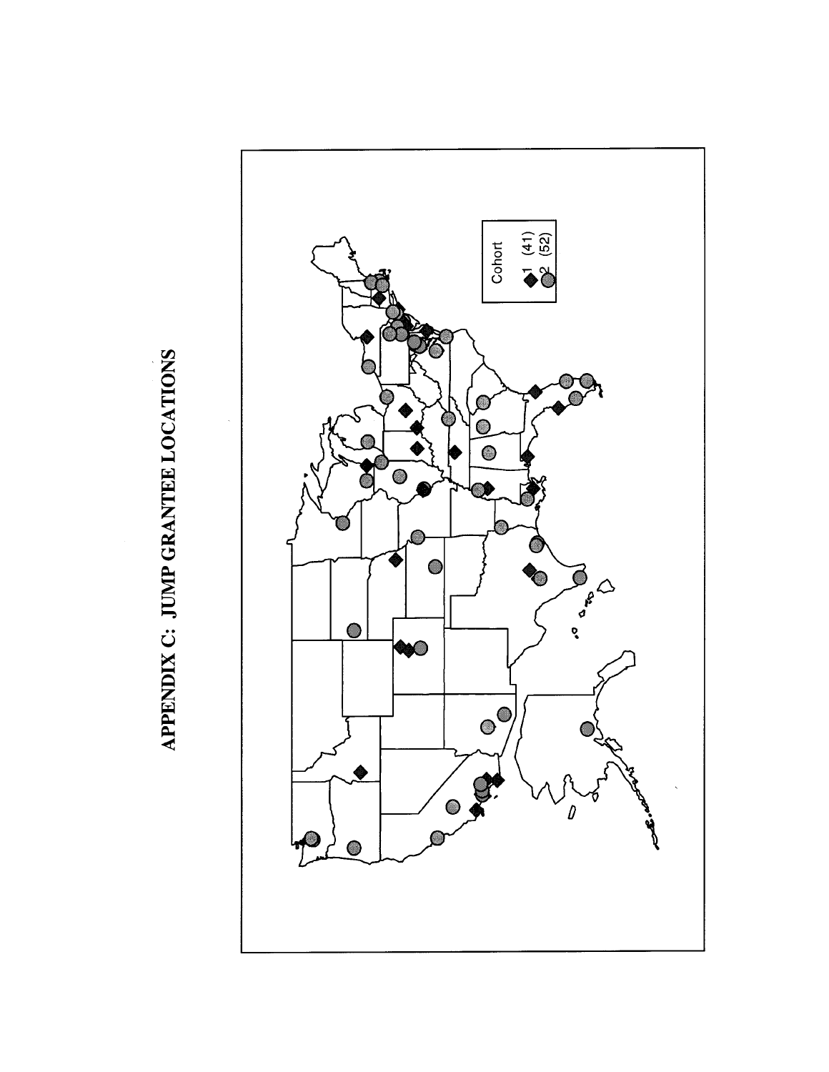# APPENDIX C: JUMP GRANTEE LOCATIONS

Cohort

1 (41)

2 (52)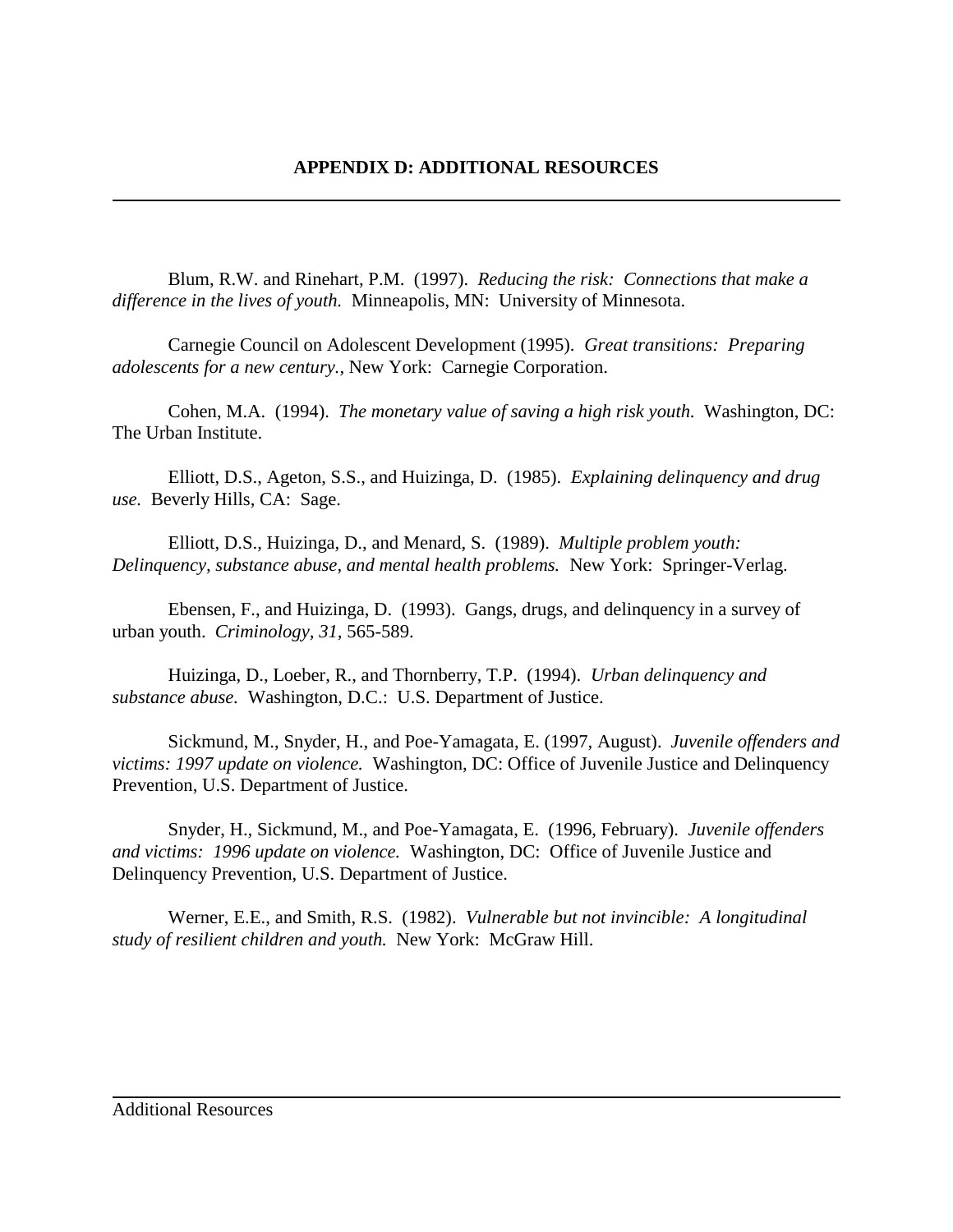# APPENDIX D: ADDITIONAL RESOURCES

Blum, R.W. and Rinehart, P.M. (1997). *Reducing the risk: Connections that make a difference in the lives of youth.* Minneapolis, MN: University of Minnesota.

Carnegie Council on Adolescent Development (1995). *Great transitions: Preparing adolescents for a new century.*, New York: Carnegie Corporation.

Cohen, M.A. (1994). *The monetary value of saving a high risk youth.* Washington, DC: The Urban Institute.

Elliott, D.S., Ageton, S.S., and Huizinga, D. (1985). *Explaining delinquency and drug use.* Beverly Hills, CA: Sage.

Elliott, D.S., Huizinga, D., and Menard, S. (1989). *Multiple problem youth: Delinquency, substance abuse, and mental health problems.* New York: Springer-Verlag.

Ebensen, F., and Huizinga, D. (1993). Gangs, drugs, and delinquency in a survey of urban youth. *Criminology, 31,* 565-589.

Huizinga, D., Loeber, R., and Thornberry, T.P. (1994). *Urban delinquency and substance abuse.* Washington, D.C.: U.S. Department of Justice.

Sickmund, M., Snyder, H., and Poe-Yamagata, E. (1997, August). *Juvenile offenders and victims: 1997 update on violence.* Washington, DC: Office of Juvenile Justice and Delinquency Prevention, U.S. Department of Justice.

Snyder, H., Sickmund, M., and Poe-Yamagata, E. (1996, February). *Juvenile offenders and victims: 1996 update on violence.* Washington, DC: Office of Juvenile Justice and Delinquency Prevention, U.S. Department of Justice.

Werner, E.E., and Smith, R.S. (1982). *Vulnerable but not invincible: A longitudinal study of resilient children and youth.* New York: McGraw Hill.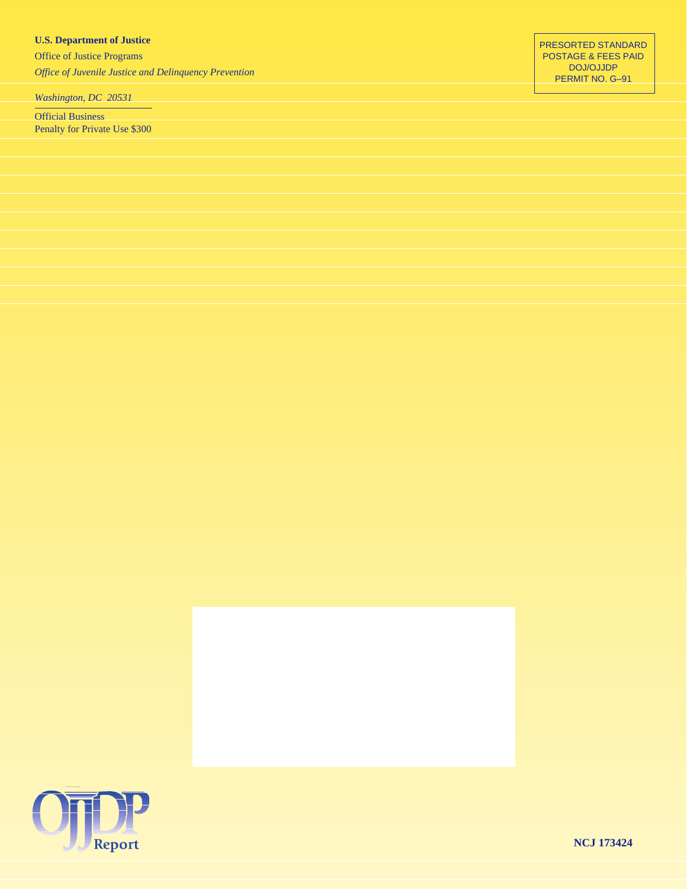**U.S. Department of Justice**

Office of Justice Programps

*Office of Juvenile Justice and Delinquency Prevention*

*Washington, DC 20531*

Official Business
Penalty for Private Use $300

PRESORTED STANDARD
POSTAGE & FEES PAID
DOJ/OJJDP
PERMIT NO. G–91

OJJDP Report

**NCJ 173424**